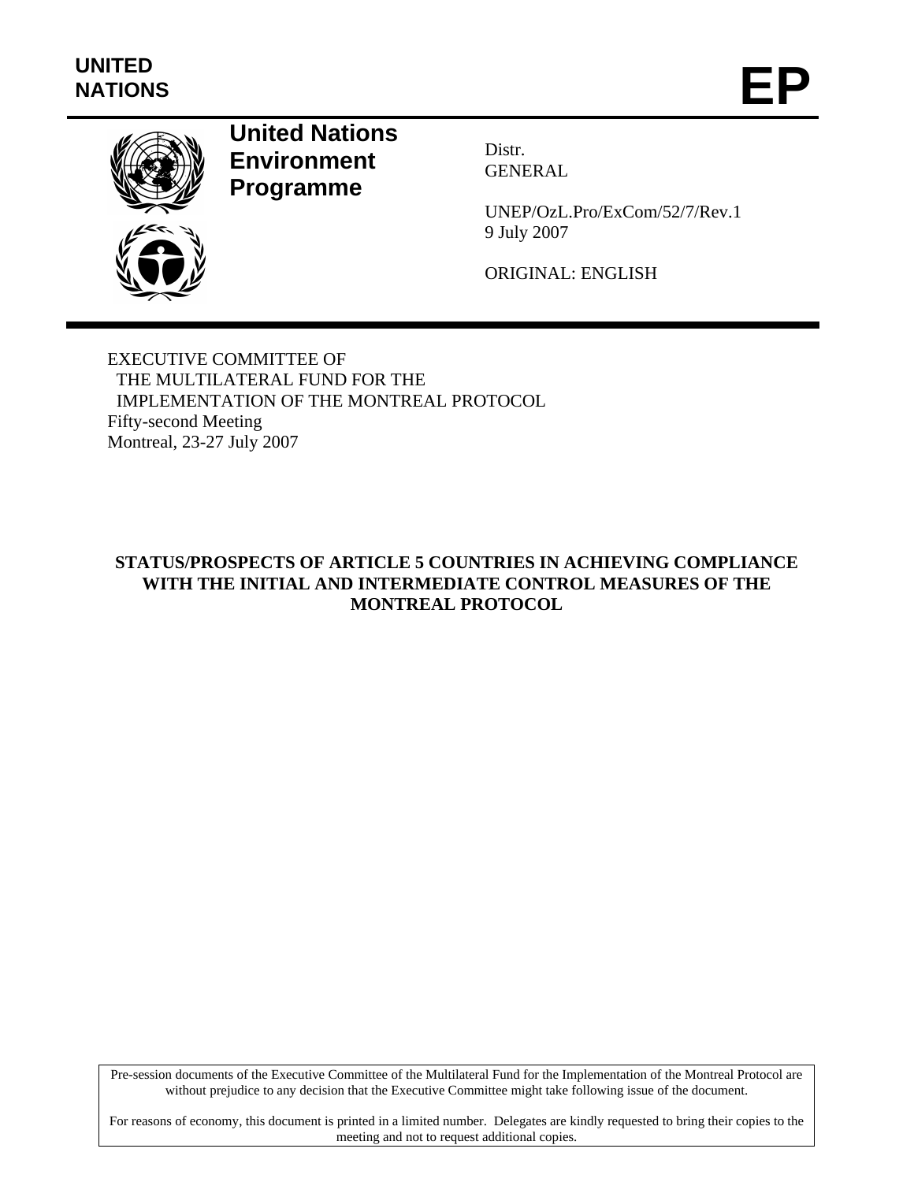UNITED NATIONS

# EP

**United Nations Environment Programme**

Distr.
GENERAL

UNEP/OzL.Pro/ExCom/52/7/Rev.1
9 July 2007

ORIGINAL: ENGLISH

EXECUTIVE COMMITTEE OF
THE MULTILATERAL FUND FOR THE
IMPLEMENTATION OF THE MONTREAL PROTOCOL
Fifty-second Meeting
Montreal, 23-27 July 2007

## STATUS/PROSPECTS OF ARTICLE 5 COUNTRIES IN ACHIEVING COMPLIANCE WITH THE INITIAL AND INTERMEDIATE CONTROL MEASURES OF THE MONTREAL PROTOCOL

Pre-session documents of the Executive Committee of the Multilateral Fund for the Implementation of the Montreal Protocol are without prejudice to any decision that the Executive Committee might take following issue of the document.

For reasons of economy, this document is printed in a limited number. Delegates are kindly requested to bring their copies to the meeting and not to request additional copies.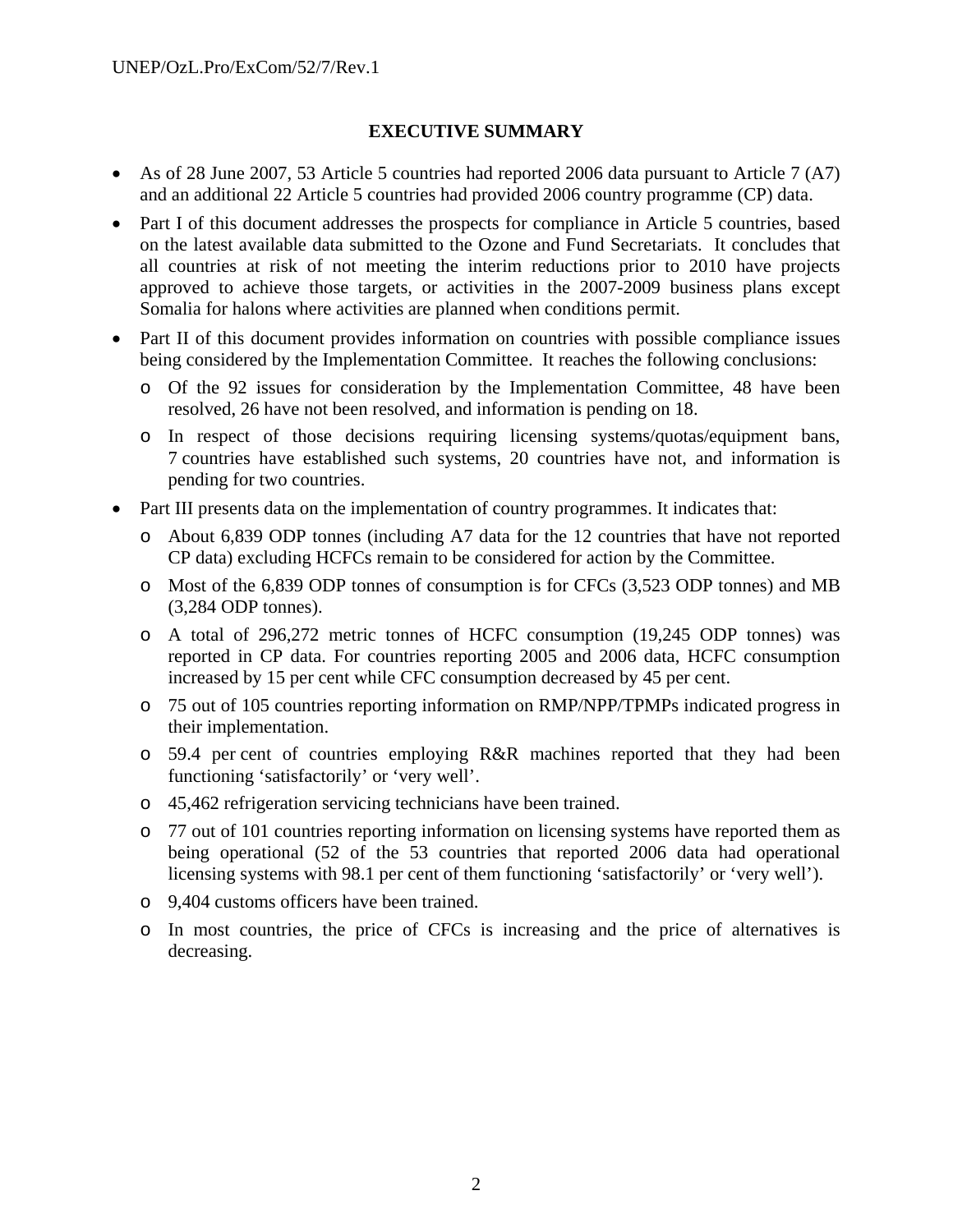## EXECUTIVE SUMMARY

- As of 28 June 2007, 53 Article 5 countries had reported 2006 data pursuant to Article 7 (A7) and an additional 22 Article 5 countries had provided 2006 country programme (CP) data.
- Part I of this document addresses the prospects for compliance in Article 5 countries, based on the latest available data submitted to the Ozone and Fund Secretariats. It concludes that all countries at risk of not meeting the interim reductions prior to 2010 have projects approved to achieve those targets, or activities in the 2007-2009 business plans except Somalia for halons where activities are planned when conditions permit.
- Part II of this document provides information on countries with possible compliance issues being considered by the Implementation Committee. It reaches the following conclusions:
  - Of the 92 issues for consideration by the Implementation Committee, 48 have been resolved, 26 have not been resolved, and information is pending on 18.
  - In respect of those decisions requiring licensing systems/quotas/equipment bans, 7 countries have established such systems, 20 countries have not, and information is pending for two countries.
- Part III presents data on the implementation of country programmes. It indicates that:
  - About 6,839 ODP tonnes (including A7 data for the 12 countries that have not reported CP data) excluding HCFCs remain to be considered for action by the Committee.
  - Most of the 6,839 ODP tonnes of consumption is for CFCs (3,523 ODP tonnes) and MB (3,284 ODP tonnes).
  - A total of 296,272 metric tonnes of HCFC consumption (19,245 ODP tonnes) was reported in CP data. For countries reporting 2005 and 2006 data, HCFC consumption increased by 15 per cent while CFC consumption decreased by 45 per cent.
  - 75 out of 105 countries reporting information on RMP/NPP/TPMPs indicated progress in their implementation.
  - 59.4 per cent of countries employing R&R machines reported that they had been functioning 'satisfactorily' or 'very well'.
  - 45,462 refrigeration servicing technicians have been trained.
  - 77 out of 101 countries reporting information on licensing systems have reported them as being operational (52 of the 53 countries that reported 2006 data had operational licensing systems with 98.1 per cent of them functioning 'satisfactorily' or 'very well').
  - 9,404 customs officers have been trained.
  - In most countries, the price of CFCs is increasing and the price of alternatives is decreasing.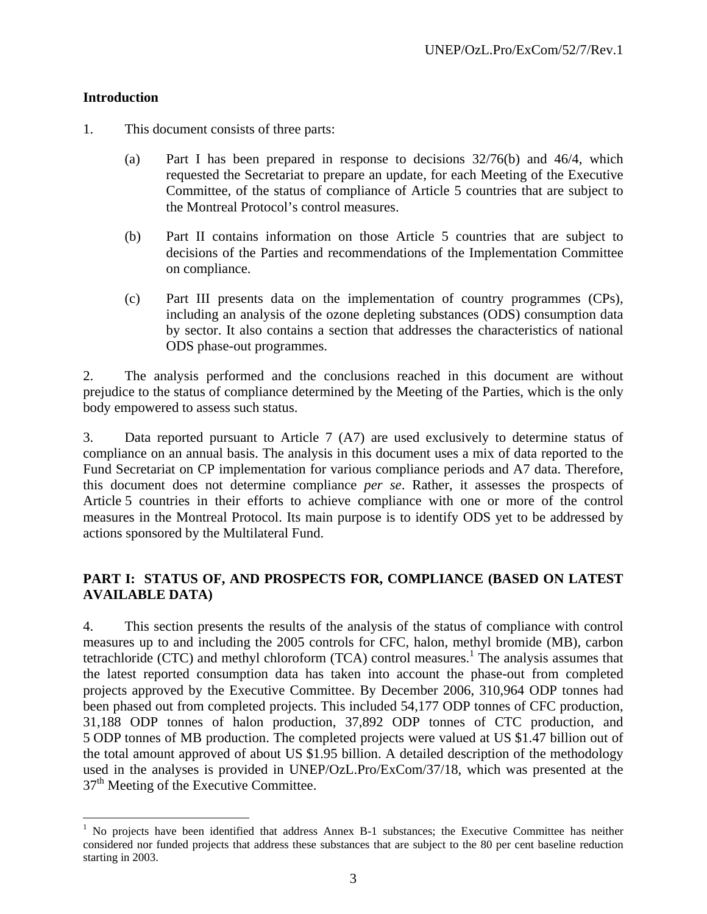## Introduction

1. This document consists of three parts:

   (a) Part I has been prepared in response to decisions 32/76(b) and 46/4, which requested the Secretariat to prepare an update, for each Meeting of the Executive Committee, of the status of compliance of Article 5 countries that are subject to the Montreal Protocol's control measures.

   (b) Part II contains information on those Article 5 countries that are subject to decisions of the Parties and recommendations of the Implementation Committee on compliance.

   (c) Part III presents data on the implementation of country programmes (CPs), including an analysis of the ozone depleting substances (ODS) consumption data by sector. It also contains a section that addresses the characteristics of national ODS phase-out programmes.

2. The analysis performed and the conclusions reached in this document are without prejudice to the status of compliance determined by the Meeting of the Parties, which is the only body empowered to assess such status.

3. Data reported pursuant to Article 7 (A7) are used exclusively to determine status of compliance on an annual basis. The analysis in this document uses a mix of data reported to the Fund Secretariat on CP implementation for various compliance periods and A7 data. Therefore, this document does not determine compliance *per se*. Rather, it assesses the prospects of Article 5 countries in their efforts to achieve compliance with one or more of the control measures in the Montreal Protocol. Its main purpose is to identify ODS yet to be addressed by actions sponsored by the Multilateral Fund.

## PART I: STATUS OF, AND PROSPECTS FOR, COMPLIANCE (BASED ON LATEST AVAILABLE DATA)

4. This section presents the results of the analysis of the status of compliance with control measures up to and including the 2005 controls for CFC, halon, methyl bromide (MB), carbon tetrachloride (CTC) and methyl chloroform (TCA) control measures.[1] The analysis assumes that the latest reported consumption data has taken into account the phase-out from completed projects approved by the Executive Committee. By December 2006, 310,964 ODP tonnes had been phased out from completed projects. This included 54,177 ODP tonnes of CFC production, 31,188 ODP tonnes of halon production, 37,892 ODP tonnes of CTC production, and 5 ODP tonnes of MB production. The completed projects were valued at US $1.47 billion out of the total amount approved of about US $1.95 billion. A detailed description of the methodology used in the analyses is provided in UNEP/OzL.Pro/ExCom/37/18, which was presented at the 37th Meeting of the Executive Committee.

---

[1] No projects have been identified that address Annex B-1 substances; the Executive Committee has neither considered nor funded projects that address these substances that are subject to the 80 per cent baseline reduction starting in 2003.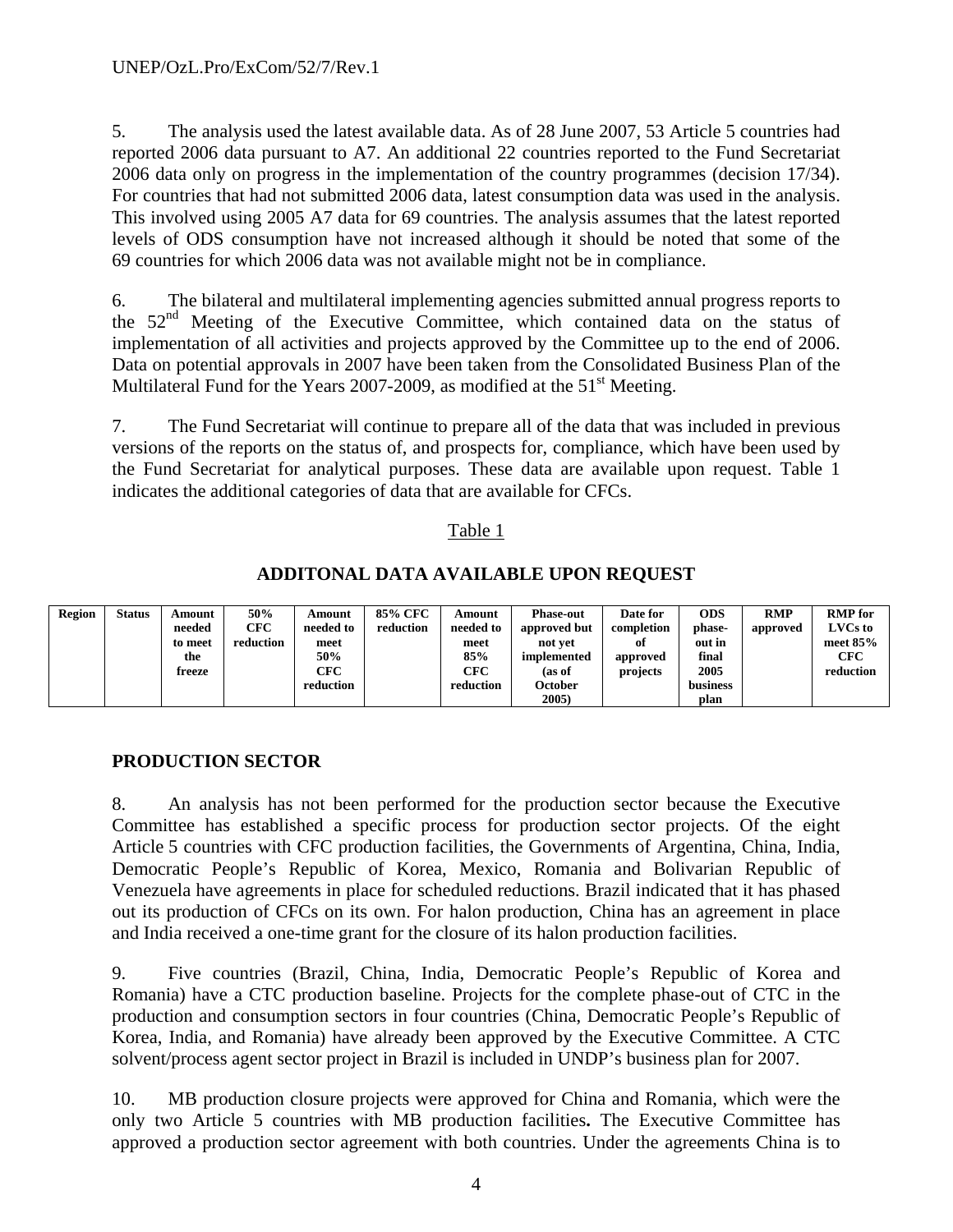5. The analysis used the latest available data. As of 28 June 2007, 53 Article 5 countries had reported 2006 data pursuant to A7. An additional 22 countries reported to the Fund Secretariat 2006 data only on progress in the implementation of the country programmes (decision 17/34). For countries that had not submitted 2006 data, latest consumption data was used in the analysis. This involved using 2005 A7 data for 69 countries. The analysis assumes that the latest reported levels of ODS consumption have not increased although it should be noted that some of the 69 countries for which 2006 data was not available might not be in compliance.

6. The bilateral and multilateral implementing agencies submitted annual progress reports to the 52nd Meeting of the Executive Committee, which contained data on the status of implementation of all activities and projects approved by the Committee up to the end of 2006. Data on potential approvals in 2007 have been taken from the Consolidated Business Plan of the Multilateral Fund for the Years 2007-2009, as modified at the 51st Meeting.

7. The Fund Secretariat will continue to prepare all of the data that was included in previous versions of the reports on the status of, and prospects for, compliance, which have been used by the Fund Secretariat for analytical purposes. These data are available upon request. Table 1 indicates the additional categories of data that are available for CFCs.

Table 1

**ADDITONAL DATA AVAILABLE UPON REQUEST**

| Region | Status | Amount needed to meet the freeze | 50% CFC reduction | Amount needed to meet 50% CFC reduction | 85% CFC reduction | Amount needed to meet 85% CFC reduction | Phase-out approved but not yet implemented (as of October 2005) | Date for completion of approved projects | ODS phase-out in final 2005 business plan | RMP approved | RMP for LVCs to meet 85% CFC reduction |
|---|---|---|---|---|---|---|---|---|---|---|---|

## PRODUCTION SECTOR

8. An analysis has not been performed for the production sector because the Executive Committee has established a specific process for production sector projects. Of the eight Article 5 countries with CFC production facilities, the Governments of Argentina, China, India, Democratic People's Republic of Korea, Mexico, Romania and Bolivarian Republic of Venezuela have agreements in place for scheduled reductions. Brazil indicated that it has phased out its production of CFCs on its own. For halon production, China has an agreement in place and India received a one-time grant for the closure of its halon production facilities.

9. Five countries (Brazil, China, India, Democratic People's Republic of Korea and Romania) have a CTC production baseline. Projects for the complete phase-out of CTC in the production and consumption sectors in four countries (China, Democratic People's Republic of Korea, India, and Romania) have already been approved by the Executive Committee. A CTC solvent/process agent sector project in Brazil is included in UNDP's business plan for 2007.

10. MB production closure projects were approved for China and Romania, which were the only two Article 5 countries with MB production facilities**.** The Executive Committee has approved a production sector agreement with both countries. Under the agreements China is to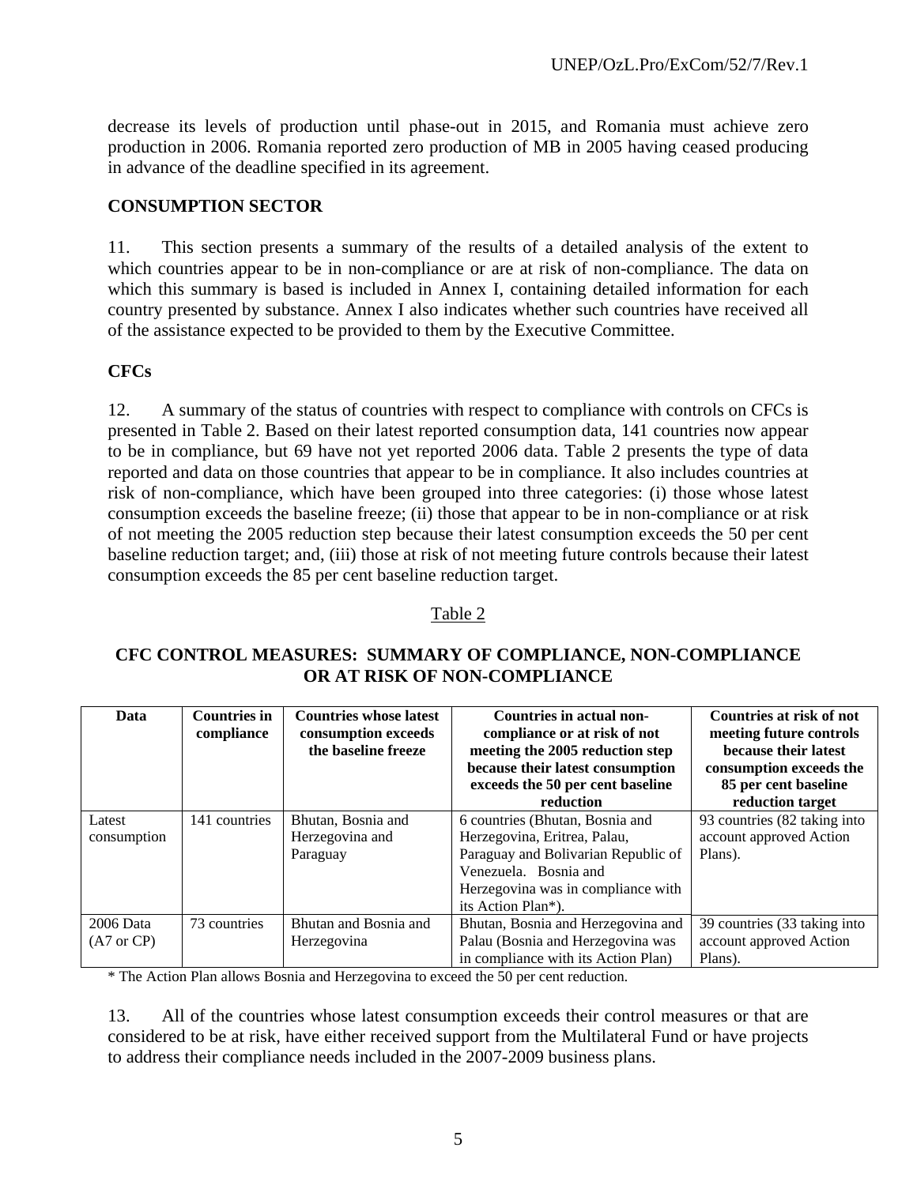decrease its levels of production until phase-out in 2015, and Romania must achieve zero production in 2006. Romania reported zero production of MB in 2005 having ceased producing in advance of the deadline specified in its agreement.

**CONSUMPTION SECTOR**

11. This section presents a summary of the results of a detailed analysis of the extent to which countries appear to be in non-compliance or are at risk of non-compliance. The data on which this summary is based is included in Annex I, containing detailed information for each country presented by substance. Annex I also indicates whether such countries have received all of the assistance expected to be provided to them by the Executive Committee.

**CFCs**

12. A summary of the status of countries with respect to compliance with controls on CFCs is presented in Table 2. Based on their latest reported consumption data, 141 countries now appear to be in compliance, but 69 have not yet reported 2006 data. Table 2 presents the type of data reported and data on those countries that appear to be in compliance. It also includes countries at risk of non-compliance, which have been grouped into three categories: (i) those whose latest consumption exceeds the baseline freeze; (ii) those that appear to be in non-compliance or at risk of not meeting the 2005 reduction step because their latest consumption exceeds the 50 per cent baseline reduction target; and, (iii) those at risk of not meeting future controls because their latest consumption exceeds the 85 per cent baseline reduction target.

Table 2

**CFC CONTROL MEASURES: SUMMARY OF COMPLIANCE, NON-COMPLIANCE OR AT RISK OF NON-COMPLIANCE**

| Data | Countries in compliance | Countries whose latest consumption exceeds the baseline freeze | Countries in actual non-compliance or at risk of not meeting the 2005 reduction step because their latest consumption exceeds the 50 per cent baseline reduction | Countries at risk of not meeting future controls because their latest consumption exceeds the 85 per cent baseline reduction target |
|---|---|---|---|---|
| Latest consumption | 141 countries | Bhutan, Bosnia and Herzegovina and Paraguay | 6 countries (Bhutan, Bosnia and Herzegovina, Eritrea, Palau, Paraguay and Bolivarian Republic of Venezuela. Bosnia and Herzegovina was in compliance with its Action Plan*). | 93 countries (82 taking into account approved Action Plans). |
| 2006 Data (A7 or CP) | 73 countries | Bhutan and Bosnia and Herzegovina | Bhutan, Bosnia and Herzegovina and Palau (Bosnia and Herzegovina was in compliance with its Action Plan) | 39 countries (33 taking into account approved Action Plans). |

* The Action Plan allows Bosnia and Herzegovina to exceed the 50 per cent reduction.

13. All of the countries whose latest consumption exceeds their control measures or that are considered to be at risk, have either received support from the Multilateral Fund or have projects to address their compliance needs included in the 2007-2009 business plans.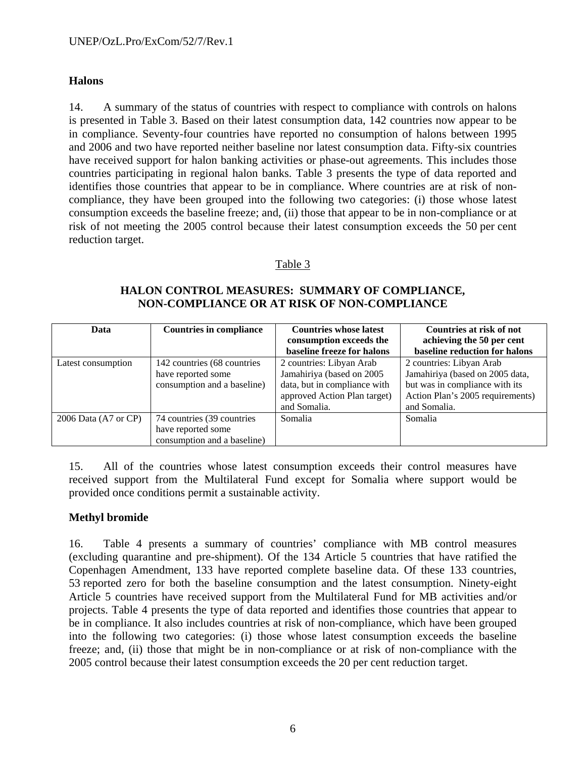## Halons

14. A summary of the status of countries with respect to compliance with controls on halons is presented in Table 3. Based on their latest consumption data, 142 countries now appear to be in compliance. Seventy-four countries have reported no consumption of halons between 1995 and 2006 and two have reported neither baseline nor latest consumption data. Fifty-six countries have received support for halon banking activities or phase-out agreements. This includes those countries participating in regional halon banks. Table 3 presents the type of data reported and identifies those countries that appear to be in compliance. Where countries are at risk of non-compliance, they have been grouped into the following two categories: (i) those whose latest consumption exceeds the baseline freeze; and, (ii) those that appear to be in non-compliance or at risk of not meeting the 2005 control because their latest consumption exceeds the 50 per cent reduction target.

Table 3

**HALON CONTROL MEASURES: SUMMARY OF COMPLIANCE, NON-COMPLIANCE OR AT RISK OF NON-COMPLIANCE**

| Data | Countries in compliance | Countries whose latest consumption exceeds the baseline freeze for halons | Countries at risk of not achieving the 50 per cent baseline reduction for halons |
|---|---|---|---|
| Latest consumption | 142 countries (68 countries have reported some consumption and a baseline) | 2 countries: Libyan Arab Jamahiriya (based on 2005 data, but in compliance with approved Action Plan target) and Somalia. | 2 countries: Libyan Arab Jamahiriya (based on 2005 data, but was in compliance with its Action Plan's 2005 requirements) and Somalia. |
| 2006 Data (A7 or CP) | 74 countries (39 countries have reported some consumption and a baseline) | Somalia | Somalia |

15. All of the countries whose latest consumption exceeds their control measures have received support from the Multilateral Fund except for Somalia where support would be provided once conditions permit a sustainable activity.

## Methyl bromide

16. Table 4 presents a summary of countries' compliance with MB control measures (excluding quarantine and pre-shipment). Of the 134 Article 5 countries that have ratified the Copenhagen Amendment, 133 have reported complete baseline data. Of these 133 countries, 53 reported zero for both the baseline consumption and the latest consumption. Ninety-eight Article 5 countries have received support from the Multilateral Fund for MB activities and/or projects. Table 4 presents the type of data reported and identifies those countries that appear to be in compliance. It also includes countries at risk of non-compliance, which have been grouped into the following two categories: (i) those whose latest consumption exceeds the baseline freeze; and, (ii) those that might be in non-compliance or at risk of non-compliance with the 2005 control because their latest consumption exceeds the 20 per cent reduction target.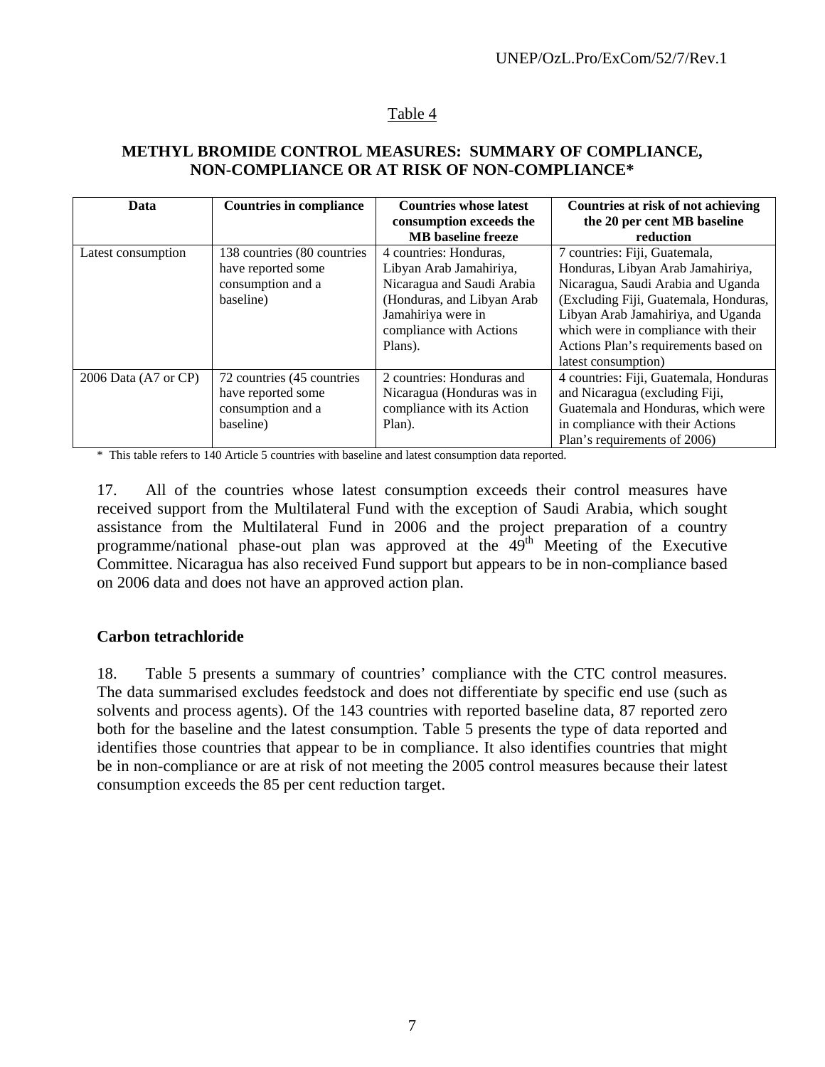Table 4

**METHYL BROMIDE CONTROL MEASURES: SUMMARY OF COMPLIANCE, NON-COMPLIANCE OR AT RISK OF NON-COMPLIANCE***

| Data | Countries in compliance | Countries whose latest consumption exceeds the MB baseline freeze | Countries at risk of not achieving the 20 per cent MB baseline reduction |
|---|---|---|---|
| Latest consumption | 138 countries (80 countries have reported some consumption and a baseline) | 4 countries: Honduras, Libyan Arab Jamahiriya, Nicaragua and Saudi Arabia (Honduras, and Libyan Arab Jamahiriya were in compliance with Actions Plans). | 7 countries: Fiji, Guatemala, Honduras, Libyan Arab Jamahiriya, Nicaragua, Saudi Arabia and Uganda (Excluding Fiji, Guatemala, Honduras, Libyan Arab Jamahiriya, and Uganda which were in compliance with their Actions Plan's requirements based on latest consumption) |
| 2006 Data (A7 or CP) | 72 countries (45 countries have reported some consumption and a baseline) | 2 countries: Honduras and Nicaragua (Honduras was in compliance with its Action Plan). | 4 countries: Fiji, Guatemala, Honduras and Nicaragua (excluding Fiji, Guatemala and Honduras, which were in compliance with their Actions Plan's requirements of 2006) |

\* This table refers to 140 Article 5 countries with baseline and latest consumption data reported.

17. All of the countries whose latest consumption exceeds their control measures have received support from the Multilateral Fund with the exception of Saudi Arabia, which sought assistance from the Multilateral Fund in 2006 and the project preparation of a country programme/national phase-out plan was approved at the 49th Meeting of the Executive Committee. Nicaragua has also received Fund support but appears to be in non-compliance based on 2006 data and does not have an approved action plan.

**Carbon tetrachloride**

18. Table 5 presents a summary of countries' compliance with the CTC control measures. The data summarised excludes feedstock and does not differentiate by specific end use (such as solvents and process agents). Of the 143 countries with reported baseline data, 87 reported zero both for the baseline and the latest consumption. Table 5 presents the type of data reported and identifies those countries that appear to be in compliance. It also identifies countries that might be in non-compliance or are at risk of not meeting the 2005 control measures because their latest consumption exceeds the 85 per cent reduction target.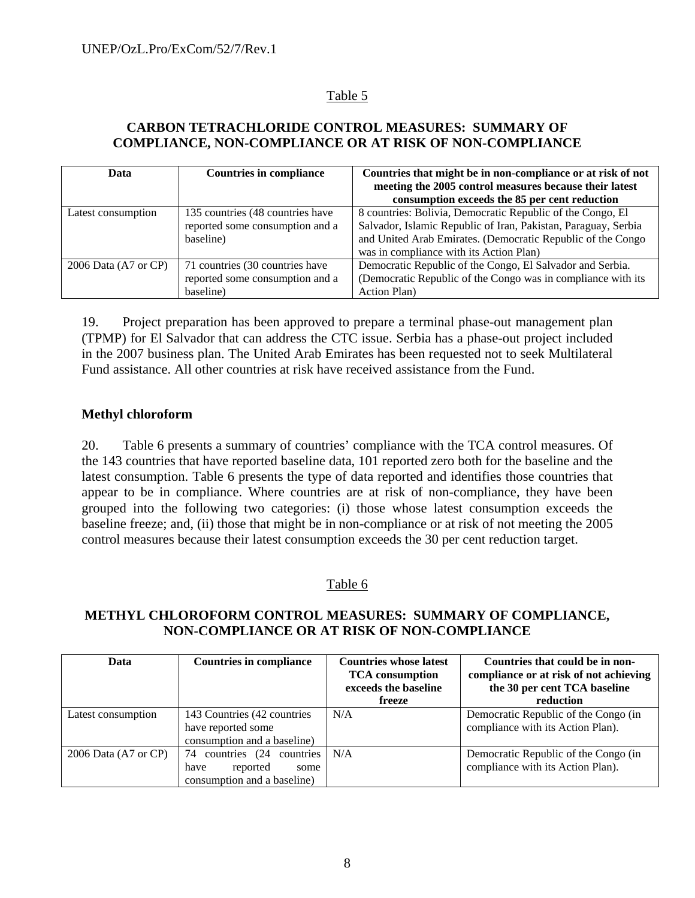Table 5

**CARBON TETRACHLORIDE CONTROL MEASURES: SUMMARY OF COMPLIANCE, NON-COMPLIANCE OR AT RISK OF NON-COMPLIANCE**

| Data | Countries in compliance | Countries that might be in non-compliance or at risk of not meeting the 2005 control measures because their latest consumption exceeds the 85 per cent reduction |
|---|---|---|
| Latest consumption | 135 countries (48 countries have reported some consumption and a baseline) | 8 countries: Bolivia, Democratic Republic of the Congo, El Salvador, Islamic Republic of Iran, Pakistan, Paraguay, Serbia and United Arab Emirates. (Democratic Republic of the Congo was in compliance with its Action Plan) |
| 2006 Data (A7 or CP) | 71 countries (30 countries have reported some consumption and a baseline) | Democratic Republic of the Congo, El Salvador and Serbia. (Democratic Republic of the Congo was in compliance with its Action Plan) |

19. Project preparation has been approved to prepare a terminal phase-out management plan (TPMP) for El Salvador that can address the CTC issue. Serbia has a phase-out project included in the 2007 business plan. The United Arab Emirates has been requested not to seek Multilateral Fund assistance. All other countries at risk have received assistance from the Fund.

**Methyl chloroform**

20. Table 6 presents a summary of countries' compliance with the TCA control measures. Of the 143 countries that have reported baseline data, 101 reported zero both for the baseline and the latest consumption. Table 6 presents the type of data reported and identifies those countries that appear to be in compliance. Where countries are at risk of non-compliance, they have been grouped into the following two categories: (i) those whose latest consumption exceeds the baseline freeze; and, (ii) those that might be in non-compliance or at risk of not meeting the 2005 control measures because their latest consumption exceeds the 30 per cent reduction target.

Table 6

**METHYL CHLOROFORM CONTROL MEASURES: SUMMARY OF COMPLIANCE, NON-COMPLIANCE OR AT RISK OF NON-COMPLIANCE**

| Data | Countries in compliance | Countries whose latest TCA consumption exceeds the baseline freeze | Countries that could be in non-compliance or at risk of not achieving the 30 per cent TCA baseline reduction |
|---|---|---|---|
| Latest consumption | 143 Countries (42 countries have reported some consumption and a baseline) | N/A | Democratic Republic of the Congo (in compliance with its Action Plan). |
| 2006 Data (A7 or CP) | 74 countries (24 countries have reported some consumption and a baseline) | N/A | Democratic Republic of the Congo (in compliance with its Action Plan). |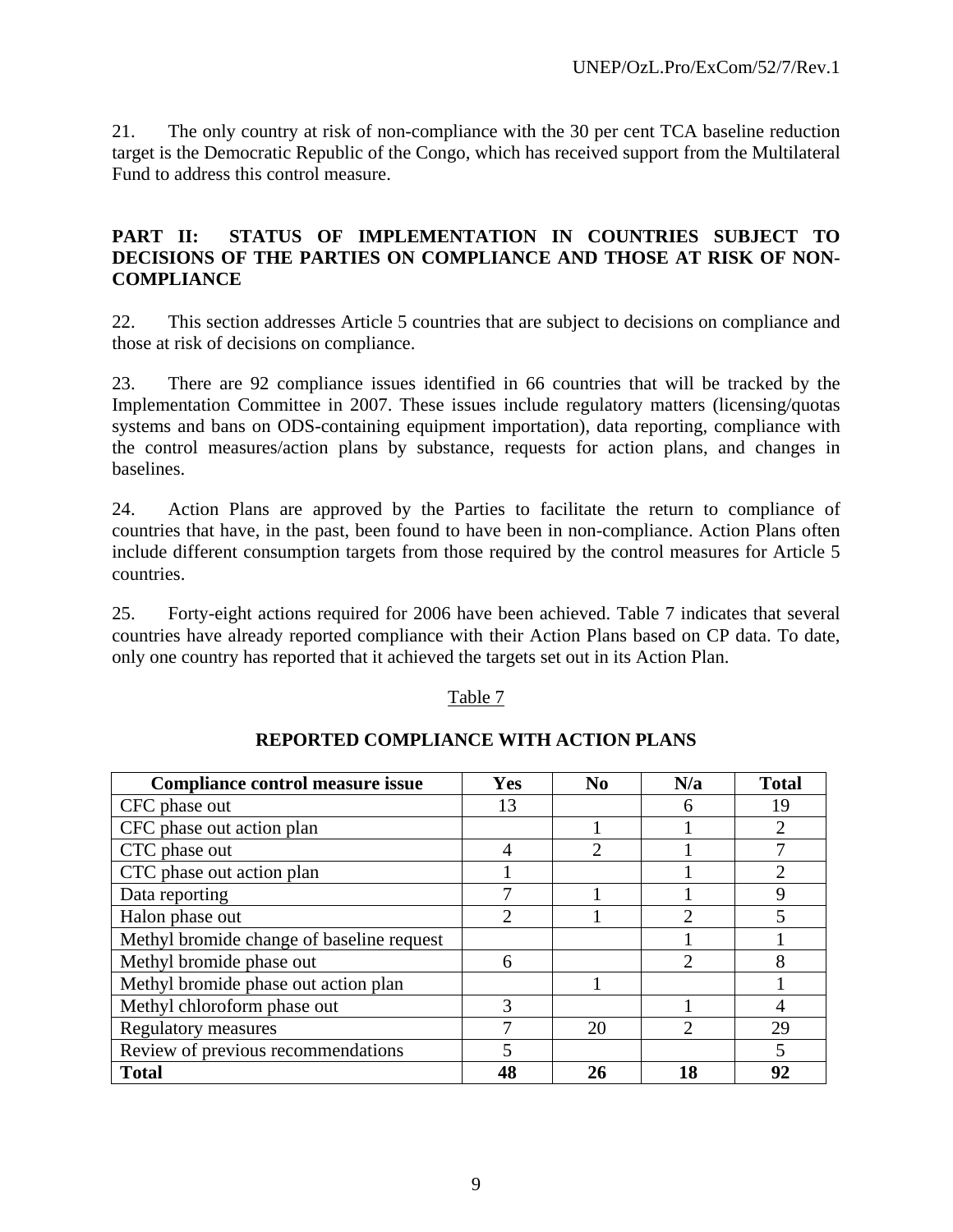21. The only country at risk of non-compliance with the 30 per cent TCA baseline reduction target is the Democratic Republic of the Congo, which has received support from the Multilateral Fund to address this control measure.

## PART II: STATUS OF IMPLEMENTATION IN COUNTRIES SUBJECT TO DECISIONS OF THE PARTIES ON COMPLIANCE AND THOSE AT RISK OF NON-COMPLIANCE

22. This section addresses Article 5 countries that are subject to decisions on compliance and those at risk of decisions on compliance.

23. There are 92 compliance issues identified in 66 countries that will be tracked by the Implementation Committee in 2007. These issues include regulatory matters (licensing/quotas systems and bans on ODS-containing equipment importation), data reporting, compliance with the control measures/action plans by substance, requests for action plans, and changes in baselines.

24. Action Plans are approved by the Parties to facilitate the return to compliance of countries that have, in the past, been found to have been in non-compliance. Action Plans often include different consumption targets from those required by the control measures for Article 5 countries.

25. Forty-eight actions required for 2006 have been achieved. Table 7 indicates that several countries have already reported compliance with their Action Plans based on CP data. To date, only one country has reported that it achieved the targets set out in its Action Plan.

Table 7

**REPORTED COMPLIANCE WITH ACTION PLANS**

| Compliance control measure issue | Yes | No | N/a | Total |
|---|---|---|---|---|
| CFC phase out | 13 | | 6 | 19 |
| CFC phase out action plan | | 1 | 1 | 2 |
| CTC phase out | 4 | 2 | 1 | 7 |
| CTC phase out action plan | 1 | | 1 | 2 |
| Data reporting | 7 | 1 | 1 | 9 |
| Halon phase out | 2 | 1 | 2 | 5 |
| Methyl bromide change of baseline request | | | 1 | 1 |
| Methyl bromide phase out | 6 | | 2 | 8 |
| Methyl bromide phase out action plan | | 1 | | 1 |
| Methyl chloroform phase out | 3 | | 1 | 4 |
| Regulatory measures | 7 | 20 | 2 | 29 |
| Review of previous recommendations | 5 | | | 5 |
| **Total** | **48** | **26** | **18** | **92** |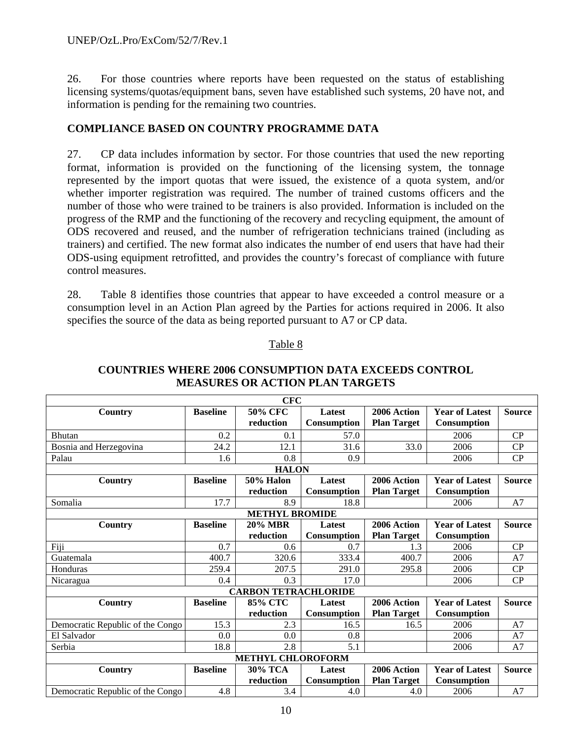26. For those countries where reports have been requested on the status of establishing licensing systems/quotas/equipment bans, seven have established such systems, 20 have not, and information is pending for the remaining two countries.

## COMPLIANCE BASED ON COUNTRY PROGRAMME DATA

27. CP data includes information by sector. For those countries that used the new reporting format, information is provided on the functioning of the licensing system, the tonnage represented by the import quotas that were issued, the existence of a quota system, and/or whether importer registration was required. The number of trained customs officers and the number of those who were trained to be trainers is also provided. Information is included on the progress of the RMP and the functioning of the recovery and recycling equipment, the amount of ODS recovered and reused, and the number of refrigeration technicians trained (including as trainers) and certified. The new format also indicates the number of end users that have had their ODS-using equipment retrofitted, and provides the country's forecast of compliance with future control measures.

28. Table 8 identifies those countries that appear to have exceeded a control measure or a consumption level in an Action Plan agreed by the Parties for actions required in 2006. It also specifies the source of the data as being reported pursuant to A7 or CP data.

Table 8

**COUNTRIES WHERE 2006 CONSUMPTION DATA EXCEEDS CONTROL MEASURES OR ACTION PLAN TARGETS**

| **CFC** | | | | | | |
|---|---|---|---|---|---|---|
| **Country** | **Baseline** | **50% CFC reduction** | **Latest Consumption** | **2006 Action Plan Target** | **Year of Latest Consumption** | **Source** |
| Bhutan | 0.2 | 0.1 | 57.0 | | 2006 | CP |
| Bosnia and Herzegovina | 24.2 | 12.1 | 31.6 | 33.0 | 2006 | CP |
| Palau | 1.6 | 0.8 | 0.9 | | 2006 | CP |
| **HALON** | | | | | | |
| **Country** | **Baseline** | **50% Halon reduction** | **Latest Consumption** | **2006 Action Plan Target** | **Year of Latest Consumption** | **Source** |
| Somalia | 17.7 | 8.9 | 18.8 | | 2006 | A7 |
| **METHYL BROMIDE** | | | | | | |
| **Country** | **Baseline** | **20% MBR reduction** | **Latest Consumption** | **2006 Action Plan Target** | **Year of Latest Consumption** | **Source** |
| Fiji | 0.7 | 0.6 | 0.7 | 1.3 | 2006 | CP |
| Guatemala | 400.7 | 320.6 | 333.4 | 400.7 | 2006 | A7 |
| Honduras | 259.4 | 207.5 | 291.0 | 295.8 | 2006 | CP |
| Nicaragua | 0.4 | 0.3 | 17.0 | | 2006 | CP |
| **CARBON TETRACHLORIDE** | | | | | | |
| **Country** | **Baseline** | **85% CTC reduction** | **Latest Consumption** | **2006 Action Plan Target** | **Year of Latest Consumption** | **Source** |
| Democratic Republic of the Congo | 15.3 | 2.3 | 16.5 | 16.5 | 2006 | A7 |
| El Salvador | 0.0 | 0.0 | 0.8 | | 2006 | A7 |
| Serbia | 18.8 | 2.8 | 5.1 | | 2006 | A7 |
| **METHYL CHLOROFORM** | | | | | | |
| **Country** | **Baseline** | **30% TCA reduction** | **Latest Consumption** | **2006 Action Plan Target** | **Year of Latest Consumption** | **Source** |
| Democratic Republic of the Congo | 4.8 | 3.4 | 4.0 | 4.0 | 2006 | A7 |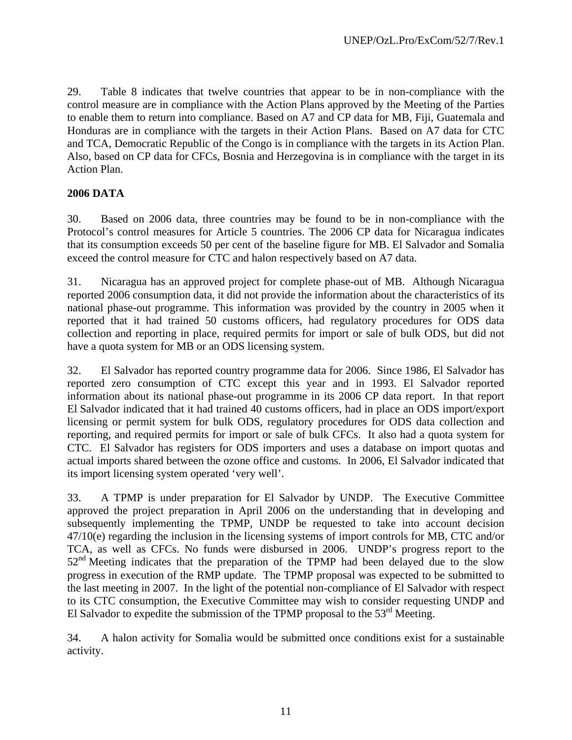29. Table 8 indicates that twelve countries that appear to be in non-compliance with the control measure are in compliance with the Action Plans approved by the Meeting of the Parties to enable them to return into compliance. Based on A7 and CP data for MB, Fiji, Guatemala and Honduras are in compliance with the targets in their Action Plans. Based on A7 data for CTC and TCA, Democratic Republic of the Congo is in compliance with the targets in its Action Plan. Also, based on CP data for CFCs, Bosnia and Herzegovina is in compliance with the target in its Action Plan.

**2006 DATA**

30. Based on 2006 data, three countries may be found to be in non-compliance with the Protocol's control measures for Article 5 countries. The 2006 CP data for Nicaragua indicates that its consumption exceeds 50 per cent of the baseline figure for MB. El Salvador and Somalia exceed the control measure for CTC and halon respectively based on A7 data.

31. Nicaragua has an approved project for complete phase-out of MB. Although Nicaragua reported 2006 consumption data, it did not provide the information about the characteristics of its national phase-out programme. This information was provided by the country in 2005 when it reported that it had trained 50 customs officers, had regulatory procedures for ODS data collection and reporting in place, required permits for import or sale of bulk ODS, but did not have a quota system for MB or an ODS licensing system.

32. El Salvador has reported country programme data for 2006. Since 1986, El Salvador has reported zero consumption of CTC except this year and in 1993. El Salvador reported information about its national phase-out programme in its 2006 CP data report. In that report El Salvador indicated that it had trained 40 customs officers, had in place an ODS import/export licensing or permit system for bulk ODS, regulatory procedures for ODS data collection and reporting, and required permits for import or sale of bulk CFCs. It also had a quota system for CTC. El Salvador has registers for ODS importers and uses a database on import quotas and actual imports shared between the ozone office and customs. In 2006, El Salvador indicated that its import licensing system operated 'very well'.

33. A TPMP is under preparation for El Salvador by UNDP. The Executive Committee approved the project preparation in April 2006 on the understanding that in developing and subsequently implementing the TPMP, UNDP be requested to take into account decision 47/10(e) regarding the inclusion in the licensing systems of import controls for MB, CTC and/or TCA, as well as CFCs. No funds were disbursed in 2006. UNDP's progress report to the 52nd Meeting indicates that the preparation of the TPMP had been delayed due to the slow progress in execution of the RMP update. The TPMP proposal was expected to be submitted to the last meeting in 2007. In the light of the potential non-compliance of El Salvador with respect to its CTC consumption, the Executive Committee may wish to consider requesting UNDP and El Salvador to expedite the submission of the TPMP proposal to the 53rd Meeting.

34. A halon activity for Somalia would be submitted once conditions exist for a sustainable activity.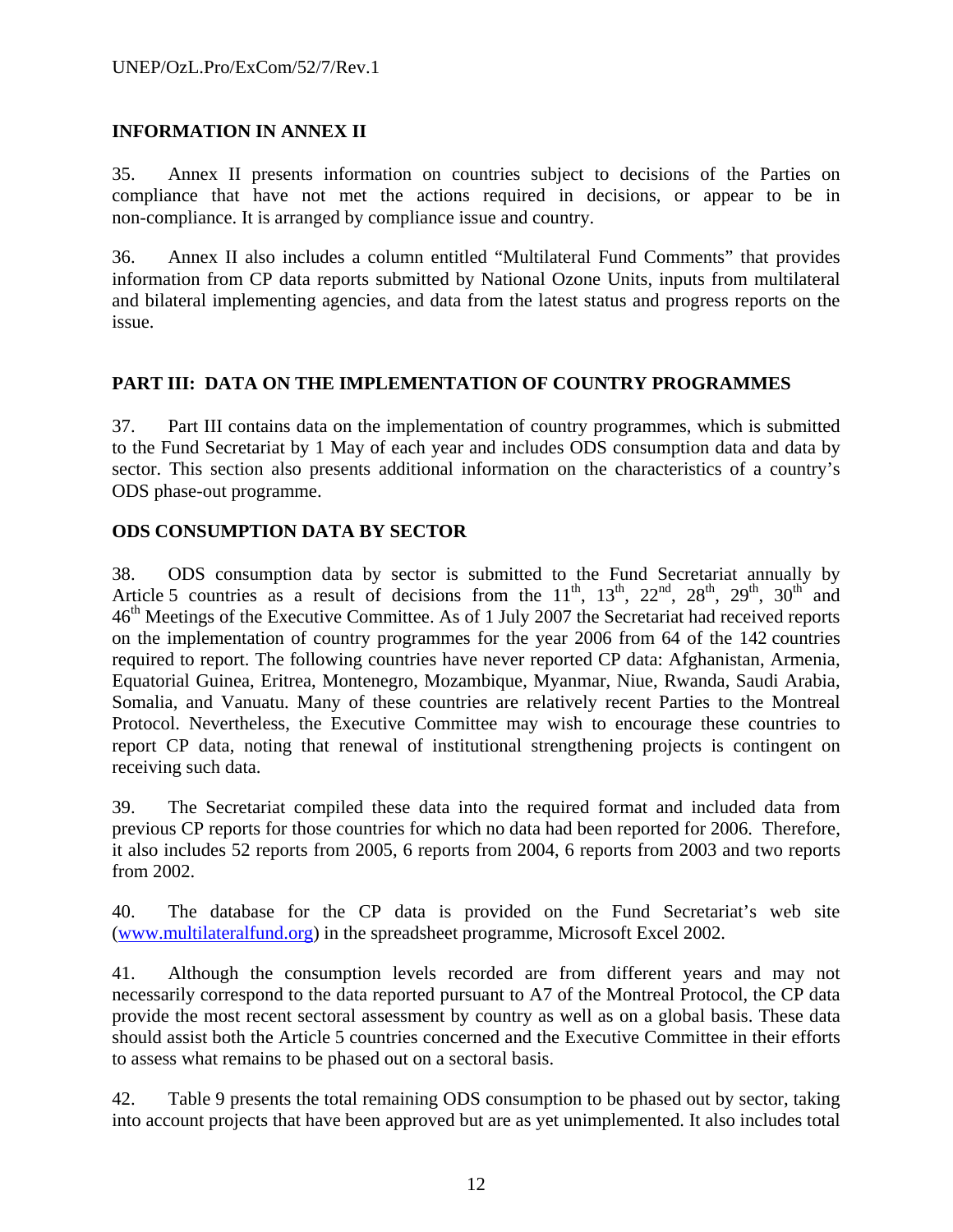## INFORMATION IN ANNEX II

35. Annex II presents information on countries subject to decisions of the Parties on compliance that have not met the actions required in decisions, or appear to be in non-compliance. It is arranged by compliance issue and country.

36. Annex II also includes a column entitled "Multilateral Fund Comments" that provides information from CP data reports submitted by National Ozone Units, inputs from multilateral and bilateral implementing agencies, and data from the latest status and progress reports on the issue.

## PART III: DATA ON THE IMPLEMENTATION OF COUNTRY PROGRAMMES

37. Part III contains data on the implementation of country programmes, which is submitted to the Fund Secretariat by 1 May of each year and includes ODS consumption data and data by sector. This section also presents additional information on the characteristics of a country's ODS phase-out programme.

## ODS CONSUMPTION DATA BY SECTOR

38. ODS consumption data by sector is submitted to the Fund Secretariat annually by Article 5 countries as a result of decisions from the 11th, 13th, 22nd, 28th, 29th, 30th and 46th Meetings of the Executive Committee. As of 1 July 2007 the Secretariat had received reports on the implementation of country programmes for the year 2006 from 64 of the 142 countries required to report. The following countries have never reported CP data: Afghanistan, Armenia, Equatorial Guinea, Eritrea, Montenegro, Mozambique, Myanmar, Niue, Rwanda, Saudi Arabia, Somalia, and Vanuatu. Many of these countries are relatively recent Parties to the Montreal Protocol. Nevertheless, the Executive Committee may wish to encourage these countries to report CP data, noting that renewal of institutional strengthening projects is contingent on receiving such data.

39. The Secretariat compiled these data into the required format and included data from previous CP reports for those countries for which no data had been reported for 2006. Therefore, it also includes 52 reports from 2005, 6 reports from 2004, 6 reports from 2003 and two reports from 2002.

40. The database for the CP data is provided on the Fund Secretariat's web site (www.multilateralfund.org) in the spreadsheet programme, Microsoft Excel 2002.

41. Although the consumption levels recorded are from different years and may not necessarily correspond to the data reported pursuant to A7 of the Montreal Protocol, the CP data provide the most recent sectoral assessment by country as well as on a global basis. These data should assist both the Article 5 countries concerned and the Executive Committee in their efforts to assess what remains to be phased out on a sectoral basis.

42. Table 9 presents the total remaining ODS consumption to be phased out by sector, taking into account projects that have been approved but are as yet unimplemented. It also includes total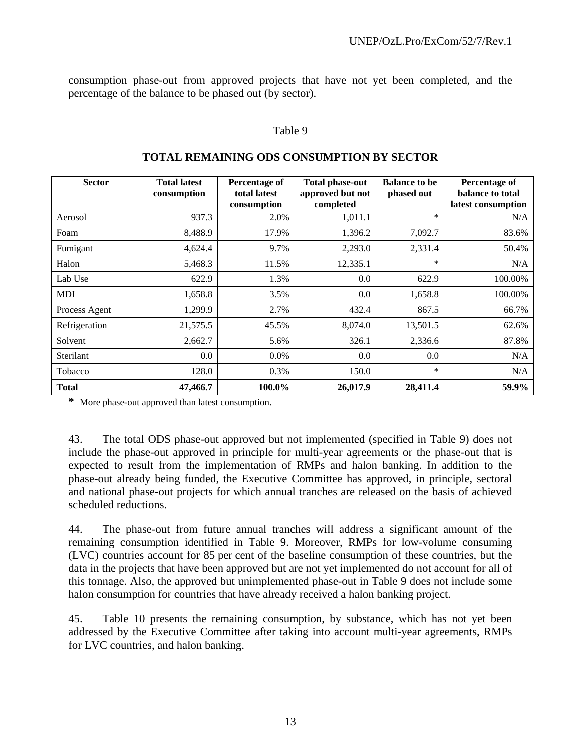consumption phase-out from approved projects that have not yet been completed, and the percentage of the balance to be phased out (by sector).

Table 9

**TOTAL REMAINING ODS CONSUMPTION BY SECTOR**

| Sector | Total latest consumption | Percentage of total latest consumption | Total phase-out approved but not completed | Balance to be phased out | Percentage of balance to total latest consumption |
|---|---|---|---|---|---|
| Aerosol | 937.3 | 2.0% | 1,011.1 | * | N/A |
| Foam | 8,488.9 | 17.9% | 1,396.2 | 7,092.7 | 83.6% |
| Fumigant | 4,624.4 | 9.7% | 2,293.0 | 2,331.4 | 50.4% |
| Halon | 5,468.3 | 11.5% | 12,335.1 | * | N/A |
| Lab Use | 622.9 | 1.3% | 0.0 | 622.9 | 100.00% |
| MDI | 1,658.8 | 3.5% | 0.0 | 1,658.8 | 100.00% |
| Process Agent | 1,299.9 | 2.7% | 432.4 | 867.5 | 66.7% |
| Refrigeration | 21,575.5 | 45.5% | 8,074.0 | 13,501.5 | 62.6% |
| Solvent | 2,662.7 | 5.6% | 326.1 | 2,336.6 | 87.8% |
| Sterilant | 0.0 | 0.0% | 0.0 | 0.0 | N/A |
| Tobacco | 128.0 | 0.3% | 150.0 | * | N/A |
| **Total** | **47,466.7** | **100.0%** | **26,017.9** | **28,411.4** | **59.9%** |

**\*** More phase-out approved than latest consumption.

43. The total ODS phase-out approved but not implemented (specified in Table 9) does not include the phase-out approved in principle for multi-year agreements or the phase-out that is expected to result from the implementation of RMPs and halon banking. In addition to the phase-out already being funded, the Executive Committee has approved, in principle, sectoral and national phase-out projects for which annual tranches are released on the basis of achieved scheduled reductions.

44. The phase-out from future annual tranches will address a significant amount of the remaining consumption identified in Table 9. Moreover, RMPs for low-volume consuming (LVC) countries account for 85 per cent of the baseline consumption of these countries, but the data in the projects that have been approved but are not yet implemented do not account for all of this tonnage. Also, the approved but unimplemented phase-out in Table 9 does not include some halon consumption for countries that have already received a halon banking project.

45. Table 10 presents the remaining consumption, by substance, which has not yet been addressed by the Executive Committee after taking into account multi-year agreements, RMPs for LVC countries, and halon banking.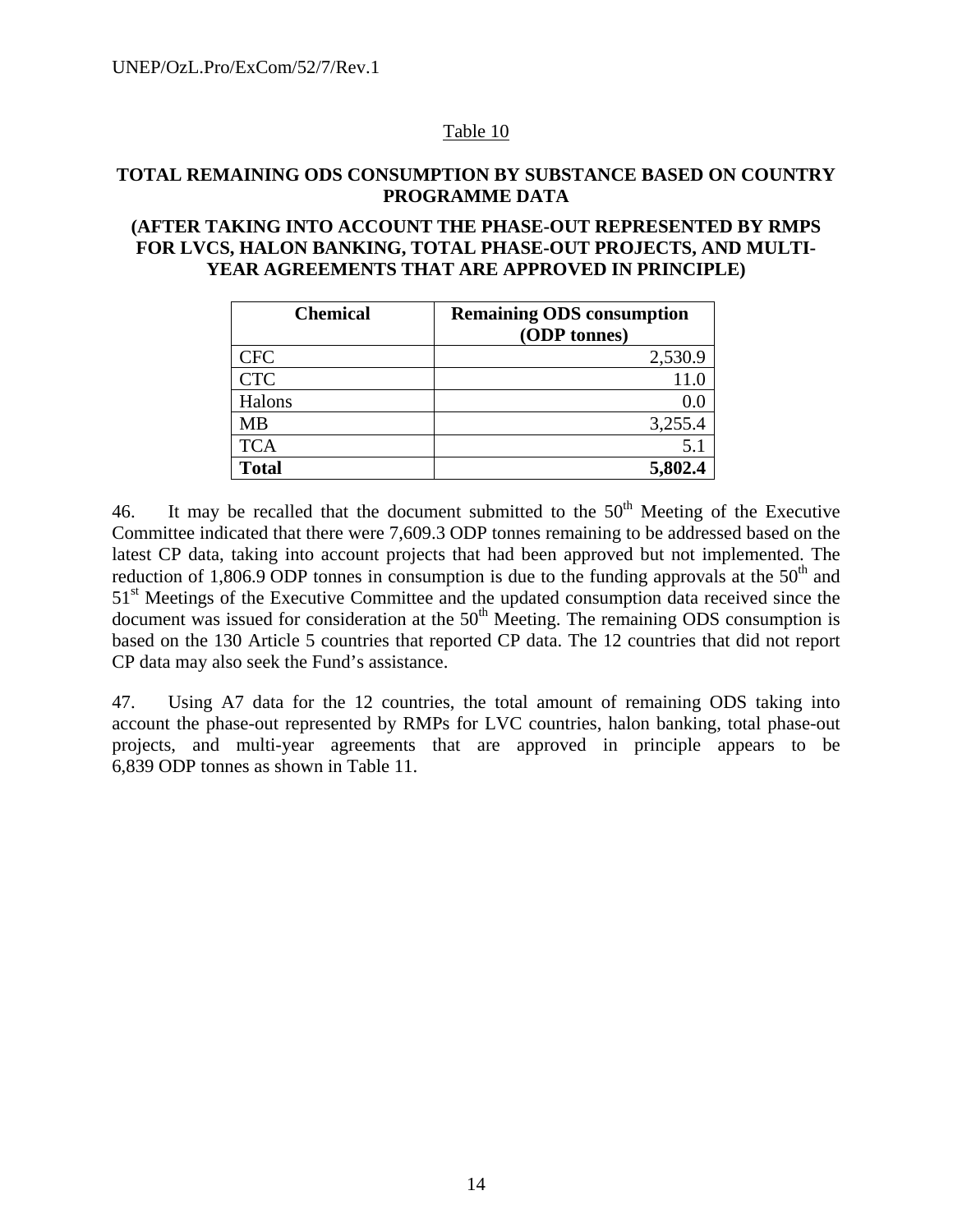Table 10

**TOTAL REMAINING ODS CONSUMPTION BY SUBSTANCE BASED ON COUNTRY PROGRAMME DATA**

**(AFTER TAKING INTO ACCOUNT THE PHASE-OUT REPRESENTED BY RMPS FOR LVCS, HALON BANKING, TOTAL PHASE-OUT PROJECTS, AND MULTI-YEAR AGREEMENTS THAT ARE APPROVED IN PRINCIPLE)**

| Chemical | Remaining ODS consumption (ODP tonnes) |
|---|---:|
| CFC | 2,530.9 |
| CTC | 11.0 |
| Halons | 0.0 |
| MB | 3,255.4 |
| TCA | 5.1 |
| **Total** | **5,802.4** |

46. It may be recalled that the document submitted to the 50th Meeting of the Executive Committee indicated that there were 7,609.3 ODP tonnes remaining to be addressed based on the latest CP data, taking into account projects that had been approved but not implemented. The reduction of 1,806.9 ODP tonnes in consumption is due to the funding approvals at the 50th and 51st Meetings of the Executive Committee and the updated consumption data received since the document was issued for consideration at the 50th Meeting. The remaining ODS consumption is based on the 130 Article 5 countries that reported CP data. The 12 countries that did not report CP data may also seek the Fund's assistance.

47. Using A7 data for the 12 countries, the total amount of remaining ODS taking into account the phase-out represented by RMPs for LVC countries, halon banking, total phase-out projects, and multi-year agreements that are approved in principle appears to be 6,839 ODP tonnes as shown in Table 11.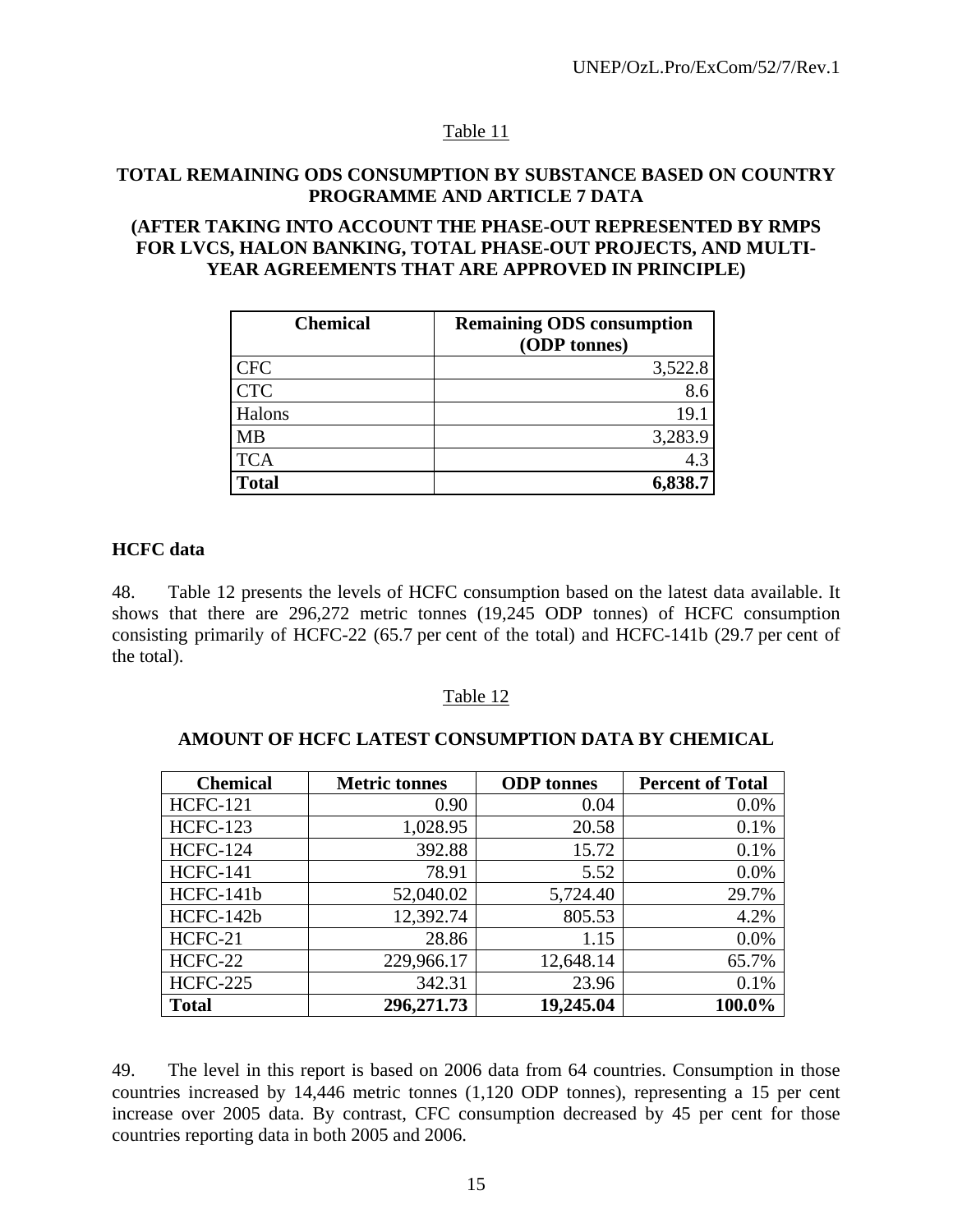Table 11

**TOTAL REMAINING ODS CONSUMPTION BY SUBSTANCE BASED ON COUNTRY PROGRAMME AND ARTICLE 7 DATA**

**(AFTER TAKING INTO ACCOUNT THE PHASE-OUT REPRESENTED BY RMPS FOR LVCS, HALON BANKING, TOTAL PHASE-OUT PROJECTS, AND MULTI-YEAR AGREEMENTS THAT ARE APPROVED IN PRINCIPLE)**

| Chemical | Remaining ODS consumption (ODP tonnes) |
|---|---:|
| CFC | 3,522.8 |
| CTC | 8.6 |
| Halons | 19.1 |
| MB | 3,283.9 |
| TCA | 4.3 |
| **Total** | **6,838.7** |

**HCFC data**

48. Table 12 presents the levels of HCFC consumption based on the latest data available. It shows that there are 296,272 metric tonnes (19,245 ODP tonnes) of HCFC consumption consisting primarily of HCFC-22 (65.7 per cent of the total) and HCFC-141b (29.7 per cent of the total).

Table 12

**AMOUNT OF HCFC LATEST CONSUMPTION DATA BY CHEMICAL**

| Chemical | Metric tonnes | ODP tonnes | Percent of Total |
|---|---:|---:|---:|
| HCFC-121 | 0.90 | 0.04 | 0.0% |
| HCFC-123 | 1,028.95 | 20.58 | 0.1% |
| HCFC-124 | 392.88 | 15.72 | 0.1% |
| HCFC-141 | 78.91 | 5.52 | 0.0% |
| HCFC-141b | 52,040.02 | 5,724.40 | 29.7% |
| HCFC-142b | 12,392.74 | 805.53 | 4.2% |
| HCFC-21 | 28.86 | 1.15 | 0.0% |
| HCFC-22 | 229,966.17 | 12,648.14 | 65.7% |
| HCFC-225 | 342.31 | 23.96 | 0.1% |
| **Total** | **296,271.73** | **19,245.04** | **100.0%** |

49. The level in this report is based on 2006 data from 64 countries. Consumption in those countries increased by 14,446 metric tonnes (1,120 ODP tonnes), representing a 15 per cent increase over 2005 data. By contrast, CFC consumption decreased by 45 per cent for those countries reporting data in both 2005 and 2006.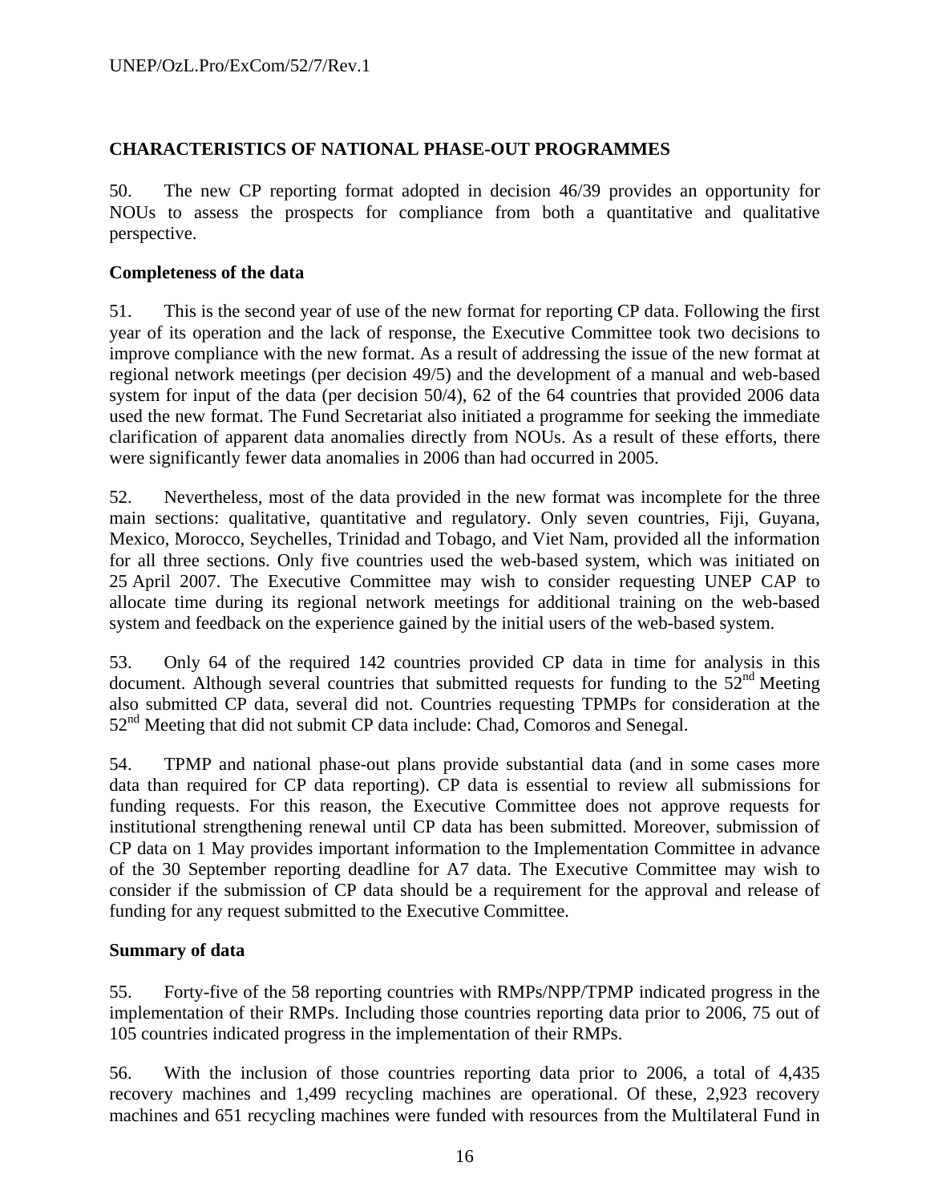## CHARACTERISTICS OF NATIONAL PHASE-OUT PROGRAMMES

50. The new CP reporting format adopted in decision 46/39 provides an opportunity for NOUs to assess the prospects for compliance from both a quantitative and qualitative perspective.

### Completeness of the data

51. This is the second year of use of the new format for reporting CP data. Following the first year of its operation and the lack of response, the Executive Committee took two decisions to improve compliance with the new format. As a result of addressing the issue of the new format at regional network meetings (per decision 49/5) and the development of a manual and web-based system for input of the data (per decision 50/4), 62 of the 64 countries that provided 2006 data used the new format. The Fund Secretariat also initiated a programme for seeking the immediate clarification of apparent data anomalies directly from NOUs. As a result of these efforts, there were significantly fewer data anomalies in 2006 than had occurred in 2005.

52. Nevertheless, most of the data provided in the new format was incomplete for the three main sections: qualitative, quantitative and regulatory. Only seven countries, Fiji, Guyana, Mexico, Morocco, Seychelles, Trinidad and Tobago, and Viet Nam, provided all the information for all three sections. Only five countries used the web-based system, which was initiated on 25 April 2007. The Executive Committee may wish to consider requesting UNEP CAP to allocate time during its regional network meetings for additional training on the web-based system and feedback on the experience gained by the initial users of the web-based system.

53. Only 64 of the required 142 countries provided CP data in time for analysis in this document. Although several countries that submitted requests for funding to the 52nd Meeting also submitted CP data, several did not. Countries requesting TPMPs for consideration at the 52nd Meeting that did not submit CP data include: Chad, Comoros and Senegal.

54. TPMP and national phase-out plans provide substantial data (and in some cases more data than required for CP data reporting). CP data is essential to review all submissions for funding requests. For this reason, the Executive Committee does not approve requests for institutional strengthening renewal until CP data has been submitted. Moreover, submission of CP data on 1 May provides important information to the Implementation Committee in advance of the 30 September reporting deadline for A7 data. The Executive Committee may wish to consider if the submission of CP data should be a requirement for the approval and release of funding for any request submitted to the Executive Committee.

### Summary of data

55. Forty-five of the 58 reporting countries with RMPs/NPP/TPMP indicated progress in the implementation of their RMPs. Including those countries reporting data prior to 2006, 75 out of 105 countries indicated progress in the implementation of their RMPs.

56. With the inclusion of those countries reporting data prior to 2006, a total of 4,435 recovery machines and 1,499 recycling machines are operational. Of these, 2,923 recovery machines and 651 recycling machines were funded with resources from the Multilateral Fund in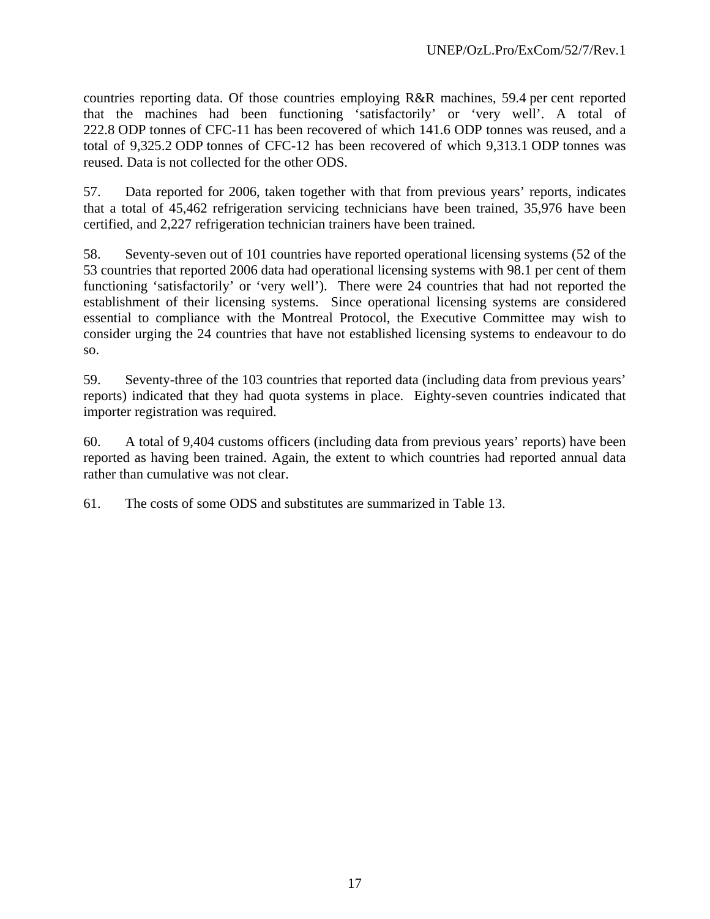countries reporting data. Of those countries employing R&R machines, 59.4 per cent reported that the machines had been functioning ‘satisfactorily’ or ‘very well’. A total of 222.8 ODP tonnes of CFC-11 has been recovered of which 141.6 ODP tonnes was reused, and a total of 9,325.2 ODP tonnes of CFC-12 has been recovered of which 9,313.1 ODP tonnes was reused. Data is not collected for the other ODS.

57. Data reported for 2006, taken together with that from previous years’ reports, indicates that a total of 45,462 refrigeration servicing technicians have been trained, 35,976 have been certified, and 2,227 refrigeration technician trainers have been trained.

58. Seventy-seven out of 101 countries have reported operational licensing systems (52 of the 53 countries that reported 2006 data had operational licensing systems with 98.1 per cent of them functioning ‘satisfactorily’ or ‘very well’). There were 24 countries that had not reported the establishment of their licensing systems. Since operational licensing systems are considered essential to compliance with the Montreal Protocol, the Executive Committee may wish to consider urging the 24 countries that have not established licensing systems to endeavour to do so.

59. Seventy-three of the 103 countries that reported data (including data from previous years’ reports) indicated that they had quota systems in place. Eighty-seven countries indicated that importer registration was required.

60. A total of 9,404 customs officers (including data from previous years’ reports) have been reported as having been trained. Again, the extent to which countries had reported annual data rather than cumulative was not clear.

61. The costs of some ODS and substitutes are summarized in Table 13.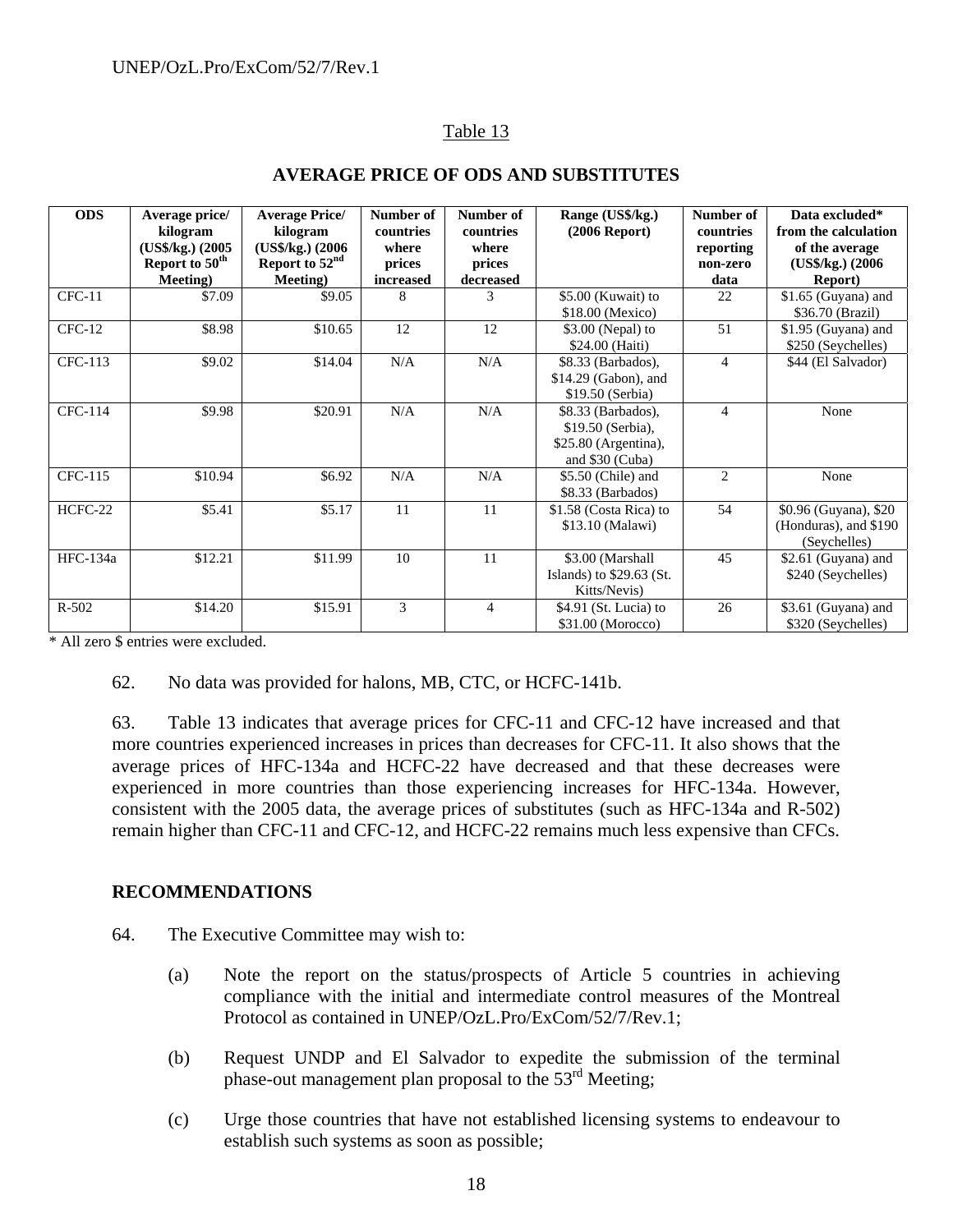Table 13

**AVERAGE PRICE OF ODS AND SUBSTITUTES**

| ODS | Average price/ kilogram (US$/kg.) (2005 Report to 50th Meeting) | Average Price/ kilogram (US$/kg.) (2006 Report to 52nd Meeting) | Number of countries where prices increased | Number of countries where prices decreased | Range (US$/kg.) (2006 Report) | Number of countries reporting non-zero data | Data excluded* from the calculation of the average (US$/kg.) (2006 Report) |
|---|---|---|---|---|---|---|---|
| CFC-11 | $7.09 | $9.05 | 8 | 3 | $5.00 (Kuwait) to $18.00 (Mexico) | 22 | $1.65 (Guyana) and $36.70 (Brazil) |
| CFC-12 | $8.98 | $10.65 | 12 | 12 | $3.00 (Nepal) to $24.00 (Haiti) | 51 | $1.95 (Guyana) and $250 (Seychelles) |
| CFC-113 | $9.02 | $14.04 | N/A | N/A | $8.33 (Barbados), $14.29 (Gabon), and $19.50 (Serbia) | 4 | $44 (El Salvador) |
| CFC-114 | $9.98 | $20.91 | N/A | N/A | $8.33 (Barbados), $19.50 (Serbia), $25.80 (Argentina), and $30 (Cuba) | 4 | None |
| CFC-115 | $10.94 | $6.92 | N/A | N/A | $5.50 (Chile) and $8.33 (Barbados) | 2 | None |
| HCFC-22 | $5.41 | $5.17 | 11 | 11 | $1.58 (Costa Rica) to $13.10 (Malawi) | 54 | $0.96 (Guyana), $20 (Honduras), and $190 (Seychelles) |
| HFC-134a | $12.21 | $11.99 | 10 | 11 | $3.00 (Marshall Islands) to $29.63 (St. Kitts/Nevis) | 45 | $2.61 (Guyana) and $240 (Seychelles) |
| R-502 | $14.20 | $15.91 | 3 | 4 | $4.91 (St. Lucia) to $31.00 (Morocco) | 26 | $3.61 (Guyana) and $320 (Seychelles) |

* All zero $ entries were excluded.

62. No data was provided for halons, MB, CTC, or HCFC-141b.

63. Table 13 indicates that average prices for CFC-11 and CFC-12 have increased and that more countries experienced increases in prices than decreases for CFC-11. It also shows that the average prices of HFC-134a and HCFC-22 have decreased and that these decreases were experienced in more countries than those experiencing increases for HFC-134a. However, consistent with the 2005 data, the average prices of substitutes (such as HFC-134a and R-502) remain higher than CFC-11 and CFC-12, and HCFC-22 remains much less expensive than CFCs.

## RECOMMENDATIONS

64. The Executive Committee may wish to:

(a) Note the report on the status/prospects of Article 5 countries in achieving compliance with the initial and intermediate control measures of the Montreal Protocol as contained in UNEP/OzL.Pro/ExCom/52/7/Rev.1;

(b) Request UNDP and El Salvador to expedite the submission of the terminal phase-out management plan proposal to the 53rd Meeting;

(c) Urge those countries that have not established licensing systems to endeavour to establish such systems as soon as possible;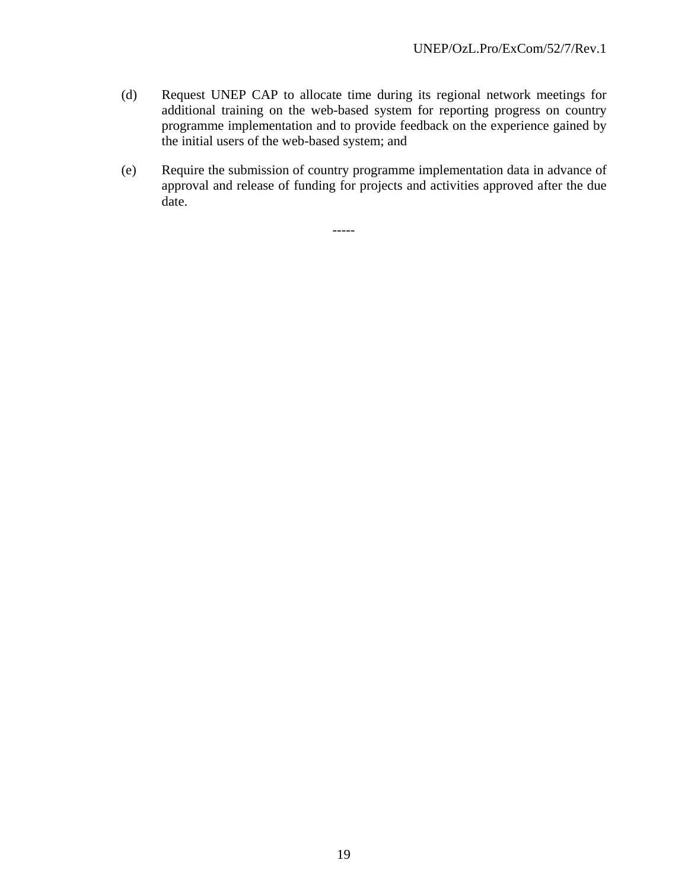(d) Request UNEP CAP to allocate time during its regional network meetings for additional training on the web-based system for reporting progress on country programme implementation and to provide feedback on the experience gained by the initial users of the web-based system; and

(e) Require the submission of country programme implementation data in advance of approval and release of funding for projects and activities approved after the due date.

-----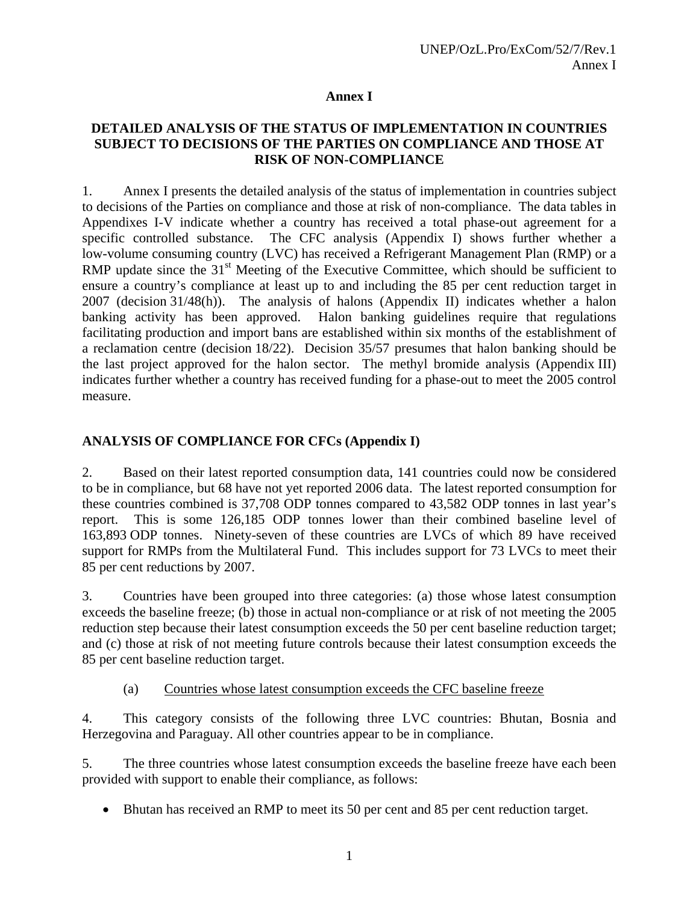# Annex I

## DETAILED ANALYSIS OF THE STATUS OF IMPLEMENTATION IN COUNTRIES SUBJECT TO DECISIONS OF THE PARTIES ON COMPLIANCE AND THOSE AT RISK OF NON-COMPLIANCE

1. Annex I presents the detailed analysis of the status of implementation in countries subject to decisions of the Parties on compliance and those at risk of non-compliance. The data tables in Appendixes I-V indicate whether a country has received a total phase-out agreement for a specific controlled substance. The CFC analysis (Appendix I) shows further whether a low-volume consuming country (LVC) has received a Refrigerant Management Plan (RMP) or a RMP update since the 31st Meeting of the Executive Committee, which should be sufficient to ensure a country's compliance at least up to and including the 85 per cent reduction target in 2007 (decision 31/48(h)). The analysis of halons (Appendix II) indicates whether a halon banking activity has been approved. Halon banking guidelines require that regulations facilitating production and import bans are established within six months of the establishment of a reclamation centre (decision 18/22). Decision 35/57 presumes that halon banking should be the last project approved for the halon sector. The methyl bromide analysis (Appendix III) indicates further whether a country has received funding for a phase-out to meet the 2005 control measure.

## ANALYSIS OF COMPLIANCE FOR CFCs (Appendix I)

2. Based on their latest reported consumption data, 141 countries could now be considered to be in compliance, but 68 have not yet reported 2006 data. The latest reported consumption for these countries combined is 37,708 ODP tonnes compared to 43,582 ODP tonnes in last year's report. This is some 126,185 ODP tonnes lower than their combined baseline level of 163,893 ODP tonnes. Ninety-seven of these countries are LVCs of which 89 have received support for RMPs from the Multilateral Fund. This includes support for 73 LVCs to meet their 85 per cent reductions by 2007.

3. Countries have been grouped into three categories: (a) those whose latest consumption exceeds the baseline freeze; (b) those in actual non-compliance or at risk of not meeting the 2005 reduction step because their latest consumption exceeds the 50 per cent baseline reduction target; and (c) those at risk of not meeting future controls because their latest consumption exceeds the 85 per cent baseline reduction target.

### (a) Countries whose latest consumption exceeds the CFC baseline freeze

4. This category consists of the following three LVC countries: Bhutan, Bosnia and Herzegovina and Paraguay. All other countries appear to be in compliance.

5. The three countries whose latest consumption exceeds the baseline freeze have each been provided with support to enable their compliance, as follows:

- Bhutan has received an RMP to meet its 50 per cent and 85 per cent reduction target.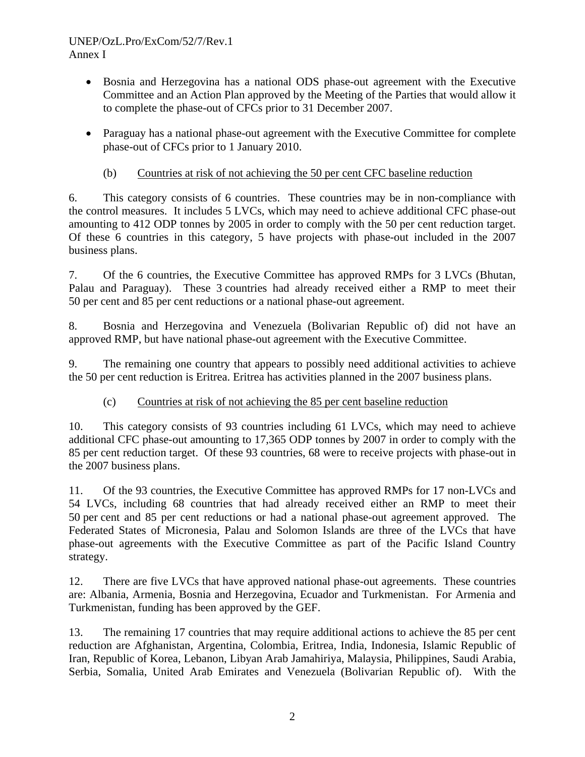- Bosnia and Herzegovina has a national ODS phase-out agreement with the Executive Committee and an Action Plan approved by the Meeting of the Parties that would allow it to complete the phase-out of CFCs prior to 31 December 2007.

- Paraguay has a national phase-out agreement with the Executive Committee for complete phase-out of CFCs prior to 1 January 2010.

(b) Countries at risk of not achieving the 50 per cent CFC baseline reduction

6. This category consists of 6 countries. These countries may be in non-compliance with the control measures. It includes 5 LVCs, which may need to achieve additional CFC phase-out amounting to 412 ODP tonnes by 2005 in order to comply with the 50 per cent reduction target. Of these 6 countries in this category, 5 have projects with phase-out included in the 2007 business plans.

7. Of the 6 countries, the Executive Committee has approved RMPs for 3 LVCs (Bhutan, Palau and Paraguay). These 3 countries had already received either a RMP to meet their 50 per cent and 85 per cent reductions or a national phase-out agreement.

8. Bosnia and Herzegovina and Venezuela (Bolivarian Republic of) did not have an approved RMP, but have national phase-out agreement with the Executive Committee.

9. The remaining one country that appears to possibly need additional activities to achieve the 50 per cent reduction is Eritrea. Eritrea has activities planned in the 2007 business plans.

(c) Countries at risk of not achieving the 85 per cent baseline reduction

10. This category consists of 93 countries including 61 LVCs, which may need to achieve additional CFC phase-out amounting to 17,365 ODP tonnes by 2007 in order to comply with the 85 per cent reduction target. Of these 93 countries, 68 were to receive projects with phase-out in the 2007 business plans.

11. Of the 93 countries, the Executive Committee has approved RMPs for 17 non-LVCs and 54 LVCs, including 68 countries that had already received either an RMP to meet their 50 per cent and 85 per cent reductions or had a national phase-out agreement approved. The Federated States of Micronesia, Palau and Solomon Islands are three of the LVCs that have phase-out agreements with the Executive Committee as part of the Pacific Island Country strategy.

12. There are five LVCs that have approved national phase-out agreements. These countries are: Albania, Armenia, Bosnia and Herzegovina, Ecuador and Turkmenistan. For Armenia and Turkmenistan, funding has been approved by the GEF.

13. The remaining 17 countries that may require additional actions to achieve the 85 per cent reduction are Afghanistan, Argentina, Colombia, Eritrea, India, Indonesia, Islamic Republic of Iran, Republic of Korea, Lebanon, Libyan Arab Jamahiriya, Malaysia, Philippines, Saudi Arabia, Serbia, Somalia, United Arab Emirates and Venezuela (Bolivarian Republic of). With the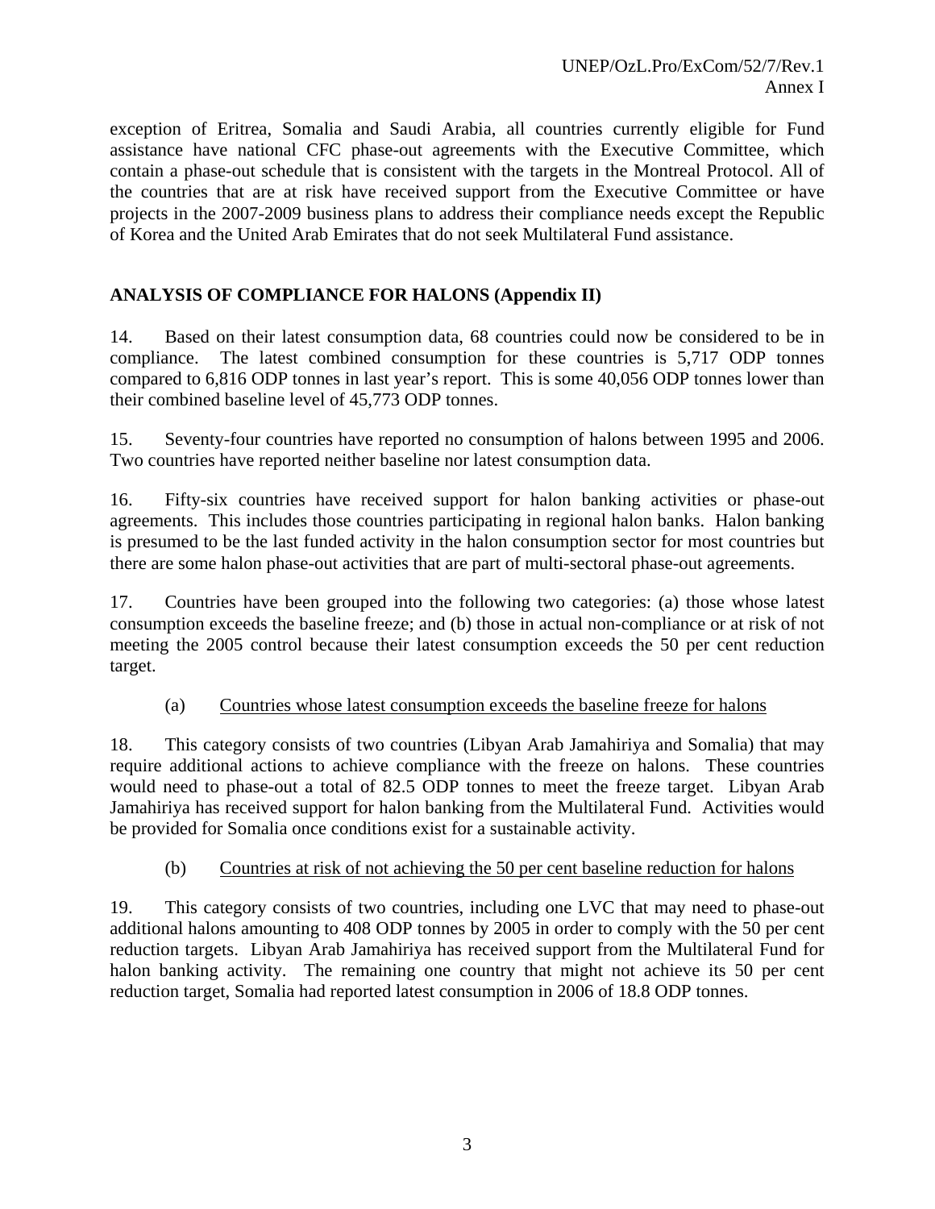exception of Eritrea, Somalia and Saudi Arabia, all countries currently eligible for Fund assistance have national CFC phase-out agreements with the Executive Committee, which contain a phase-out schedule that is consistent with the targets in the Montreal Protocol. All of the countries that are at risk have received support from the Executive Committee or have projects in the 2007-2009 business plans to address their compliance needs except the Republic of Korea and the United Arab Emirates that do not seek Multilateral Fund assistance.

**ANALYSIS OF COMPLIANCE FOR HALONS (Appendix II)**

14. Based on their latest consumption data, 68 countries could now be considered to be in compliance. The latest combined consumption for these countries is 5,717 ODP tonnes compared to 6,816 ODP tonnes in last year's report. This is some 40,056 ODP tonnes lower than their combined baseline level of 45,773 ODP tonnes.

15. Seventy-four countries have reported no consumption of halons between 1995 and 2006. Two countries have reported neither baseline nor latest consumption data.

16. Fifty-six countries have received support for halon banking activities or phase-out agreements. This includes those countries participating in regional halon banks. Halon banking is presumed to be the last funded activity in the halon consumption sector for most countries but there are some halon phase-out activities that are part of multi-sectoral phase-out agreements.

17. Countries have been grouped into the following two categories: (a) those whose latest consumption exceeds the baseline freeze; and (b) those in actual non-compliance or at risk of not meeting the 2005 control because their latest consumption exceeds the 50 per cent reduction target.

(a) Countries whose latest consumption exceeds the baseline freeze for halons

18. This category consists of two countries (Libyan Arab Jamahiriya and Somalia) that may require additional actions to achieve compliance with the freeze on halons. These countries would need to phase-out a total of 82.5 ODP tonnes to meet the freeze target. Libyan Arab Jamahiriya has received support for halon banking from the Multilateral Fund. Activities would be provided for Somalia once conditions exist for a sustainable activity.

(b) Countries at risk of not achieving the 50 per cent baseline reduction for halons

19. This category consists of two countries, including one LVC that may need to phase-out additional halons amounting to 408 ODP tonnes by 2005 in order to comply with the 50 per cent reduction targets. Libyan Arab Jamahiriya has received support from the Multilateral Fund for halon banking activity. The remaining one country that might not achieve its 50 per cent reduction target, Somalia had reported latest consumption in 2006 of 18.8 ODP tonnes.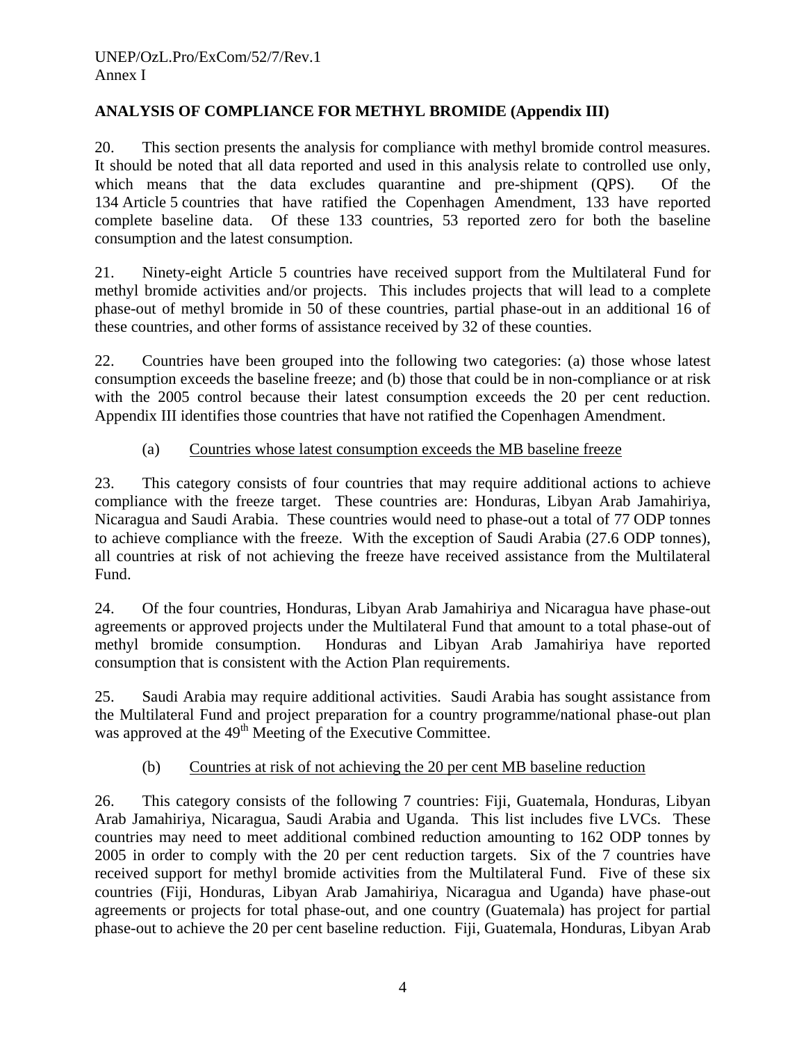## ANALYSIS OF COMPLIANCE FOR METHYL BROMIDE (Appendix III)

20. This section presents the analysis for compliance with methyl bromide control measures. It should be noted that all data reported and used in this analysis relate to controlled use only, which means that the data excludes quarantine and pre-shipment (QPS). Of the 134 Article 5 countries that have ratified the Copenhagen Amendment, 133 have reported complete baseline data. Of these 133 countries, 53 reported zero for both the baseline consumption and the latest consumption.

21. Ninety-eight Article 5 countries have received support from the Multilateral Fund for methyl bromide activities and/or projects. This includes projects that will lead to a complete phase-out of methyl bromide in 50 of these countries, partial phase-out in an additional 16 of these countries, and other forms of assistance received by 32 of these counties.

22. Countries have been grouped into the following two categories: (a) those whose latest consumption exceeds the baseline freeze; and (b) those that could be in non-compliance or at risk with the 2005 control because their latest consumption exceeds the 20 per cent reduction. Appendix III identifies those countries that have not ratified the Copenhagen Amendment.

### (a) Countries whose latest consumption exceeds the MB baseline freeze

23. This category consists of four countries that may require additional actions to achieve compliance with the freeze target. These countries are: Honduras, Libyan Arab Jamahiriya, Nicaragua and Saudi Arabia. These countries would need to phase-out a total of 77 ODP tonnes to achieve compliance with the freeze. With the exception of Saudi Arabia (27.6 ODP tonnes), all countries at risk of not achieving the freeze have received assistance from the Multilateral Fund.

24. Of the four countries, Honduras, Libyan Arab Jamahiriya and Nicaragua have phase-out agreements or approved projects under the Multilateral Fund that amount to a total phase-out of methyl bromide consumption. Honduras and Libyan Arab Jamahiriya have reported consumption that is consistent with the Action Plan requirements.

25. Saudi Arabia may require additional activities. Saudi Arabia has sought assistance from the Multilateral Fund and project preparation for a country programme/national phase-out plan was approved at the 49th Meeting of the Executive Committee.

### (b) Countries at risk of not achieving the 20 per cent MB baseline reduction

26. This category consists of the following 7 countries: Fiji, Guatemala, Honduras, Libyan Arab Jamahiriya, Nicaragua, Saudi Arabia and Uganda. This list includes five LVCs. These countries may need to meet additional combined reduction amounting to 162 ODP tonnes by 2005 in order to comply with the 20 per cent reduction targets. Six of the 7 countries have received support for methyl bromide activities from the Multilateral Fund. Five of these six countries (Fiji, Honduras, Libyan Arab Jamahiriya, Nicaragua and Uganda) have phase-out agreements or projects for total phase-out, and one country (Guatemala) has project for partial phase-out to achieve the 20 per cent baseline reduction. Fiji, Guatemala, Honduras, Libyan Arab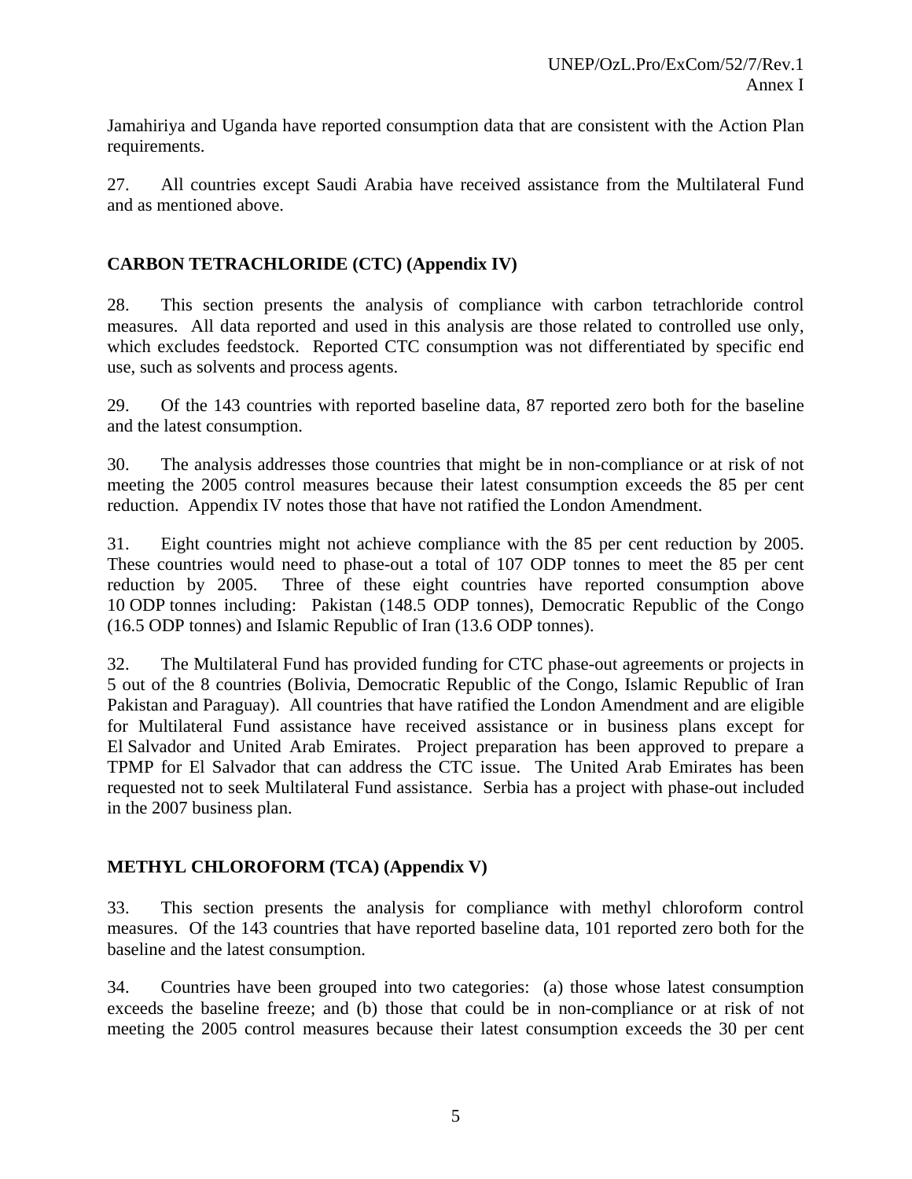Jamahiriya and Uganda have reported consumption data that are consistent with the Action Plan requirements.

27. All countries except Saudi Arabia have received assistance from the Multilateral Fund and as mentioned above.

## CARBON TETRACHLORIDE (CTC) (Appendix IV)

28. This section presents the analysis of compliance with carbon tetrachloride control measures. All data reported and used in this analysis are those related to controlled use only, which excludes feedstock. Reported CTC consumption was not differentiated by specific end use, such as solvents and process agents.

29. Of the 143 countries with reported baseline data, 87 reported zero both for the baseline and the latest consumption.

30. The analysis addresses those countries that might be in non-compliance or at risk of not meeting the 2005 control measures because their latest consumption exceeds the 85 per cent reduction. Appendix IV notes those that have not ratified the London Amendment.

31. Eight countries might not achieve compliance with the 85 per cent reduction by 2005. These countries would need to phase-out a total of 107 ODP tonnes to meet the 85 per cent reduction by 2005. Three of these eight countries have reported consumption above 10 ODP tonnes including: Pakistan (148.5 ODP tonnes), Democratic Republic of the Congo (16.5 ODP tonnes) and Islamic Republic of Iran (13.6 ODP tonnes).

32. The Multilateral Fund has provided funding for CTC phase-out agreements or projects in 5 out of the 8 countries (Bolivia, Democratic Republic of the Congo, Islamic Republic of Iran Pakistan and Paraguay). All countries that have ratified the London Amendment and are eligible for Multilateral Fund assistance have received assistance or in business plans except for El Salvador and United Arab Emirates. Project preparation has been approved to prepare a TPMP for El Salvador that can address the CTC issue. The United Arab Emirates has been requested not to seek Multilateral Fund assistance. Serbia has a project with phase-out included in the 2007 business plan.

## METHYL CHLOROFORM (TCA) (Appendix V)

33. This section presents the analysis for compliance with methyl chloroform control measures. Of the 143 countries that have reported baseline data, 101 reported zero both for the baseline and the latest consumption.

34. Countries have been grouped into two categories: (a) those whose latest consumption exceeds the baseline freeze; and (b) those that could be in non-compliance or at risk of not meeting the 2005 control measures because their latest consumption exceeds the 30 per cent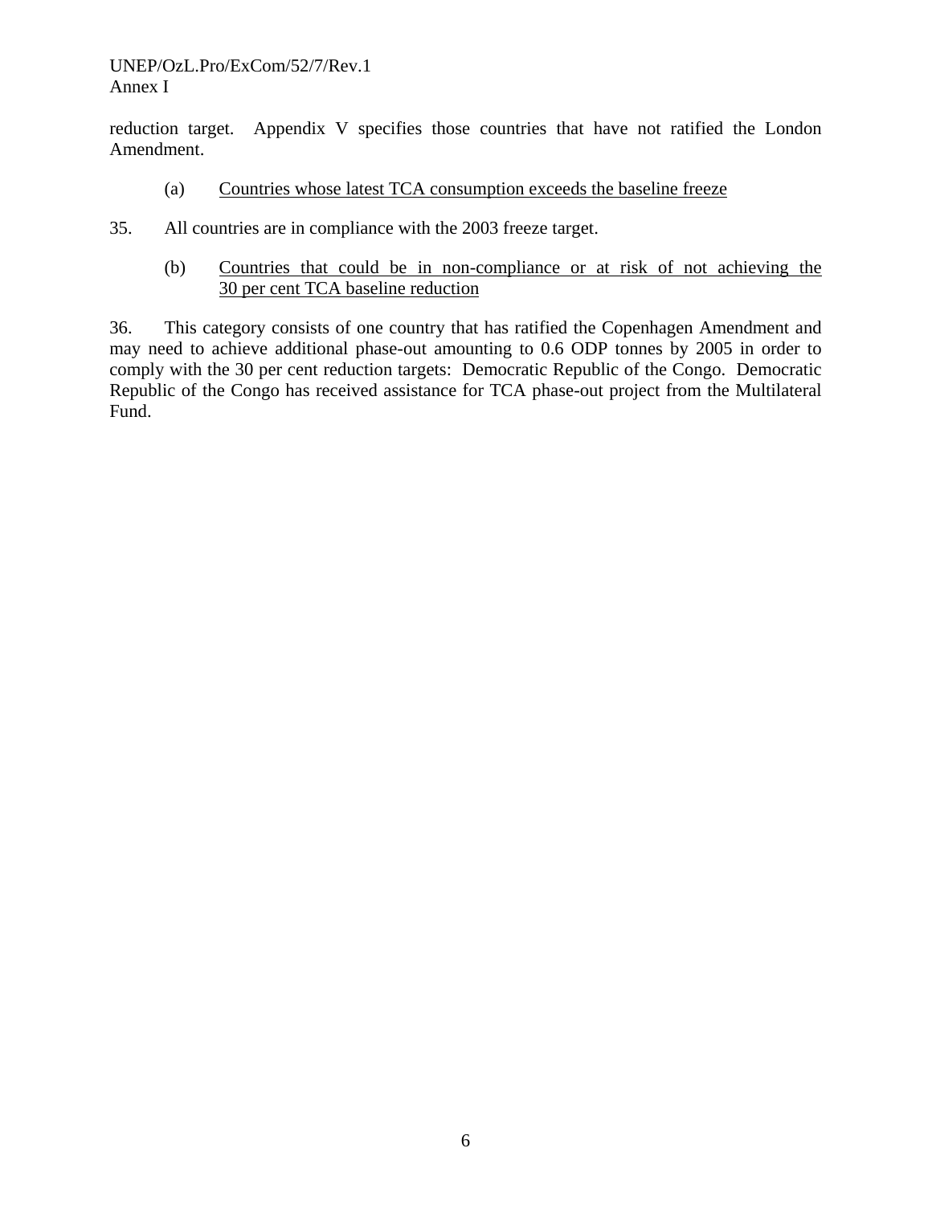reduction target. Appendix V specifies those countries that have not ratified the London Amendment.

(a) Countries whose latest TCA consumption exceeds the baseline freeze

35. All countries are in compliance with the 2003 freeze target.

(b) Countries that could be in non-compliance or at risk of not achieving the 30 per cent TCA baseline reduction

36. This category consists of one country that has ratified the Copenhagen Amendment and may need to achieve additional phase-out amounting to 0.6 ODP tonnes by 2005 in order to comply with the 30 per cent reduction targets: Democratic Republic of the Congo. Democratic Republic of the Congo has received assistance for TCA phase-out project from the Multilateral Fund.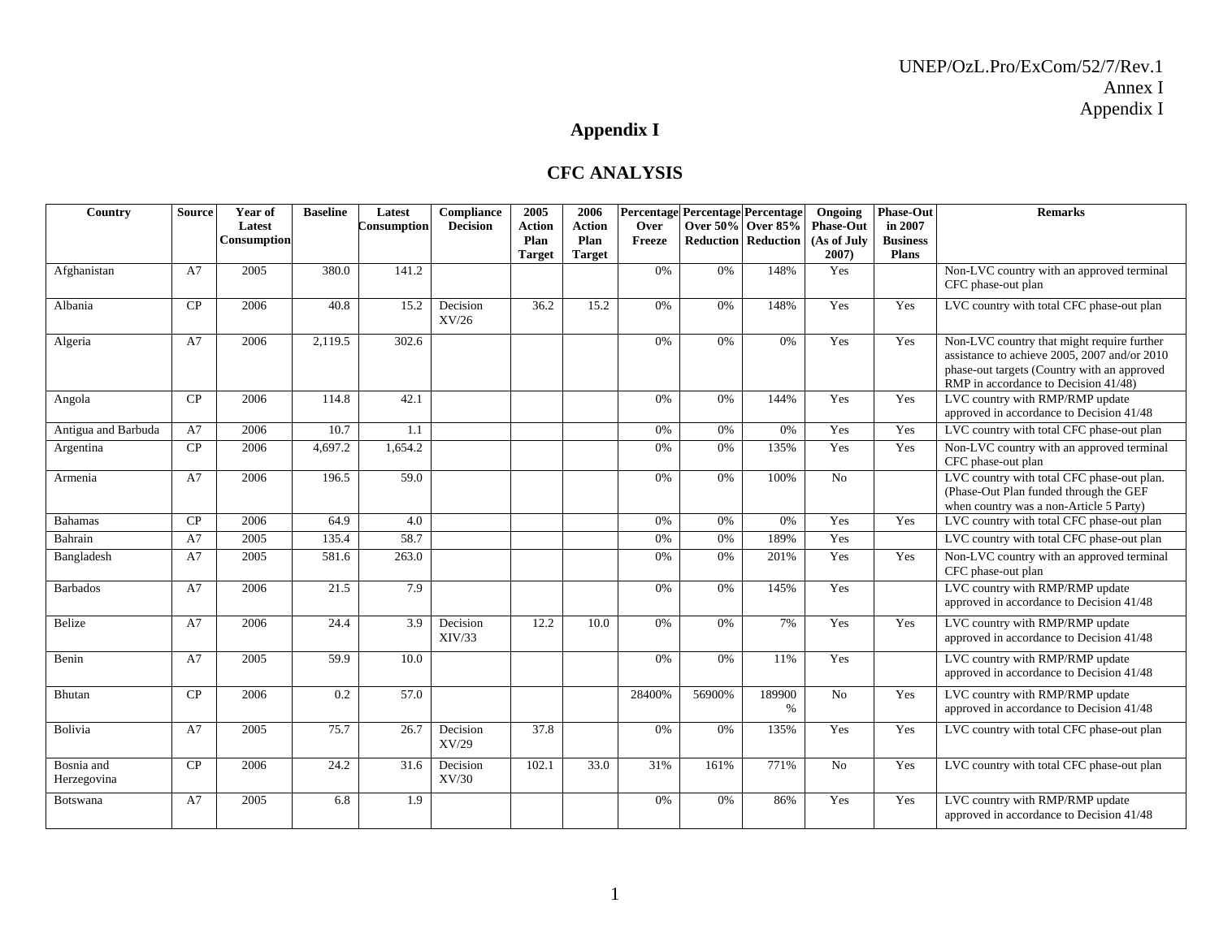# Appendix I

## CFC ANALYSIS

| Country | Source | Year of Latest Consumption | Baseline | Latest Consumption | Compliance Decision | 2005 Action Plan Target | 2006 Action Plan Target | Percentage Over Freeze | Percentage Over 50% Reduction | Percentage Over 85% Reduction | Ongoing Phase-Out (As of July 2007) | Phase-Out in 2007 Business Plans | Remarks |
|---|---|---|---|---|---|---|---|---|---|---|---|---|---|
| Afghanistan | A7 | 2005 | 380.0 | 141.2 | | | | 0% | 0% | 148% | Yes | | Non-LVC country with an approved terminal CFC phase-out plan |
| Albania | CP | 2006 | 40.8 | 15.2 | Decision XV/26 | 36.2 | 15.2 | 0% | 0% | 148% | Yes | Yes | LVC country with total CFC phase-out plan |
| Algeria | A7 | 2006 | 2,119.5 | 302.6 | | | | 0% | 0% | 0% | Yes | Yes | Non-LVC country that might require further assistance to achieve 2005, 2007 and/or 2010 phase-out targets (Country with an approved RMP in accordance to Decision 41/48) |
| Angola | CP | 2006 | 114.8 | 42.1 | | | | 0% | 0% | 144% | Yes | Yes | LVC country with RMP/RMP update approved in accordance to Decision 41/48 |
| Antigua and Barbuda | A7 | 2006 | 10.7 | 1.1 | | | | 0% | 0% | 0% | Yes | Yes | LVC country with total CFC phase-out plan |
| Argentina | CP | 2006 | 4,697.2 | 1,654.2 | | | | 0% | 0% | 135% | Yes | Yes | Non-LVC country with an approved terminal CFC phase-out plan |
| Armenia | A7 | 2006 | 196.5 | 59.0 | | | | 0% | 0% | 100% | No | | LVC country with total CFC phase-out plan. (Phase-Out Plan funded through the GEF when country was a non-Article 5 Party) |
| Bahamas | CP | 2006 | 64.9 | 4.0 | | | | 0% | 0% | 0% | Yes | Yes | LVC country with total CFC phase-out plan |
| Bahrain | A7 | 2005 | 135.4 | 58.7 | | | | 0% | 0% | 189% | Yes | | LVC country with total CFC phase-out plan |
| Bangladesh | A7 | 2005 | 581.6 | 263.0 | | | | 0% | 0% | 201% | Yes | Yes | Non-LVC country with an approved terminal CFC phase-out plan |
| Barbados | A7 | 2006 | 21.5 | 7.9 | | | | 0% | 0% | 145% | Yes | | LVC country with RMP/RMP update approved in accordance to Decision 41/48 |
| Belize | A7 | 2006 | 24.4 | 3.9 | Decision XIV/33 | 12.2 | 10.0 | 0% | 0% | 7% | Yes | Yes | LVC country with RMP/RMP update approved in accordance to Decision 41/48 |
| Benin | A7 | 2005 | 59.9 | 10.0 | | | | 0% | 0% | 11% | Yes | | LVC country with RMP/RMP update approved in accordance to Decision 41/48 |
| Bhutan | CP | 2006 | 0.2 | 57.0 | | | | 28400% | 56900% | 189900 % | No | Yes | LVC country with RMP/RMP update approved in accordance to Decision 41/48 |
| Bolivia | A7 | 2005 | 75.7 | 26.7 | Decision XV/29 | 37.8 | | 0% | 0% | 135% | Yes | Yes | LVC country with total CFC phase-out plan |
| Bosnia and Herzegovina | CP | 2006 | 24.2 | 31.6 | Decision XV/30 | 102.1 | 33.0 | 31% | 161% | 771% | No | Yes | LVC country with total CFC phase-out plan |
| Botswana | A7 | 2005 | 6.8 | 1.9 | | | | 0% | 0% | 86% | Yes | Yes | LVC country with RMP/RMP update approved in accordance to Decision 41/48 |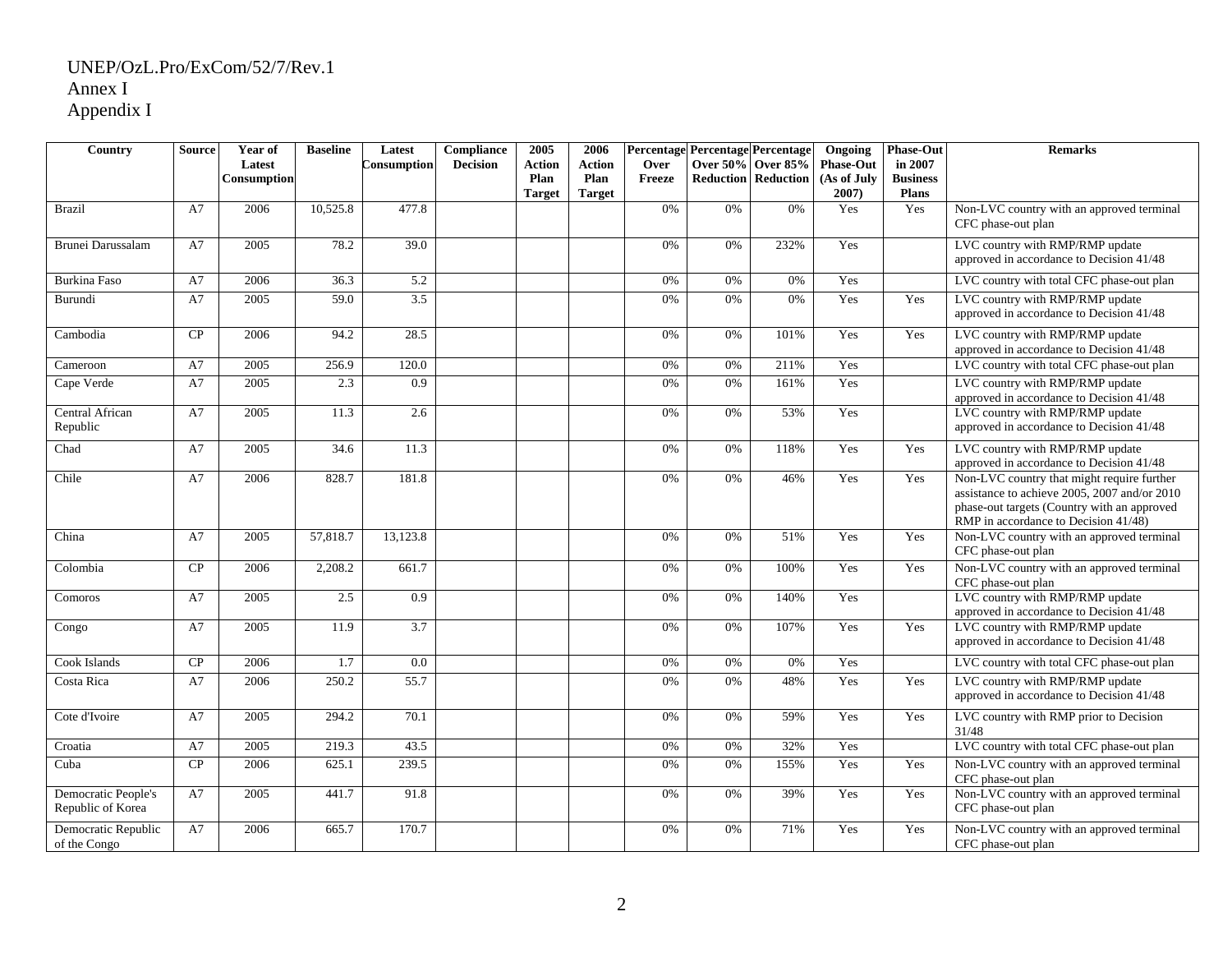UNEP/OzL.Pro/ExCom/52/7/Rev.1
Annex I
Appendix I

| Country | Source | Year of Latest Consumption | Baseline | Latest Consumption | Compliance Decision | 2005 Action Plan Target | 2006 Action Plan Target | Percentage Over Freeze | Percentage Over 50% Reduction | Percentage Over 85% Reduction | Ongoing Phase-Out (As of July 2007) | Phase-Out in 2007 Business Plans | Remarks |
|---|---|---|---|---|---|---|---|---|---|---|---|---|---|
| Brazil | A7 | 2006 | 10,525.8 | 477.8 | | | | 0% | 0% | 0% | Yes | Yes | Non-LVC country with an approved terminal CFC phase-out plan |
| Brunei Darussalam | A7 | 2005 | 78.2 | 39.0 | | | | 0% | 0% | 232% | Yes | | LVC country with RMP/RMP update approved in accordance to Decision 41/48 |
| Burkina Faso | A7 | 2006 | 36.3 | 5.2 | | | | 0% | 0% | 0% | Yes | | LVC country with total CFC phase-out plan |
| Burundi | A7 | 2005 | 59.0 | 3.5 | | | | 0% | 0% | 0% | Yes | Yes | LVC country with RMP/RMP update approved in accordance to Decision 41/48 |
| Cambodia | CP | 2006 | 94.2 | 28.5 | | | | 0% | 0% | 101% | Yes | Yes | LVC country with RMP/RMP update approved in accordance to Decision 41/48 |
| Cameroon | A7 | 2005 | 256.9 | 120.0 | | | | 0% | 0% | 211% | Yes | | LVC country with total CFC phase-out plan |
| Cape Verde | A7 | 2005 | 2.3 | 0.9 | | | | 0% | 0% | 161% | Yes | | LVC country with RMP/RMP update approved in accordance to Decision 41/48 |
| Central African Republic | A7 | 2005 | 11.3 | 2.6 | | | | 0% | 0% | 53% | Yes | | LVC country with RMP/RMP update approved in accordance to Decision 41/48 |
| Chad | A7 | 2005 | 34.6 | 11.3 | | | | 0% | 0% | 118% | Yes | Yes | LVC country with RMP/RMP update approved in accordance to Decision 41/48 |
| Chile | A7 | 2006 | 828.7 | 181.8 | | | | 0% | 0% | 46% | Yes | Yes | Non-LVC country that might require further assistance to achieve 2005, 2007 and/or 2010 phase-out targets (Country with an approved RMP in accordance to Decision 41/48) |
| China | A7 | 2005 | 57,818.7 | 13,123.8 | | | | 0% | 0% | 51% | Yes | Yes | Non-LVC country with an approved terminal CFC phase-out plan |
| Colombia | CP | 2006 | 2,208.2 | 661.7 | | | | 0% | 0% | 100% | Yes | Yes | Non-LVC country with an approved terminal CFC phase-out plan |
| Comoros | A7 | 2005 | 2.5 | 0.9 | | | | 0% | 0% | 140% | Yes | | LVC country with RMP/RMP update approved in accordance to Decision 41/48 |
| Congo | A7 | 2005 | 11.9 | 3.7 | | | | 0% | 0% | 107% | Yes | Yes | LVC country with RMP/RMP update approved in accordance to Decision 41/48 |
| Cook Islands | CP | 2006 | 1.7 | 0.0 | | | | 0% | 0% | 0% | Yes | | LVC country with total CFC phase-out plan |
| Costa Rica | A7 | 2006 | 250.2 | 55.7 | | | | 0% | 0% | 48% | Yes | Yes | LVC country with RMP/RMP update approved in accordance to Decision 41/48 |
| Cote d'Ivoire | A7 | 2005 | 294.2 | 70.1 | | | | 0% | 0% | 59% | Yes | Yes | LVC country with RMP prior to Decision 31/48 |
| Croatia | A7 | 2005 | 219.3 | 43.5 | | | | 0% | 0% | 32% | Yes | | LVC country with total CFC phase-out plan |
| Cuba | CP | 2006 | 625.1 | 239.5 | | | | 0% | 0% | 155% | Yes | Yes | Non-LVC country with an approved terminal CFC phase-out plan |
| Democratic People's Republic of Korea | A7 | 2005 | 441.7 | 91.8 | | | | 0% | 0% | 39% | Yes | Yes | Non-LVC country with an approved terminal CFC phase-out plan |
| Democratic Republic of the Congo | A7 | 2006 | 665.7 | 170.7 | | | | 0% | 0% | 71% | Yes | Yes | Non-LVC country with an approved terminal CFC phase-out plan |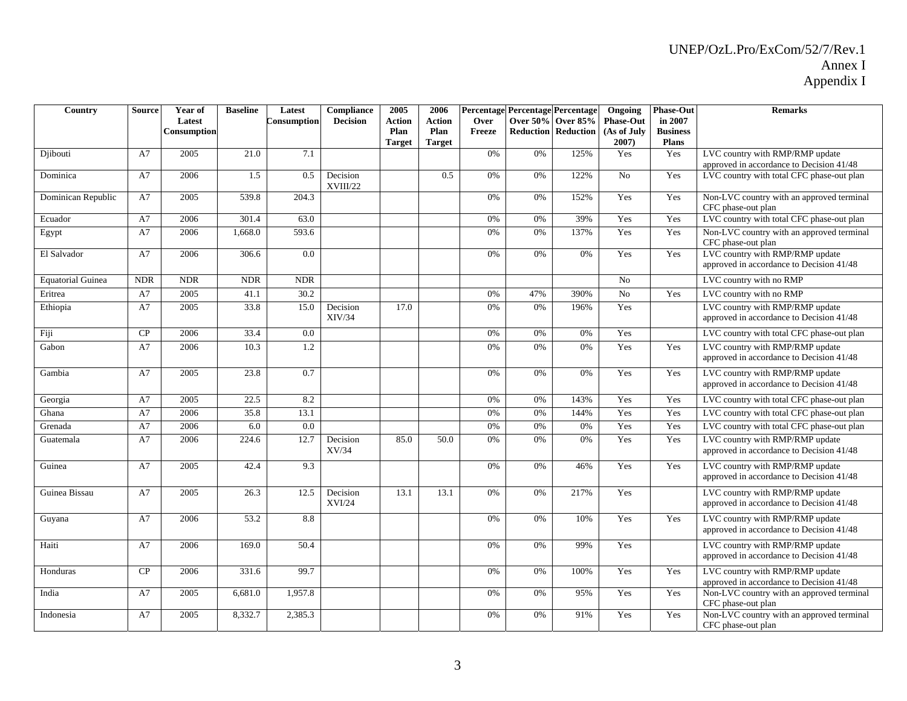| Country | Source | Year of Latest Consumption | Baseline | Latest Consumption | Compliance Decision | 2005 Action Plan Target | 2006 Action Plan Target | Percentage Over Freeze | Percentage Over 50% Reduction | Percentage Over 85% Reduction | Ongoing Phase-Out (As of July 2007) | Phase-Out in 2007 Business Plans | Remarks |
|---|---|---|---|---|---|---|---|---|---|---|---|---|---|
| Djibouti | A7 | 2005 | 21.0 | 7.1 | | | | 0% | 0% | 125% | Yes | Yes | LVC country with RMP/RMP update approved in accordance to Decision 41/48 |
| Dominica | A7 | 2006 | 1.5 | 0.5 | Decision XVIII/22 | | 0.5 | 0% | 0% | 122% | No | Yes | LVC country with total CFC phase-out plan |
| Dominican Republic | A7 | 2005 | 539.8 | 204.3 | | | | 0% | 0% | 152% | Yes | Yes | Non-LVC country with an approved terminal CFC phase-out plan |
| Ecuador | A7 | 2006 | 301.4 | 63.0 | | | | 0% | 0% | 39% | Yes | Yes | LVC country with total CFC phase-out plan |
| Egypt | A7 | 2006 | 1,668.0 | 593.6 | | | | 0% | 0% | 137% | Yes | Yes | Non-LVC country with an approved terminal CFC phase-out plan |
| El Salvador | A7 | 2006 | 306.6 | 0.0 | | | | 0% | 0% | 0% | Yes | Yes | LVC country with RMP/RMP update approved in accordance to Decision 41/48 |
| Equatorial Guinea | NDR | NDR | NDR | NDR | | | | | | | No | | LVC country with no RMP |
| Eritrea | A7 | 2005 | 41.1 | 30.2 | | | | 0% | 47% | 390% | No | Yes | LVC country with no RMP |
| Ethiopia | A7 | 2005 | 33.8 | 15.0 | Decision XIV/34 | 17.0 | | 0% | 0% | 196% | Yes | | LVC country with RMP/RMP update approved in accordance to Decision 41/48 |
| Fiji | CP | 2006 | 33.4 | 0.0 | | | | 0% | 0% | 0% | Yes | | LVC country with total CFC phase-out plan |
| Gabon | A7 | 2006 | 10.3 | 1.2 | | | | 0% | 0% | 0% | Yes | Yes | LVC country with RMP/RMP update approved in accordance to Decision 41/48 |
| Gambia | A7 | 2005 | 23.8 | 0.7 | | | | 0% | 0% | 0% | Yes | Yes | LVC country with RMP/RMP update approved in accordance to Decision 41/48 |
| Georgia | A7 | 2005 | 22.5 | 8.2 | | | | 0% | 0% | 143% | Yes | Yes | LVC country with total CFC phase-out plan |
| Ghana | A7 | 2006 | 35.8 | 13.1 | | | | 0% | 0% | 144% | Yes | Yes | LVC country with total CFC phase-out plan |
| Grenada | A7 | 2006 | 6.0 | 0.0 | | | | 0% | 0% | 0% | Yes | Yes | LVC country with total CFC phase-out plan |
| Guatemala | A7 | 2006 | 224.6 | 12.7 | Decision XV/34 | 85.0 | 50.0 | 0% | 0% | 0% | Yes | Yes | LVC country with RMP/RMP update approved in accordance to Decision 41/48 |
| Guinea | A7 | 2005 | 42.4 | 9.3 | | | | 0% | 0% | 46% | Yes | Yes | LVC country with RMP/RMP update approved in accordance to Decision 41/48 |
| Guinea Bissau | A7 | 2005 | 26.3 | 12.5 | Decision XVI/24 | 13.1 | 13.1 | 0% | 0% | 217% | Yes | | LVC country with RMP/RMP update approved in accordance to Decision 41/48 |
| Guyana | A7 | 2006 | 53.2 | 8.8 | | | | 0% | 0% | 10% | Yes | Yes | LVC country with RMP/RMP update approved in accordance to Decision 41/48 |
| Haiti | A7 | 2006 | 169.0 | 50.4 | | | | 0% | 0% | 99% | Yes | | LVC country with RMP/RMP update approved in accordance to Decision 41/48 |
| Honduras | CP | 2006 | 331.6 | 99.7 | | | | 0% | 0% | 100% | Yes | Yes | LVC country with RMP/RMP update approved in accordance to Decision 41/48 |
| India | A7 | 2005 | 6,681.0 | 1,957.8 | | | | 0% | 0% | 95% | Yes | Yes | Non-LVC country with an approved terminal CFC phase-out plan |
| Indonesia | A7 | 2005 | 8,332.7 | 2,385.3 | | | | 0% | 0% | 91% | Yes | Yes | Non-LVC country with an approved terminal CFC phase-out plan |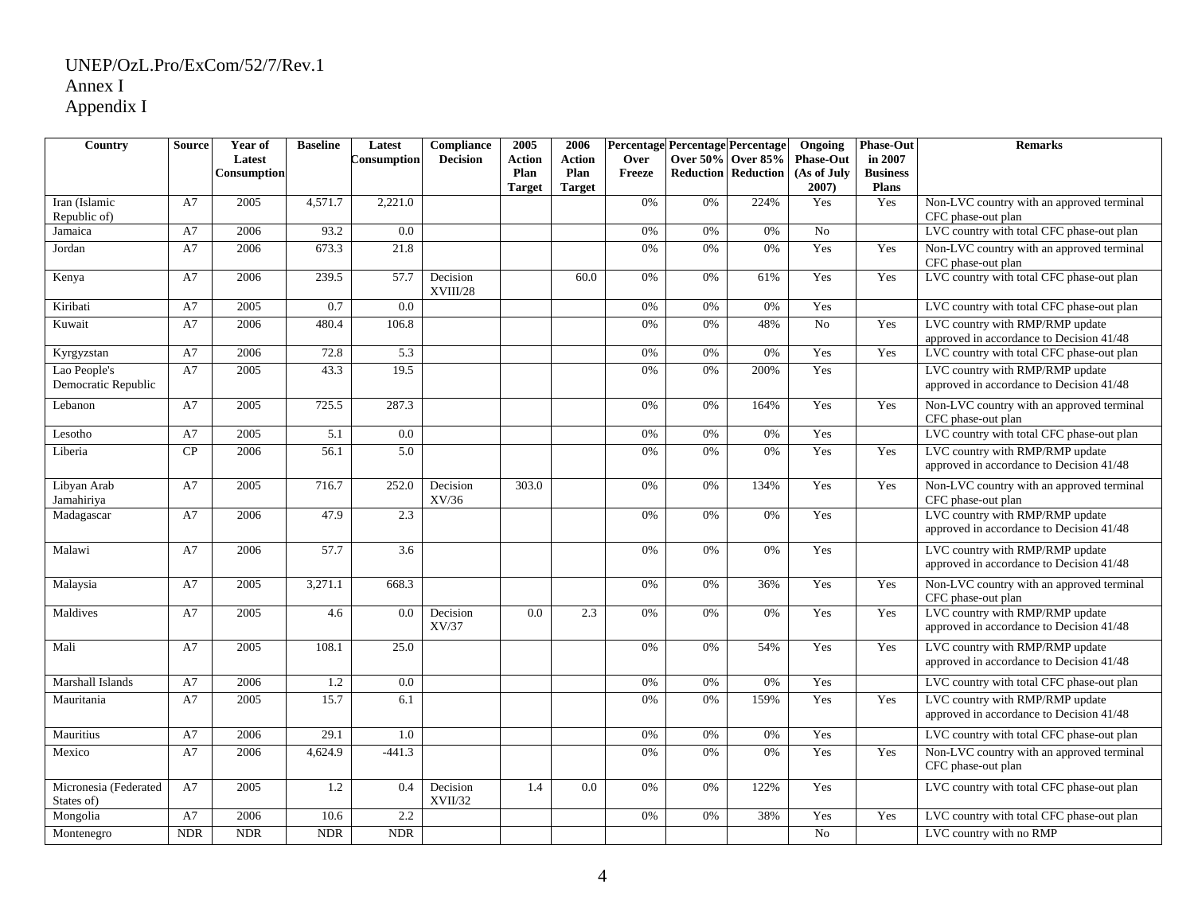UNEP/OzL.Pro/ExCom/52/7/Rev.1
Annex I
Appendix I

| Country | Source | Year of Latest Consumption | Baseline | Latest Consumption | Compliance Decision | 2005 Action Plan Target | 2006 Action Plan Target | Percentage Over Freeze | Percentage Over 50% Reduction | Percentage Over 85% Reduction | Ongoing Phase-Out (As of July 2007) | Phase-Out in 2007 Business Plans | Remarks |
|---|---|---|---|---|---|---|---|---|---|---|---|---|---|
| Iran (Islamic Republic of) | A7 | 2005 | 4,571.7 | 2,221.0 | | | | 0% | 0% | 224% | Yes | Yes | Non-LVC country with an approved terminal CFC phase-out plan |
| Jamaica | A7 | 2006 | 93.2 | 0.0 | | | | 0% | 0% | 0% | No | | LVC country with total CFC phase-out plan |
| Jordan | A7 | 2006 | 673.3 | 21.8 | | | | 0% | 0% | 0% | Yes | Yes | Non-LVC country with an approved terminal CFC phase-out plan |
| Kenya | A7 | 2006 | 239.5 | 57.7 | Decision XVIII/28 | | 60.0 | 0% | 0% | 61% | Yes | Yes | LVC country with total CFC phase-out plan |
| Kiribati | A7 | 2005 | 0.7 | 0.0 | | | | 0% | 0% | 0% | Yes | | LVC country with total CFC phase-out plan |
| Kuwait | A7 | 2006 | 480.4 | 106.8 | | | | 0% | 0% | 48% | No | Yes | LVC country with RMP/RMP update approved in accordance to Decision 41/48 |
| Kyrgyzstan | A7 | 2006 | 72.8 | 5.3 | | | | 0% | 0% | 0% | Yes | Yes | LVC country with total CFC phase-out plan |
| Lao People's Democratic Republic | A7 | 2005 | 43.3 | 19.5 | | | | 0% | 0% | 200% | Yes | | LVC country with RMP/RMP update approved in accordance to Decision 41/48 |
| Lebanon | A7 | 2005 | 725.5 | 287.3 | | | | 0% | 0% | 164% | Yes | Yes | Non-LVC country with an approved terminal CFC phase-out plan |
| Lesotho | A7 | 2005 | 5.1 | 0.0 | | | | 0% | 0% | 0% | Yes | | LVC country with total CFC phase-out plan |
| Liberia | CP | 2006 | 56.1 | 5.0 | | | | 0% | 0% | 0% | Yes | Yes | LVC country with RMP/RMP update approved in accordance to Decision 41/48 |
| Libyan Arab Jamahiriya | A7 | 2005 | 716.7 | 252.0 | Decision XV/36 | 303.0 | | 0% | 0% | 134% | Yes | Yes | Non-LVC country with an approved terminal CFC phase-out plan |
| Madagascar | A7 | 2006 | 47.9 | 2.3 | | | | 0% | 0% | 0% | Yes | | LVC country with RMP/RMP update approved in accordance to Decision 41/48 |
| Malawi | A7 | 2006 | 57.7 | 3.6 | | | | 0% | 0% | 0% | Yes | | LVC country with RMP/RMP update approved in accordance to Decision 41/48 |
| Malaysia | A7 | 2005 | 3,271.1 | 668.3 | | | | 0% | 0% | 36% | Yes | Yes | Non-LVC country with an approved terminal CFC phase-out plan |
| Maldives | A7 | 2005 | 4.6 | 0.0 | Decision XV/37 | 0.0 | 2.3 | 0% | 0% | 0% | Yes | Yes | LVC country with RMP/RMP update approved in accordance to Decision 41/48 |
| Mali | A7 | 2005 | 108.1 | 25.0 | | | | 0% | 0% | 54% | Yes | Yes | LVC country with RMP/RMP update approved in accordance to Decision 41/48 |
| Marshall Islands | A7 | 2006 | 1.2 | 0.0 | | | | 0% | 0% | 0% | Yes | | LVC country with total CFC phase-out plan |
| Mauritania | A7 | 2005 | 15.7 | 6.1 | | | | 0% | 0% | 159% | Yes | Yes | LVC country with RMP/RMP update approved in accordance to Decision 41/48 |
| Mauritius | A7 | 2006 | 29.1 | 1.0 | | | | 0% | 0% | 0% | Yes | | LVC country with total CFC phase-out plan |
| Mexico | A7 | 2006 | 4,624.9 | -441.3 | | | | 0% | 0% | 0% | Yes | Yes | Non-LVC country with an approved terminal CFC phase-out plan |
| Micronesia (Federated States of) | A7 | 2005 | 1.2 | 0.4 | Decision XVII/32 | 1.4 | 0.0 | 0% | 0% | 122% | Yes | | LVC country with total CFC phase-out plan |
| Mongolia | A7 | 2006 | 10.6 | 2.2 | | | | 0% | 0% | 38% | Yes | Yes | LVC country with total CFC phase-out plan |
| Montenegro | NDR | NDR | NDR | NDR | | | | | | | No | | LVC country with no RMP |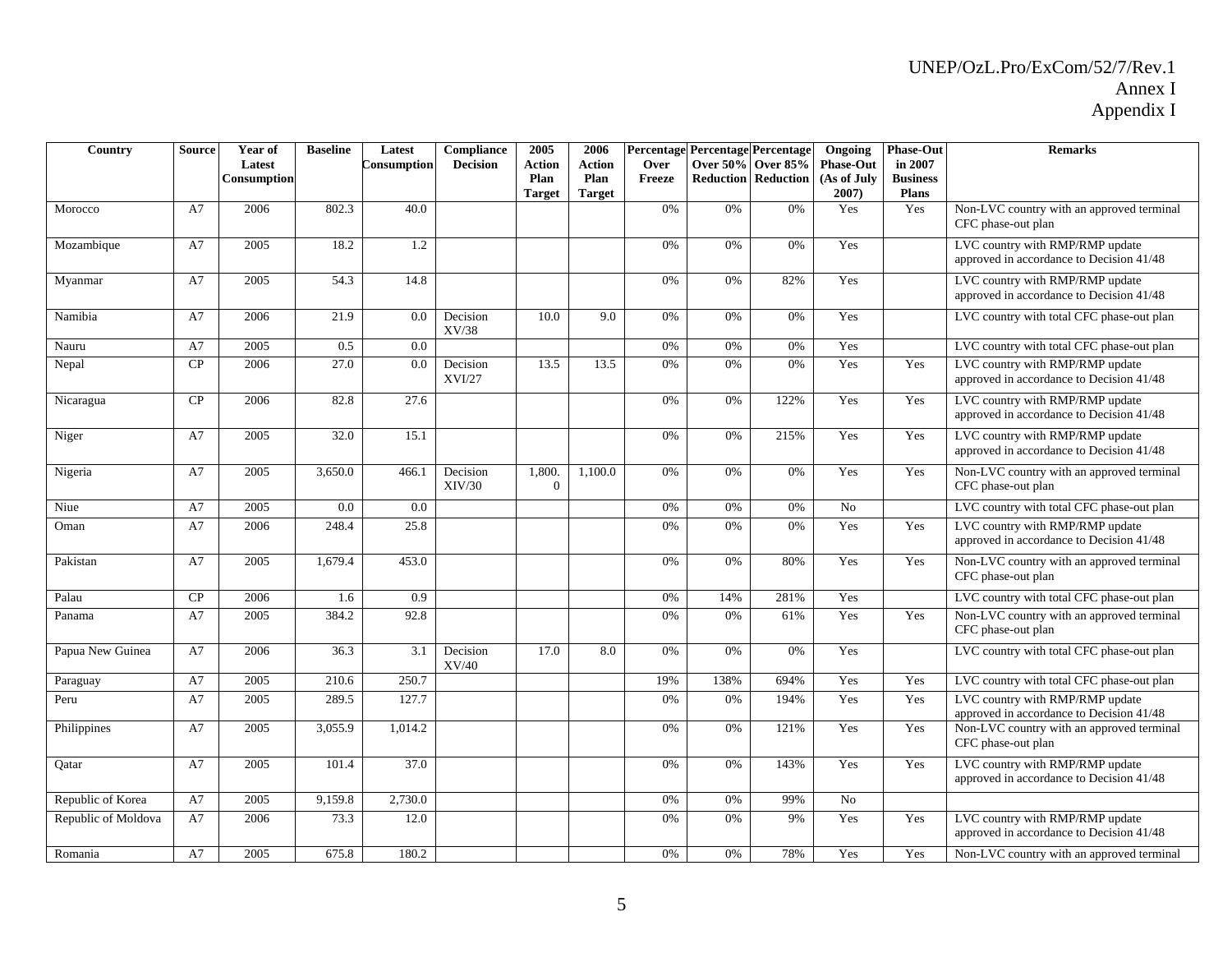| Country | Source | Year of Latest Consumption | Baseline | Latest Consumption | Compliance Decision | 2005 Action Plan Target | 2006 Action Plan Target | Percentage Over Freeze | Percentage Over 50% Reduction | Percentage Over 85% Reduction | Ongoing Phase-Out (As of July 2007) | Phase-Out in 2007 Business Plans | Remarks |
|---|---|---|---|---|---|---|---|---|---|---|---|---|---|
| Morocco | A7 | 2006 | 802.3 | 40.0 | | | | 0% | 0% | 0% | Yes | Yes | Non-LVC country with an approved terminal CFC phase-out plan |
| Mozambique | A7 | 2005 | 18.2 | 1.2 | | | | 0% | 0% | 0% | Yes | | LVC country with RMP/RMP update approved in accordance to Decision 41/48 |
| Myanmar | A7 | 2005 | 54.3 | 14.8 | | | | 0% | 0% | 82% | Yes | | LVC country with RMP/RMP update approved in accordance to Decision 41/48 |
| Namibia | A7 | 2006 | 21.9 | 0.0 | Decision XV/38 | 10.0 | 9.0 | 0% | 0% | 0% | Yes | | LVC country with total CFC phase-out plan |
| Nauru | A7 | 2005 | 0.5 | 0.0 | | | | 0% | 0% | 0% | Yes | | LVC country with total CFC phase-out plan |
| Nepal | CP | 2006 | 27.0 | 0.0 | Decision XVI/27 | 13.5 | 13.5 | 0% | 0% | 0% | Yes | Yes | LVC country with RMP/RMP update approved in accordance to Decision 41/48 |
| Nicaragua | CP | 2006 | 82.8 | 27.6 | | | | 0% | 0% | 122% | Yes | Yes | LVC country with RMP/RMP update approved in accordance to Decision 41/48 |
| Niger | A7 | 2005 | 32.0 | 15.1 | | | | 0% | 0% | 215% | Yes | Yes | LVC country with RMP/RMP update approved in accordance to Decision 41/48 |
| Nigeria | A7 | 2005 | 3,650.0 | 466.1 | Decision XIV/30 | 1,800.0 | 1,100.0 | 0% | 0% | 0% | Yes | Yes | Non-LVC country with an approved terminal CFC phase-out plan |
| Niue | A7 | 2005 | 0.0 | 0.0 | | | | 0% | 0% | 0% | No | | LVC country with total CFC phase-out plan |
| Oman | A7 | 2006 | 248.4 | 25.8 | | | | 0% | 0% | 0% | Yes | Yes | LVC country with RMP/RMP update approved in accordance to Decision 41/48 |
| Pakistan | A7 | 2005 | 1,679.4 | 453.0 | | | | 0% | 0% | 80% | Yes | Yes | Non-LVC country with an approved terminal CFC phase-out plan |
| Palau | CP | 2006 | 1.6 | 0.9 | | | | 0% | 14% | 281% | Yes | | LVC country with total CFC phase-out plan |
| Panama | A7 | 2005 | 384.2 | 92.8 | | | | 0% | 0% | 61% | Yes | Yes | Non-LVC country with an approved terminal CFC phase-out plan |
| Papua New Guinea | A7 | 2006 | 36.3 | 3.1 | Decision XV/40 | 17.0 | 8.0 | 0% | 0% | 0% | Yes | | LVC country with total CFC phase-out plan |
| Paraguay | A7 | 2005 | 210.6 | 250.7 | | | | 19% | 138% | 694% | Yes | Yes | LVC country with total CFC phase-out plan |
| Peru | A7 | 2005 | 289.5 | 127.7 | | | | 0% | 0% | 194% | Yes | Yes | LVC country with RMP/RMP update approved in accordance to Decision 41/48 |
| Philippines | A7 | 2005 | 3,055.9 | 1,014.2 | | | | 0% | 0% | 121% | Yes | Yes | Non-LVC country with an approved terminal CFC phase-out plan |
| Qatar | A7 | 2005 | 101.4 | 37.0 | | | | 0% | 0% | 143% | Yes | Yes | LVC country with RMP/RMP update approved in accordance to Decision 41/48 |
| Republic of Korea | A7 | 2005 | 9,159.8 | 2,730.0 | | | | 0% | 0% | 99% | No | | |
| Republic of Moldova | A7 | 2006 | 73.3 | 12.0 | | | | 0% | 0% | 9% | Yes | Yes | LVC country with RMP/RMP update approved in accordance to Decision 41/48 |
| Romania | A7 | 2005 | 675.8 | 180.2 | | | | 0% | 0% | 78% | Yes | Yes | Non-LVC country with an approved terminal |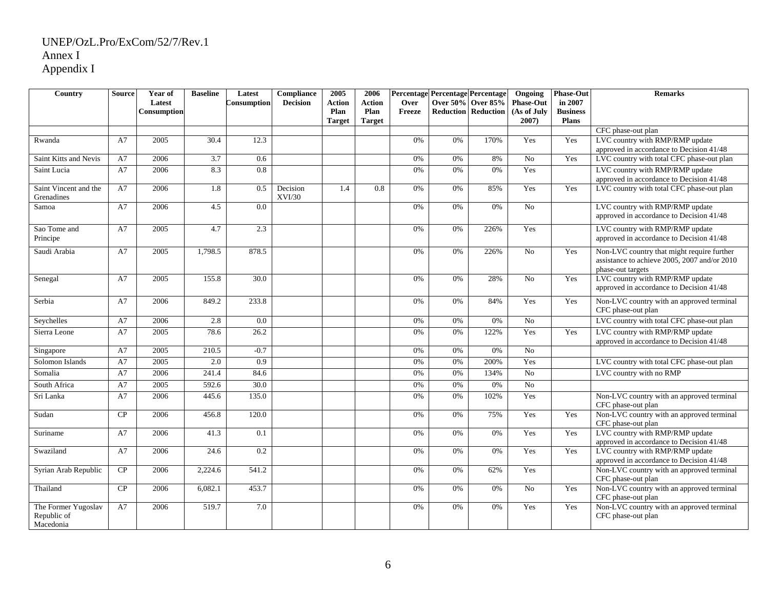UNEP/OzL.Pro/ExCom/52/7/Rev.1
Annex I
Appendix I

| Country | Source | Year of Latest Consumption | Baseline | Latest Consumption | Compliance Decision | 2005 Action Plan Target | 2006 Action Plan Target | Percentage Over Freeze | Percentage Over 50% Reduction | Percentage Over 85% Reduction | Ongoing Phase-Out (As of July 2007) | Phase-Out in 2007 Business Plans | Remarks |
|---|---|---|---|---|---|---|---|---|---|---|---|---|---|
| | | | | | | | | | | | | | CFC phase-out plan |
| Rwanda | A7 | 2005 | 30.4 | 12.3 | | | | 0% | 0% | 170% | Yes | Yes | LVC country with RMP/RMP update approved in accordance to Decision 41/48 |
| Saint Kitts and Nevis | A7 | 2006 | 3.7 | 0.6 | | | | 0% | 0% | 8% | No | Yes | LVC country with total CFC phase-out plan |
| Saint Lucia | A7 | 2006 | 8.3 | 0.8 | | | | 0% | 0% | 0% | Yes | | LVC country with RMP/RMP update approved in accordance to Decision 41/48 |
| Saint Vincent and the Grenadines | A7 | 2006 | 1.8 | 0.5 | Decision XVI/30 | 1.4 | 0.8 | 0% | 0% | 85% | Yes | Yes | LVC country with total CFC phase-out plan |
| Samoa | A7 | 2006 | 4.5 | 0.0 | | | | 0% | 0% | 0% | No | | LVC country with RMP/RMP update approved in accordance to Decision 41/48 |
| Sao Tome and Principe | A7 | 2005 | 4.7 | 2.3 | | | | 0% | 0% | 226% | Yes | | LVC country with RMP/RMP update approved in accordance to Decision 41/48 |
| Saudi Arabia | A7 | 2005 | 1,798.5 | 878.5 | | | | 0% | 0% | 226% | No | Yes | Non-LVC country that might require further assistance to achieve 2005, 2007 and/or 2010 phase-out targets |
| Senegal | A7 | 2005 | 155.8 | 30.0 | | | | 0% | 0% | 28% | No | Yes | LVC country with RMP/RMP update approved in accordance to Decision 41/48 |
| Serbia | A7 | 2006 | 849.2 | 233.8 | | | | 0% | 0% | 84% | Yes | Yes | Non-LVC country with an approved terminal CFC phase-out plan |
| Seychelles | A7 | 2006 | 2.8 | 0.0 | | | | 0% | 0% | 0% | No | | LVC country with total CFC phase-out plan |
| Sierra Leone | A7 | 2005 | 78.6 | 26.2 | | | | 0% | 0% | 122% | Yes | Yes | LVC country with RMP/RMP update approved in accordance to Decision 41/48 |
| Singapore | A7 | 2005 | 210.5 | -0.7 | | | | 0% | 0% | 0% | No | | |
| Solomon Islands | A7 | 2005 | 2.0 | 0.9 | | | | 0% | 0% | 200% | Yes | | LVC country with total CFC phase-out plan |
| Somalia | A7 | 2006 | 241.4 | 84.6 | | | | 0% | 0% | 134% | No | | LVC country with no RMP |
| South Africa | A7 | 2005 | 592.6 | 30.0 | | | | 0% | 0% | 0% | No | | |
| Sri Lanka | A7 | 2006 | 445.6 | 135.0 | | | | 0% | 0% | 102% | Yes | | Non-LVC country with an approved terminal CFC phase-out plan |
| Sudan | CP | 2006 | 456.8 | 120.0 | | | | 0% | 0% | 75% | Yes | Yes | Non-LVC country with an approved terminal CFC phase-out plan |
| Suriname | A7 | 2006 | 41.3 | 0.1 | | | | 0% | 0% | 0% | Yes | Yes | LVC country with RMP/RMP update approved in accordance to Decision 41/48 |
| Swaziland | A7 | 2006 | 24.6 | 0.2 | | | | 0% | 0% | 0% | Yes | Yes | LVC country with RMP/RMP update approved in accordance to Decision 41/48 |
| Syrian Arab Republic | CP | 2006 | 2,224.6 | 541.2 | | | | 0% | 0% | 62% | Yes | | Non-LVC country with an approved terminal CFC phase-out plan |
| Thailand | CP | 2006 | 6,082.1 | 453.7 | | | | 0% | 0% | 0% | No | Yes | Non-LVC country with an approved terminal CFC phase-out plan |
| The Former Yugoslav Republic of Macedonia | A7 | 2006 | 519.7 | 7.0 | | | | 0% | 0% | 0% | Yes | Yes | Non-LVC country with an approved terminal CFC phase-out plan |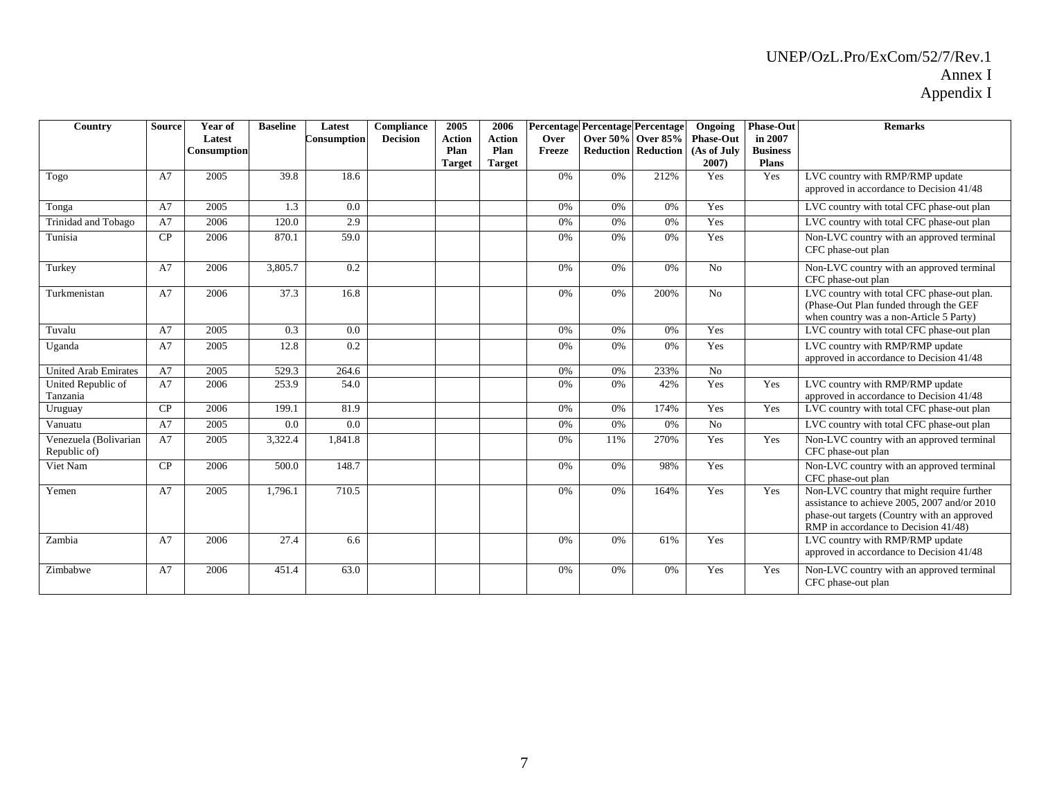| Country | Source | Year of Latest Consumption | Baseline | Latest Consumption | Compliance Decision | 2005 Action Plan Target | 2006 Action Plan Target | Percentage Over Freeze | Percentage Over 50% Reduction | Percentage Over 85% Reduction | Ongoing Phase-Out (As of July 2007) | Phase-Out in 2007 Business Plans | Remarks |
|---|---|---|---|---|---|---|---|---|---|---|---|---|---|
| Togo | A7 | 2005 | 39.8 | 18.6 | | | | 0% | 0% | 212% | Yes | Yes | LVC country with RMP/RMP update approved in accordance to Decision 41/48 |
| Tonga | A7 | 2005 | 1.3 | 0.0 | | | | 0% | 0% | 0% | Yes | | LVC country with total CFC phase-out plan |
| Trinidad and Tobago | A7 | 2006 | 120.0 | 2.9 | | | | 0% | 0% | 0% | Yes | | LVC country with total CFC phase-out plan |
| Tunisia | CP | 2006 | 870.1 | 59.0 | | | | 0% | 0% | 0% | Yes | | Non-LVC country with an approved terminal CFC phase-out plan |
| Turkey | A7 | 2006 | 3,805.7 | 0.2 | | | | 0% | 0% | 0% | No | | Non-LVC country with an approved terminal CFC phase-out plan |
| Turkmenistan | A7 | 2006 | 37.3 | 16.8 | | | | 0% | 0% | 200% | No | | LVC country with total CFC phase-out plan. (Phase-Out Plan funded through the GEF when country was a non-Article 5 Party) |
| Tuvalu | A7 | 2005 | 0.3 | 0.0 | | | | 0% | 0% | 0% | Yes | | LVC country with total CFC phase-out plan |
| Uganda | A7 | 2005 | 12.8 | 0.2 | | | | 0% | 0% | 0% | Yes | | LVC country with RMP/RMP update approved in accordance to Decision 41/48 |
| United Arab Emirates | A7 | 2005 | 529.3 | 264.6 | | | | 0% | 0% | 233% | No | | |
| United Republic of Tanzania | A7 | 2006 | 253.9 | 54.0 | | | | 0% | 0% | 42% | Yes | Yes | LVC country with RMP/RMP update approved in accordance to Decision 41/48 |
| Uruguay | CP | 2006 | 199.1 | 81.9 | | | | 0% | 0% | 174% | Yes | Yes | LVC country with total CFC phase-out plan |
| Vanuatu | A7 | 2005 | 0.0 | 0.0 | | | | 0% | 0% | 0% | No | | LVC country with total CFC phase-out plan |
| Venezuela (Bolivarian Republic of) | A7 | 2005 | 3,322.4 | 1,841.8 | | | | 0% | 11% | 270% | Yes | Yes | Non-LVC country with an approved terminal CFC phase-out plan |
| Viet Nam | CP | 2006 | 500.0 | 148.7 | | | | 0% | 0% | 98% | Yes | | Non-LVC country with an approved terminal CFC phase-out plan |
| Yemen | A7 | 2005 | 1,796.1 | 710.5 | | | | 0% | 0% | 164% | Yes | Yes | Non-LVC country that might require further assistance to achieve 2005, 2007 and/or 2010 phase-out targets (Country with an approved RMP in accordance to Decision 41/48) |
| Zambia | A7 | 2006 | 27.4 | 6.6 | | | | 0% | 0% | 61% | Yes | | LVC country with RMP/RMP update approved in accordance to Decision 41/48 |
| Zimbabwe | A7 | 2006 | 451.4 | 63.0 | | | | 0% | 0% | 0% | Yes | Yes | Non-LVC country with an approved terminal CFC phase-out plan |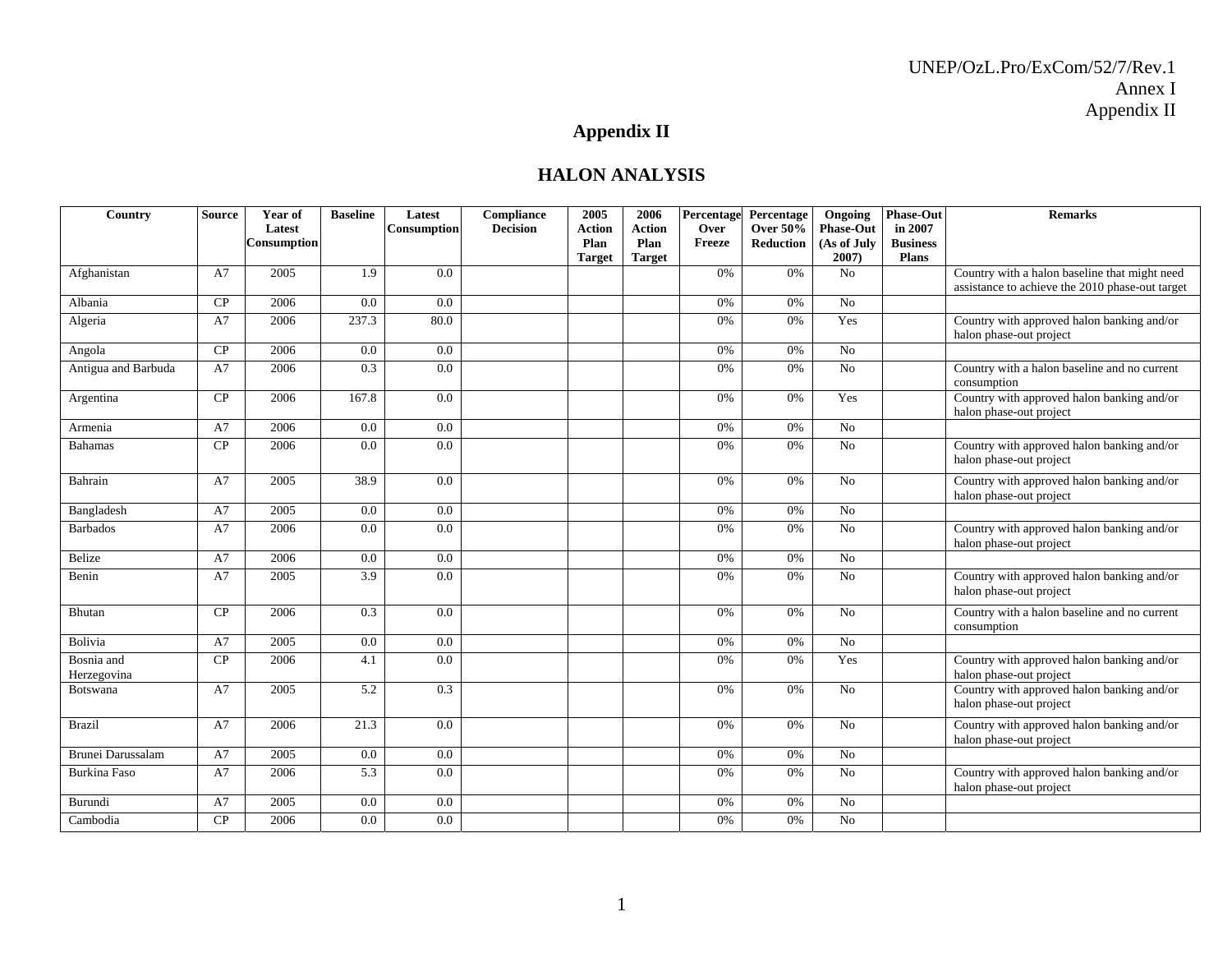UNEP/OzL.Pro/ExCom/52/7/Rev.1
Annex I
Appendix II

# Appendix II

## HALON ANALYSIS

| Country | Source | Year of Latest Consumption | Baseline | Latest Consumption | Compliance Decision | 2005 Action Plan Target | 2006 Action Plan Target | Percentage Over Freeze | Percentage Over 50% Reduction | Ongoing Phase-Out (As of July 2007) | Phase-Out in 2007 Business Plans | Remarks |
|---|---|---|---|---|---|---|---|---|---|---|---|---|
| Afghanistan | A7 | 2005 | 1.9 | 0.0 | | | | 0% | 0% | No | | Country with a halon baseline that might need assistance to achieve the 2010 phase-out target |
| Albania | CP | 2006 | 0.0 | 0.0 | | | | 0% | 0% | No | | |
| Algeria | A7 | 2006 | 237.3 | 80.0 | | | | 0% | 0% | Yes | | Country with approved halon banking and/or halon phase-out project |
| Angola | CP | 2006 | 0.0 | 0.0 | | | | 0% | 0% | No | | |
| Antigua and Barbuda | A7 | 2006 | 0.3 | 0.0 | | | | 0% | 0% | No | | Country with a halon baseline and no current consumption |
| Argentina | CP | 2006 | 167.8 | 0.0 | | | | 0% | 0% | Yes | | Country with approved halon banking and/or halon phase-out project |
| Armenia | A7 | 2006 | 0.0 | 0.0 | | | | 0% | 0% | No | | |
| Bahamas | CP | 2006 | 0.0 | 0.0 | | | | 0% | 0% | No | | Country with approved halon banking and/or halon phase-out project |
| Bahrain | A7 | 2005 | 38.9 | 0.0 | | | | 0% | 0% | No | | Country with approved halon banking and/or halon phase-out project |
| Bangladesh | A7 | 2005 | 0.0 | 0.0 | | | | 0% | 0% | No | | |
| Barbados | A7 | 2006 | 0.0 | 0.0 | | | | 0% | 0% | No | | Country with approved halon banking and/or halon phase-out project |
| Belize | A7 | 2006 | 0.0 | 0.0 | | | | 0% | 0% | No | | |
| Benin | A7 | 2005 | 3.9 | 0.0 | | | | 0% | 0% | No | | Country with approved halon banking and/or halon phase-out project |
| Bhutan | CP | 2006 | 0.3 | 0.0 | | | | 0% | 0% | No | | Country with a halon baseline and no current consumption |
| Bolivia | A7 | 2005 | 0.0 | 0.0 | | | | 0% | 0% | No | | |
| Bosnia and Herzegovina | CP | 2006 | 4.1 | 0.0 | | | | 0% | 0% | Yes | | Country with approved halon banking and/or halon phase-out project |
| Botswana | A7 | 2005 | 5.2 | 0.3 | | | | 0% | 0% | No | | Country with approved halon banking and/or halon phase-out project |
| Brazil | A7 | 2006 | 21.3 | 0.0 | | | | 0% | 0% | No | | Country with approved halon banking and/or halon phase-out project |
| Brunei Darussalam | A7 | 2005 | 0.0 | 0.0 | | | | 0% | 0% | No | | |
| Burkina Faso | A7 | 2006 | 5.3 | 0.0 | | | | 0% | 0% | No | | Country with approved halon banking and/or halon phase-out project |
| Burundi | A7 | 2005 | 0.0 | 0.0 | | | | 0% | 0% | No | | |
| Cambodia | CP | 2006 | 0.0 | 0.0 | | | | 0% | 0% | No | | |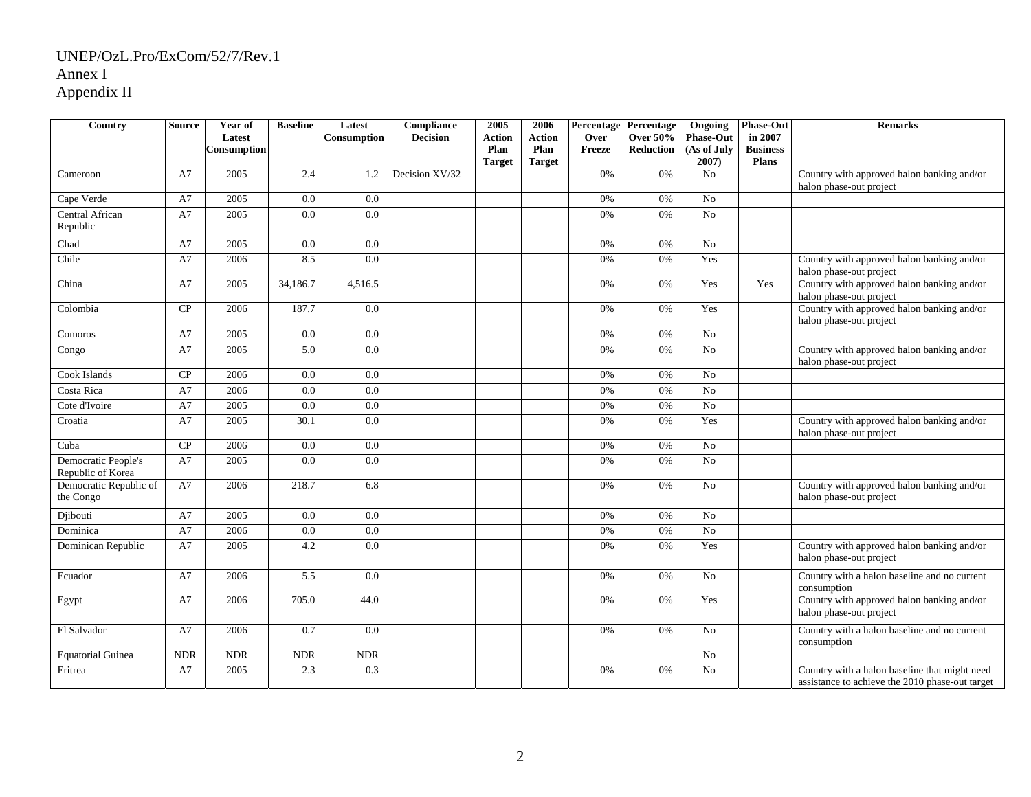UNEP/OzL.Pro/ExCom/52/7/Rev.1
Annex I
Appendix II

| Country | Source | Year of Latest Consumption | Baseline | Latest Consumption | Compliance Decision | 2005 Action Plan Target | 2006 Action Plan Target | Percentage Over Freeze | Percentage Over 50% Reduction | Ongoing Phase-Out (As of July 2007) | Phase-Out in 2007 Business Plans | Remarks |
|---|---|---|---|---|---|---|---|---|---|---|---|---|
| Cameroon | A7 | 2005 | 2.4 | 1.2 | Decision XV/32 | | | 0% | 0% | No | | Country with approved halon banking and/or halon phase-out project |
| Cape Verde | A7 | 2005 | 0.0 | 0.0 | | | | 0% | 0% | No | | |
| Central African Republic | A7 | 2005 | 0.0 | 0.0 | | | | 0% | 0% | No | | |
| Chad | A7 | 2005 | 0.0 | 0.0 | | | | 0% | 0% | No | | |
| Chile | A7 | 2006 | 8.5 | 0.0 | | | | 0% | 0% | Yes | | Country with approved halon banking and/or halon phase-out project |
| China | A7 | 2005 | 34,186.7 | 4,516.5 | | | | 0% | 0% | Yes | Yes | Country with approved halon banking and/or halon phase-out project |
| Colombia | CP | 2006 | 187.7 | 0.0 | | | | 0% | 0% | Yes | | Country with approved halon banking and/or halon phase-out project |
| Comoros | A7 | 2005 | 0.0 | 0.0 | | | | 0% | 0% | No | | |
| Congo | A7 | 2005 | 5.0 | 0.0 | | | | 0% | 0% | No | | Country with approved halon banking and/or halon phase-out project |
| Cook Islands | CP | 2006 | 0.0 | 0.0 | | | | 0% | 0% | No | | |
| Costa Rica | A7 | 2006 | 0.0 | 0.0 | | | | 0% | 0% | No | | |
| Cote d'Ivoire | A7 | 2005 | 0.0 | 0.0 | | | | 0% | 0% | No | | |
| Croatia | A7 | 2005 | 30.1 | 0.0 | | | | 0% | 0% | Yes | | Country with approved halon banking and/or halon phase-out project |
| Cuba | CP | 2006 | 0.0 | 0.0 | | | | 0% | 0% | No | | |
| Democratic People's Republic of Korea | A7 | 2005 | 0.0 | 0.0 | | | | 0% | 0% | No | | |
| Democratic Republic of the Congo | A7 | 2006 | 218.7 | 6.8 | | | | 0% | 0% | No | | Country with approved halon banking and/or halon phase-out project |
| Djibouti | A7 | 2005 | 0.0 | 0.0 | | | | 0% | 0% | No | | |
| Dominica | A7 | 2006 | 0.0 | 0.0 | | | | 0% | 0% | No | | |
| Dominican Republic | A7 | 2005 | 4.2 | 0.0 | | | | 0% | 0% | Yes | | Country with approved halon banking and/or halon phase-out project |
| Ecuador | A7 | 2006 | 5.5 | 0.0 | | | | 0% | 0% | No | | Country with a halon baseline and no current consumption |
| Egypt | A7 | 2006 | 705.0 | 44.0 | | | | 0% | 0% | Yes | | Country with approved halon banking and/or halon phase-out project |
| El Salvador | A7 | 2006 | 0.7 | 0.0 | | | | 0% | 0% | No | | Country with a halon baseline and no current consumption |
| Equatorial Guinea | NDR | NDR | NDR | NDR | | | | | | No | | |
| Eritrea | A7 | 2005 | 2.3 | 0.3 | | | | 0% | 0% | No | | Country with a halon baseline that might need assistance to achieve the 2010 phase-out target |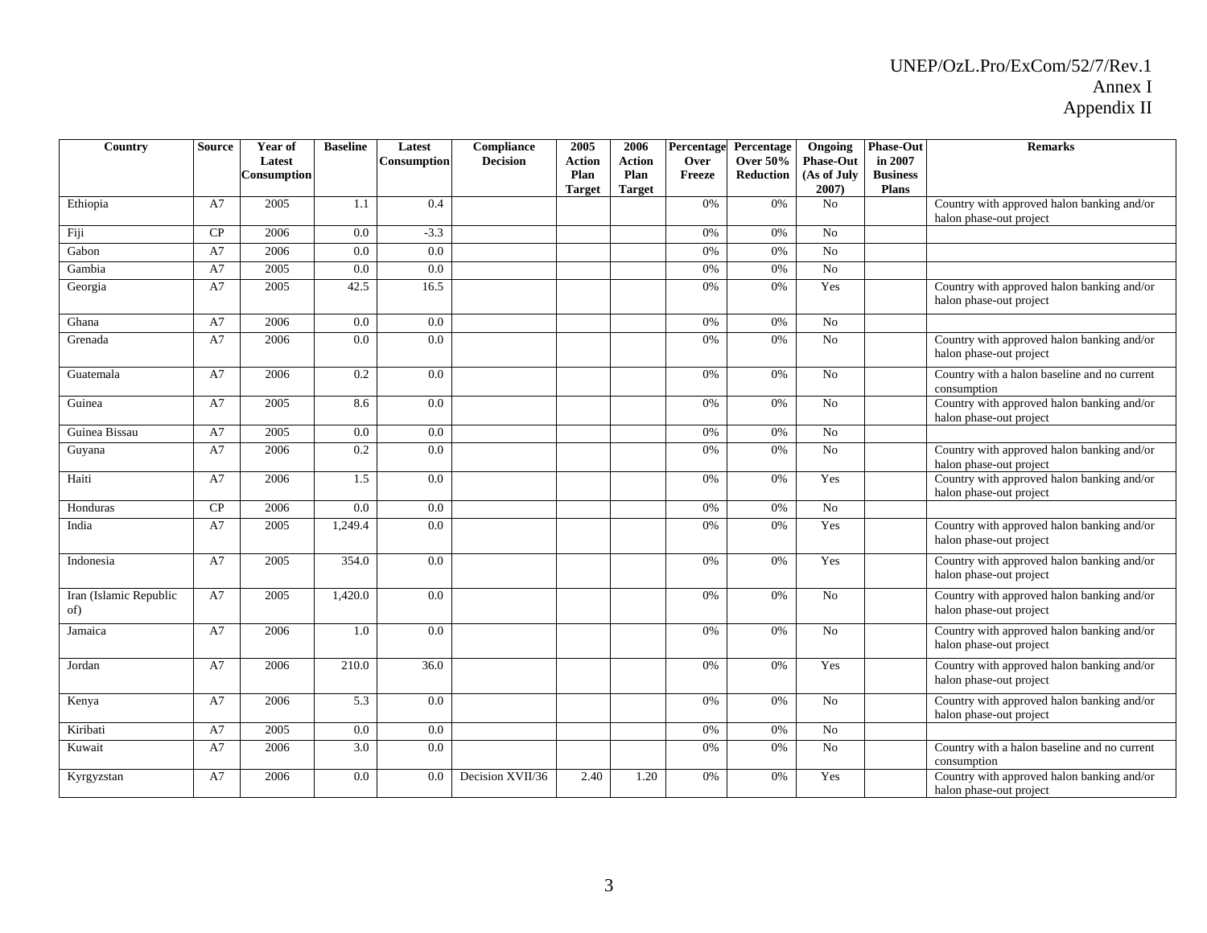| Country | Source | Year of Latest Consumption | Baseline | Latest Consumption | Compliance Decision | 2005 Action Plan Target | 2006 Action Plan Target | Percentage Over Freeze | Percentage Over 50% Reduction | Ongoing Phase-Out (As of July 2007) | Phase-Out in 2007 Business Plans | Remarks |
|---|---|---|---|---|---|---|---|---|---|---|---|---|
| Ethiopia | A7 | 2005 | 1.1 | 0.4 | | | | 0% | 0% | No | | Country with approved halon banking and/or halon phase-out project |
| Fiji | CP | 2006 | 0.0 | -3.3 | | | | 0% | 0% | No | | |
| Gabon | A7 | 2006 | 0.0 | 0.0 | | | | 0% | 0% | No | | |
| Gambia | A7 | 2005 | 0.0 | 0.0 | | | | 0% | 0% | No | | |
| Georgia | A7 | 2005 | 42.5 | 16.5 | | | | 0% | 0% | Yes | | Country with approved halon banking and/or halon phase-out project |
| Ghana | A7 | 2006 | 0.0 | 0.0 | | | | 0% | 0% | No | | |
| Grenada | A7 | 2006 | 0.0 | 0.0 | | | | 0% | 0% | No | | Country with approved halon banking and/or halon phase-out project |
| Guatemala | A7 | 2006 | 0.2 | 0.0 | | | | 0% | 0% | No | | Country with a halon baseline and no current consumption |
| Guinea | A7 | 2005 | 8.6 | 0.0 | | | | 0% | 0% | No | | Country with approved halon banking and/or halon phase-out project |
| Guinea Bissau | A7 | 2005 | 0.0 | 0.0 | | | | 0% | 0% | No | | |
| Guyana | A7 | 2006 | 0.2 | 0.0 | | | | 0% | 0% | No | | Country with approved halon banking and/or halon phase-out project |
| Haiti | A7 | 2006 | 1.5 | 0.0 | | | | 0% | 0% | Yes | | Country with approved halon banking and/or halon phase-out project |
| Honduras | CP | 2006 | 0.0 | 0.0 | | | | 0% | 0% | No | | |
| India | A7 | 2005 | 1,249.4 | 0.0 | | | | 0% | 0% | Yes | | Country with approved halon banking and/or halon phase-out project |
| Indonesia | A7 | 2005 | 354.0 | 0.0 | | | | 0% | 0% | Yes | | Country with approved halon banking and/or halon phase-out project |
| Iran (Islamic Republic of) | A7 | 2005 | 1,420.0 | 0.0 | | | | 0% | 0% | No | | Country with approved halon banking and/or halon phase-out project |
| Jamaica | A7 | 2006 | 1.0 | 0.0 | | | | 0% | 0% | No | | Country with approved halon banking and/or halon phase-out project |
| Jordan | A7 | 2006 | 210.0 | 36.0 | | | | 0% | 0% | Yes | | Country with approved halon banking and/or halon phase-out project |
| Kenya | A7 | 2006 | 5.3 | 0.0 | | | | 0% | 0% | No | | Country with approved halon banking and/or halon phase-out project |
| Kiribati | A7 | 2005 | 0.0 | 0.0 | | | | 0% | 0% | No | | |
| Kuwait | A7 | 2006 | 3.0 | 0.0 | | | | 0% | 0% | No | | Country with a halon baseline and no current consumption |
| Kyrgyzstan | A7 | 2006 | 0.0 | 0.0 | Decision XVII/36 | 2.40 | 1.20 | 0% | 0% | Yes | | Country with approved halon banking and/or halon phase-out project |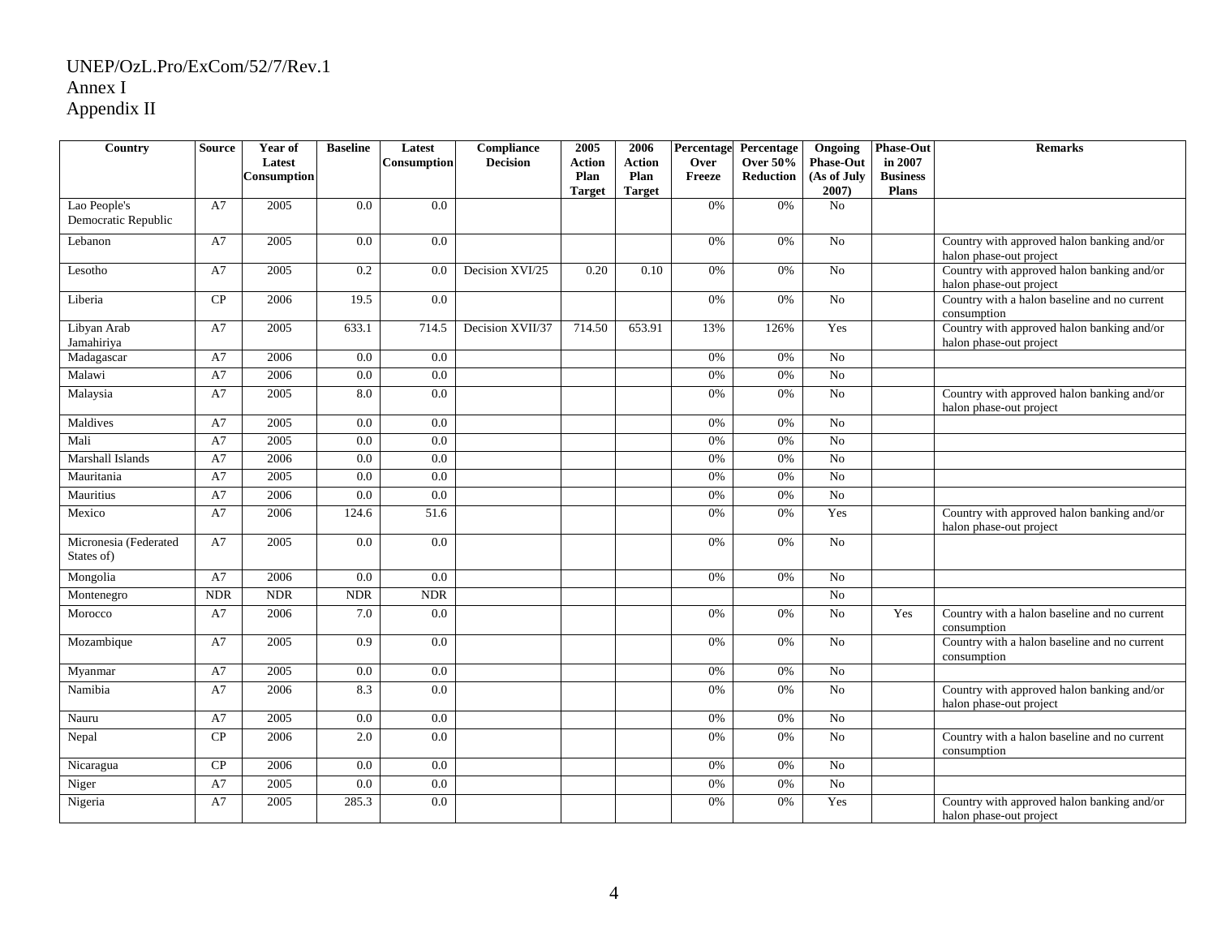UNEP/OzL.Pro/ExCom/52/7/Rev.1
Annex I
Appendix II

| Country | Source | Year of Latest Consumption | Baseline | Latest Consumption | Compliance Decision | 2005 Action Plan Target | 2006 Action Plan Target | Percentage Over Freeze | Percentage Over 50% Reduction | Ongoing Phase-Out (As of July 2007) | Phase-Out in 2007 Business Plans | Remarks |
|---|---|---|---|---|---|---|---|---|---|---|---|---|
| Lao People's Democratic Republic | A7 | 2005 | 0.0 | 0.0 | | | | 0% | 0% | No | | |
| Lebanon | A7 | 2005 | 0.0 | 0.0 | | | | 0% | 0% | No | | Country with approved halon banking and/or halon phase-out project |
| Lesotho | A7 | 2005 | 0.2 | 0.0 | Decision XVI/25 | 0.20 | 0.10 | 0% | 0% | No | | Country with approved halon banking and/or halon phase-out project |
| Liberia | CP | 2006 | 19.5 | 0.0 | | | | 0% | 0% | No | | Country with a halon baseline and no current consumption |
| Libyan Arab Jamahiriya | A7 | 2005 | 633.1 | 714.5 | Decision XVII/37 | 714.50 | 653.91 | 13% | 126% | Yes | | Country with approved halon banking and/or halon phase-out project |
| Madagascar | A7 | 2006 | 0.0 | 0.0 | | | | 0% | 0% | No | | |
| Malawi | A7 | 2006 | 0.0 | 0.0 | | | | 0% | 0% | No | | |
| Malaysia | A7 | 2005 | 8.0 | 0.0 | | | | 0% | 0% | No | | Country with approved halon banking and/or halon phase-out project |
| Maldives | A7 | 2005 | 0.0 | 0.0 | | | | 0% | 0% | No | | |
| Mali | A7 | 2005 | 0.0 | 0.0 | | | | 0% | 0% | No | | |
| Marshall Islands | A7 | 2006 | 0.0 | 0.0 | | | | 0% | 0% | No | | |
| Mauritania | A7 | 2005 | 0.0 | 0.0 | | | | 0% | 0% | No | | |
| Mauritius | A7 | 2006 | 0.0 | 0.0 | | | | 0% | 0% | No | | |
| Mexico | A7 | 2006 | 124.6 | 51.6 | | | | 0% | 0% | Yes | | Country with approved halon banking and/or halon phase-out project |
| Micronesia (Federated States of) | A7 | 2005 | 0.0 | 0.0 | | | | 0% | 0% | No | | |
| Mongolia | A7 | 2006 | 0.0 | 0.0 | | | | 0% | 0% | No | | |
| Montenegro | NDR | NDR | NDR | NDR | | | | | | No | | |
| Morocco | A7 | 2006 | 7.0 | 0.0 | | | | 0% | 0% | No | Yes | Country with a halon baseline and no current consumption |
| Mozambique | A7 | 2005 | 0.9 | 0.0 | | | | 0% | 0% | No | | Country with a halon baseline and no current consumption |
| Myanmar | A7 | 2005 | 0.0 | 0.0 | | | | 0% | 0% | No | | |
| Namibia | A7 | 2006 | 8.3 | 0.0 | | | | 0% | 0% | No | | Country with approved halon banking and/or halon phase-out project |
| Nauru | A7 | 2005 | 0.0 | 0.0 | | | | 0% | 0% | No | | |
| Nepal | CP | 2006 | 2.0 | 0.0 | | | | 0% | 0% | No | | Country with a halon baseline and no current consumption |
| Nicaragua | CP | 2006 | 0.0 | 0.0 | | | | 0% | 0% | No | | |
| Niger | A7 | 2005 | 0.0 | 0.0 | | | | 0% | 0% | No | | |
| Nigeria | A7 | 2005 | 285.3 | 0.0 | | | | 0% | 0% | Yes | | Country with approved halon banking and/or halon phase-out project |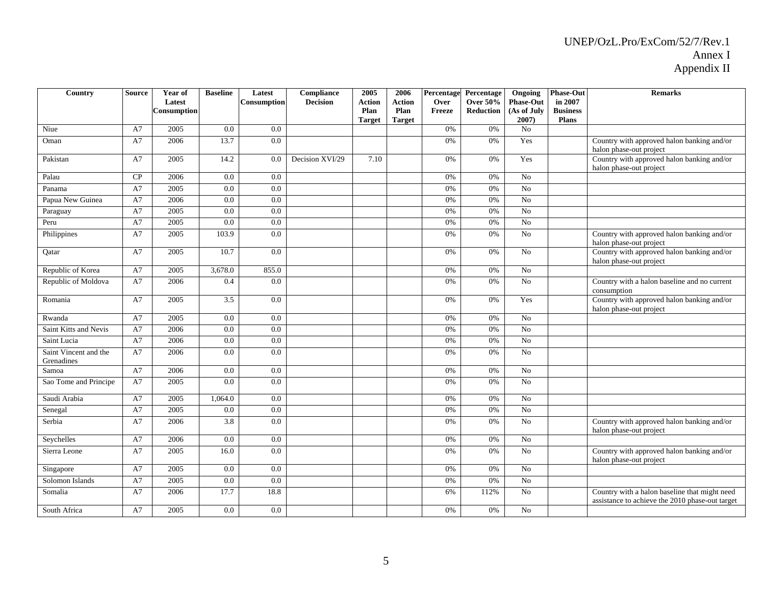| Country | Source | Year of Latest Consumption | Baseline | Latest Consumption | Compliance Decision | 2005 Action Plan Target | 2006 Action Plan Target | Percentage Over Freeze | Percentage Over 50% Reduction | Ongoing Phase-Out (As of July 2007) | Phase-Out in 2007 Business Plans | Remarks |
|---|---|---|---|---|---|---|---|---|---|---|---|---|
| Niue | A7 | 2005 | 0.0 | 0.0 | | | | 0% | 0% | No | | |
| Oman | A7 | 2006 | 13.7 | 0.0 | | | | 0% | 0% | Yes | | Country with approved halon banking and/or halon phase-out project |
| Pakistan | A7 | 2005 | 14.2 | 0.0 | Decision XVI/29 | 7.10 | | 0% | 0% | Yes | | Country with approved halon banking and/or halon phase-out project |
| Palau | CP | 2006 | 0.0 | 0.0 | | | | 0% | 0% | No | | |
| Panama | A7 | 2005 | 0.0 | 0.0 | | | | 0% | 0% | No | | |
| Papua New Guinea | A7 | 2006 | 0.0 | 0.0 | | | | 0% | 0% | No | | |
| Paraguay | A7 | 2005 | 0.0 | 0.0 | | | | 0% | 0% | No | | |
| Peru | A7 | 2005 | 0.0 | 0.0 | | | | 0% | 0% | No | | |
| Philippines | A7 | 2005 | 103.9 | 0.0 | | | | 0% | 0% | No | | Country with approved halon banking and/or halon phase-out project |
| Qatar | A7 | 2005 | 10.7 | 0.0 | | | | 0% | 0% | No | | Country with approved halon banking and/or halon phase-out project |
| Republic of Korea | A7 | 2005 | 3,678.0 | 855.0 | | | | 0% | 0% | No | | |
| Republic of Moldova | A7 | 2006 | 0.4 | 0.0 | | | | 0% | 0% | No | | Country with a halon baseline and no current consumption |
| Romania | A7 | 2005 | 3.5 | 0.0 | | | | 0% | 0% | Yes | | Country with approved halon banking and/or halon phase-out project |
| Rwanda | A7 | 2005 | 0.0 | 0.0 | | | | 0% | 0% | No | | |
| Saint Kitts and Nevis | A7 | 2006 | 0.0 | 0.0 | | | | 0% | 0% | No | | |
| Saint Lucia | A7 | 2006 | 0.0 | 0.0 | | | | 0% | 0% | No | | |
| Saint Vincent and the Grenadines | A7 | 2006 | 0.0 | 0.0 | | | | 0% | 0% | No | | |
| Samoa | A7 | 2006 | 0.0 | 0.0 | | | | 0% | 0% | No | | |
| Sao Tome and Principe | A7 | 2005 | 0.0 | 0.0 | | | | 0% | 0% | No | | |
| Saudi Arabia | A7 | 2005 | 1,064.0 | 0.0 | | | | 0% | 0% | No | | |
| Senegal | A7 | 2005 | 0.0 | 0.0 | | | | 0% | 0% | No | | |
| Serbia | A7 | 2006 | 3.8 | 0.0 | | | | 0% | 0% | No | | Country with approved halon banking and/or halon phase-out project |
| Seychelles | A7 | 2006 | 0.0 | 0.0 | | | | 0% | 0% | No | | |
| Sierra Leone | A7 | 2005 | 16.0 | 0.0 | | | | 0% | 0% | No | | Country with approved halon banking and/or halon phase-out project |
| Singapore | A7 | 2005 | 0.0 | 0.0 | | | | 0% | 0% | No | | |
| Solomon Islands | A7 | 2005 | 0.0 | 0.0 | | | | 0% | 0% | No | | |
| Somalia | A7 | 2006 | 17.7 | 18.8 | | | | 6% | 112% | No | | Country with a halon baseline that might need assistance to achieve the 2010 phase-out target |
| South Africa | A7 | 2005 | 0.0 | 0.0 | | | | 0% | 0% | No | | |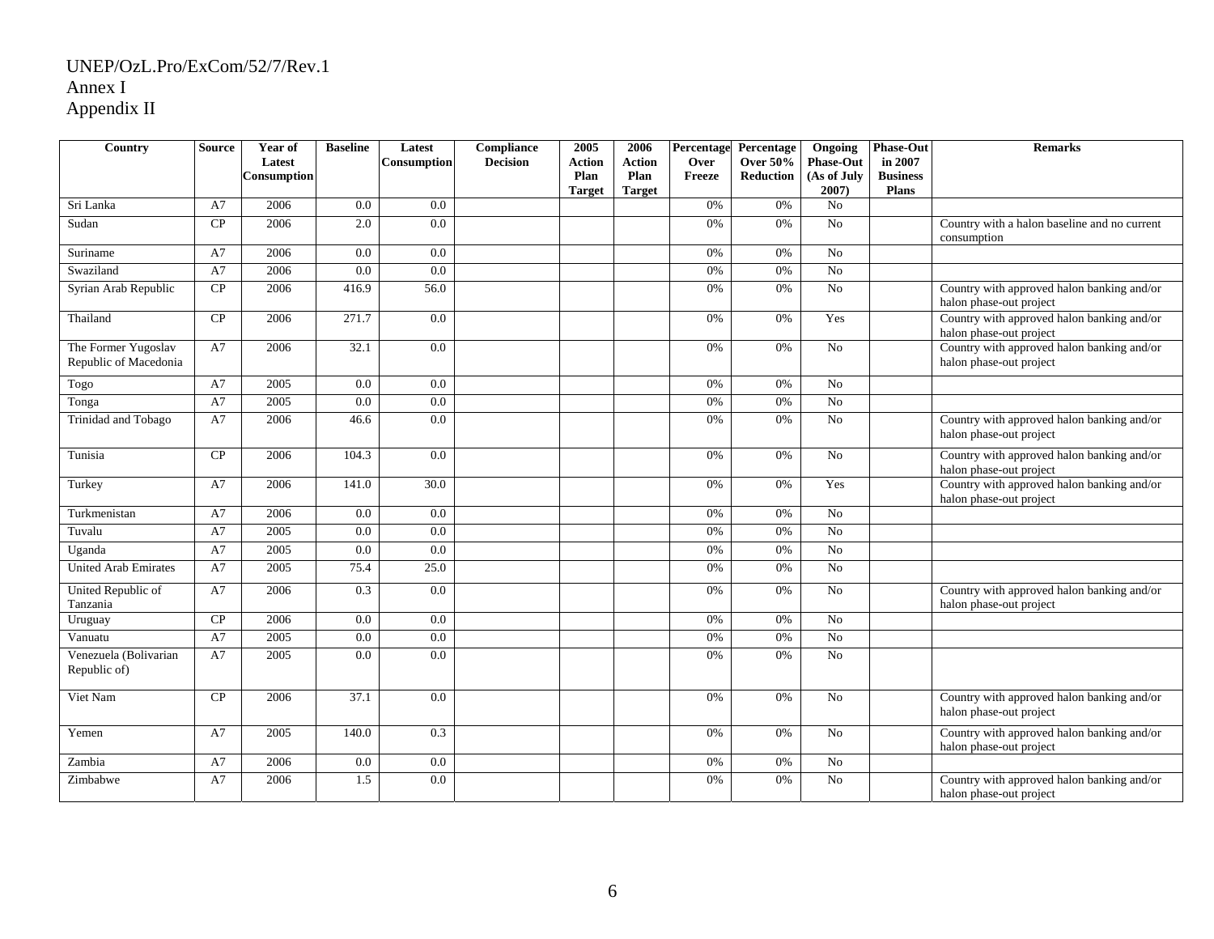UNEP/OzL.Pro/ExCom/52/7/Rev.1
Annex I
Appendix II

| Country | Source | Year of Latest Consumption | Baseline | Latest Consumption | Compliance Decision | 2005 Action Plan Target | 2006 Action Plan Target | Percentage Over Freeze | Percentage Over 50% Reduction | Ongoing Phase-Out (As of July 2007) | Phase-Out in 2007 Business Plans | Remarks |
|---|---|---|---|---|---|---|---|---|---|---|---|---|
| Sri Lanka | A7 | 2006 | 0.0 | 0.0 | | | | 0% | 0% | No | | |
| Sudan | CP | 2006 | 2.0 | 0.0 | | | | 0% | 0% | No | | Country with a halon baseline and no current consumption |
| Suriname | A7 | 2006 | 0.0 | 0.0 | | | | 0% | 0% | No | | |
| Swaziland | A7 | 2006 | 0.0 | 0.0 | | | | 0% | 0% | No | | |
| Syrian Arab Republic | CP | 2006 | 416.9 | 56.0 | | | | 0% | 0% | No | | Country with approved halon banking and/or halon phase-out project |
| Thailand | CP | 2006 | 271.7 | 0.0 | | | | 0% | 0% | Yes | | Country with approved halon banking and/or halon phase-out project |
| The Former Yugoslav Republic of Macedonia | A7 | 2006 | 32.1 | 0.0 | | | | 0% | 0% | No | | Country with approved halon banking and/or halon phase-out project |
| Togo | A7 | 2005 | 0.0 | 0.0 | | | | 0% | 0% | No | | |
| Tonga | A7 | 2005 | 0.0 | 0.0 | | | | 0% | 0% | No | | |
| Trinidad and Tobago | A7 | 2006 | 46.6 | 0.0 | | | | 0% | 0% | No | | Country with approved halon banking and/or halon phase-out project |
| Tunisia | CP | 2006 | 104.3 | 0.0 | | | | 0% | 0% | No | | Country with approved halon banking and/or halon phase-out project |
| Turkey | A7 | 2006 | 141.0 | 30.0 | | | | 0% | 0% | Yes | | Country with approved halon banking and/or halon phase-out project |
| Turkmenistan | A7 | 2006 | 0.0 | 0.0 | | | | 0% | 0% | No | | |
| Tuvalu | A7 | 2005 | 0.0 | 0.0 | | | | 0% | 0% | No | | |
| Uganda | A7 | 2005 | 0.0 | 0.0 | | | | 0% | 0% | No | | |
| United Arab Emirates | A7 | 2005 | 75.4 | 25.0 | | | | 0% | 0% | No | | |
| United Republic of Tanzania | A7 | 2006 | 0.3 | 0.0 | | | | 0% | 0% | No | | Country with approved halon banking and/or halon phase-out project |
| Uruguay | CP | 2006 | 0.0 | 0.0 | | | | 0% | 0% | No | | |
| Vanuatu | A7 | 2005 | 0.0 | 0.0 | | | | 0% | 0% | No | | |
| Venezuela (Bolivarian Republic of) | A7 | 2005 | 0.0 | 0.0 | | | | 0% | 0% | No | | |
| Viet Nam | CP | 2006 | 37.1 | 0.0 | | | | 0% | 0% | No | | Country with approved halon banking and/or halon phase-out project |
| Yemen | A7 | 2005 | 140.0 | 0.3 | | | | 0% | 0% | No | | Country with approved halon banking and/or halon phase-out project |
| Zambia | A7 | 2006 | 0.0 | 0.0 | | | | 0% | 0% | No | | |
| Zimbabwe | A7 | 2006 | 1.5 | 0.0 | | | | 0% | 0% | No | | Country with approved halon banking and/or halon phase-out project |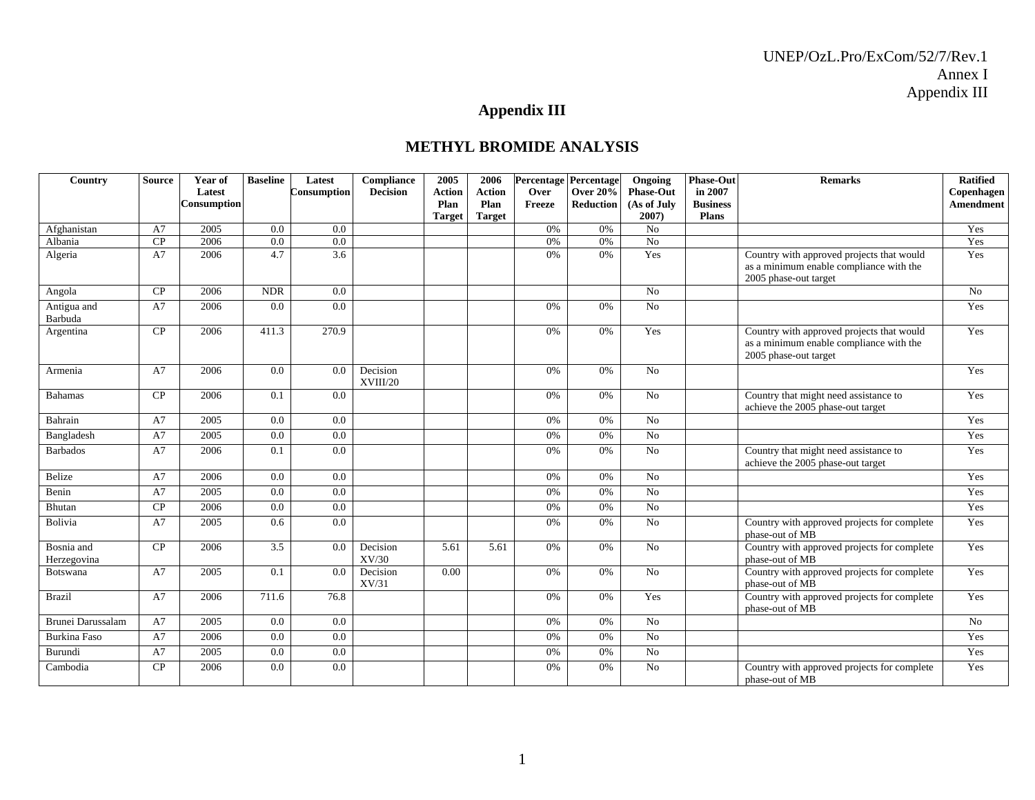## Appendix III

## METHYL BROMIDE ANALYSIS

| Country | Source | Year of Latest Consumption | Baseline | Latest Consumption | Compliance Decision | 2005 Action Plan Target | 2006 Action Plan Target | Percentage Over Freeze | Percentage Over 20% Reduction | Ongoing Phase-Out (As of July 2007) | Phase-Out in 2007 Business Plans | Remarks | Ratified Copenhagen Amendment |
|---|---|---|---|---|---|---|---|---|---|---|---|---|---|
| Afghanistan | A7 | 2005 | 0.0 | 0.0 | | | | 0% | 0% | No | | | Yes |
| Albania | CP | 2006 | 0.0 | 0.0 | | | | 0% | 0% | No | | | Yes |
| Algeria | A7 | 2006 | 4.7 | 3.6 | | | | 0% | 0% | Yes | | Country with approved projects that would as a minimum enable compliance with the 2005 phase-out target | Yes |
| Angola | CP | 2006 | NDR | 0.0 | | | | | | No | | | No |
| Antigua and Barbuda | A7 | 2006 | 0.0 | 0.0 | | | | 0% | 0% | No | | | Yes |
| Argentina | CP | 2006 | 411.3 | 270.9 | | | | 0% | 0% | Yes | | Country with approved projects that would as a minimum enable compliance with the 2005 phase-out target | Yes |
| Armenia | A7 | 2006 | 0.0 | 0.0 | Decision XVIII/20 | | | 0% | 0% | No | | | Yes |
| Bahamas | CP | 2006 | 0.1 | 0.0 | | | | 0% | 0% | No | | Country that might need assistance to achieve the 2005 phase-out target | Yes |
| Bahrain | A7 | 2005 | 0.0 | 0.0 | | | | 0% | 0% | No | | | Yes |
| Bangladesh | A7 | 2005 | 0.0 | 0.0 | | | | 0% | 0% | No | | | Yes |
| Barbados | A7 | 2006 | 0.1 | 0.0 | | | | 0% | 0% | No | | Country that might need assistance to achieve the 2005 phase-out target | Yes |
| Belize | A7 | 2006 | 0.0 | 0.0 | | | | 0% | 0% | No | | | Yes |
| Benin | A7 | 2005 | 0.0 | 0.0 | | | | 0% | 0% | No | | | Yes |
| Bhutan | CP | 2006 | 0.0 | 0.0 | | | | 0% | 0% | No | | | Yes |
| Bolivia | A7 | 2005 | 0.6 | 0.0 | | | | 0% | 0% | No | | Country with approved projects for complete phase-out of MB | Yes |
| Bosnia and Herzegovina | CP | 2006 | 3.5 | 0.0 | Decision XV/30 | 5.61 | 5.61 | 0% | 0% | No | | Country with approved projects for complete phase-out of MB | Yes |
| Botswana | A7 | 2005 | 0.1 | 0.0 | Decision XV/31 | 0.00 | | 0% | 0% | No | | Country with approved projects for complete phase-out of MB | Yes |
| Brazil | A7 | 2006 | 711.6 | 76.8 | | | | 0% | 0% | Yes | | Country with approved projects for complete phase-out of MB | Yes |
| Brunei Darussalam | A7 | 2005 | 0.0 | 0.0 | | | | 0% | 0% | No | | | No |
| Burkina Faso | A7 | 2006 | 0.0 | 0.0 | | | | 0% | 0% | No | | | Yes |
| Burundi | A7 | 2005 | 0.0 | 0.0 | | | | 0% | 0% | No | | | Yes |
| Cambodia | CP | 2006 | 0.0 | 0.0 | | | | 0% | 0% | No | | Country with approved projects for complete phase-out of MB | Yes |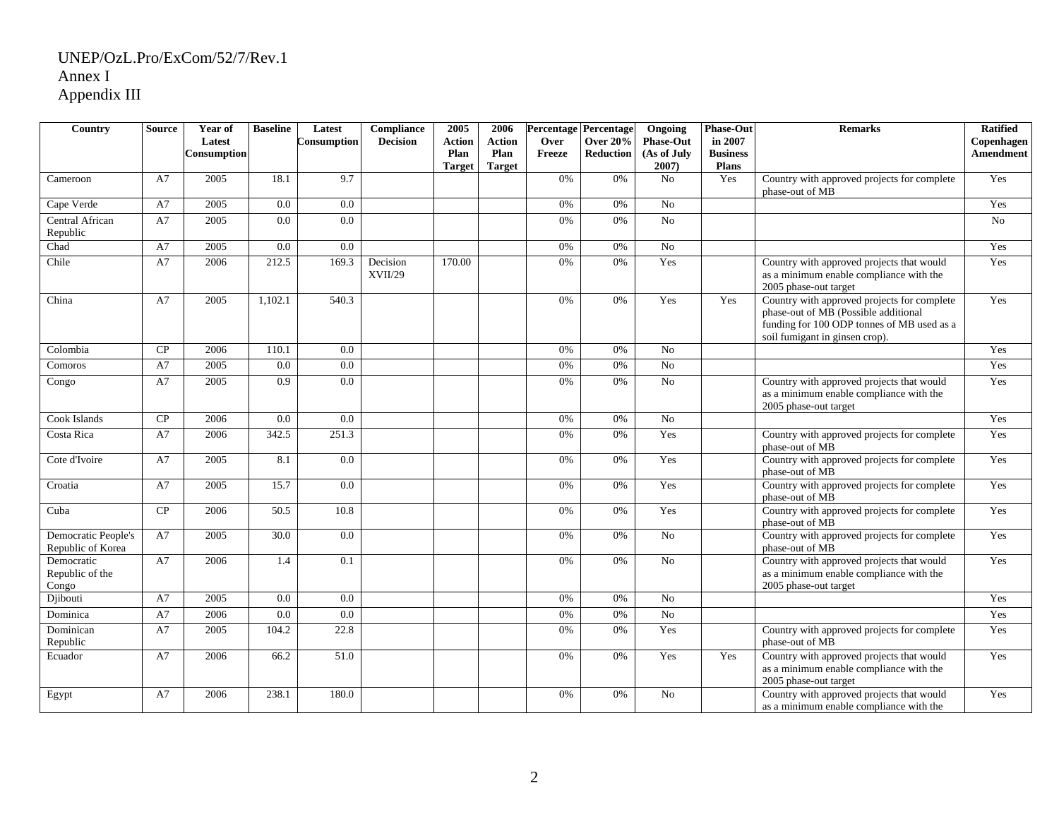UNEP/OzL.Pro/ExCom/52/7/Rev.1
Annex I
Appendix III

| Country | Source | Year of Latest Consumption | Baseline | Latest Consumption | Compliance Decision | 2005 Action Plan Target | 2006 Action Plan Target | Percentage Over Freeze | Percentage Over 20% Reduction | Ongoing Phase-Out (As of July 2007) | Phase-Out in 2007 Business Plans | Remarks | Ratified Copenhagen Amendment |
|---|---|---|---|---|---|---|---|---|---|---|---|---|---|
| Cameroon | A7 | 2005 | 18.1 | 9.7 | | | | 0% | 0% | No | Yes | Country with approved projects for complete phase-out of MB | Yes |
| Cape Verde | A7 | 2005 | 0.0 | 0.0 | | | | 0% | 0% | No | | | Yes |
| Central African Republic | A7 | 2005 | 0.0 | 0.0 | | | | 0% | 0% | No | | | No |
| Chad | A7 | 2005 | 0.0 | 0.0 | | | | 0% | 0% | No | | | Yes |
| Chile | A7 | 2006 | 212.5 | 169.3 | Decision XVII/29 | 170.00 | | 0% | 0% | Yes | | Country with approved projects that would as a minimum enable compliance with the 2005 phase-out target | Yes |
| China | A7 | 2005 | 1,102.1 | 540.3 | | | | 0% | 0% | Yes | Yes | Country with approved projects for complete phase-out of MB (Possible additional funding for 100 ODP tonnes of MB used as a soil fumigant in ginsen crop). | Yes |
| Colombia | CP | 2006 | 110.1 | 0.0 | | | | 0% | 0% | No | | | Yes |
| Comoros | A7 | 2005 | 0.0 | 0.0 | | | | 0% | 0% | No | | | Yes |
| Congo | A7 | 2005 | 0.9 | 0.0 | | | | 0% | 0% | No | | Country with approved projects that would as a minimum enable compliance with the 2005 phase-out target | Yes |
| Cook Islands | CP | 2006 | 0.0 | 0.0 | | | | 0% | 0% | No | | | Yes |
| Costa Rica | A7 | 2006 | 342.5 | 251.3 | | | | 0% | 0% | Yes | | Country with approved projects for complete phase-out of MB | Yes |
| Cote d'Ivoire | A7 | 2005 | 8.1 | 0.0 | | | | 0% | 0% | Yes | | Country with approved projects for complete phase-out of MB | Yes |
| Croatia | A7 | 2005 | 15.7 | 0.0 | | | | 0% | 0% | Yes | | Country with approved projects for complete phase-out of MB | Yes |
| Cuba | CP | 2006 | 50.5 | 10.8 | | | | 0% | 0% | Yes | | Country with approved projects for complete phase-out of MB | Yes |
| Democratic People's Republic of Korea | A7 | 2005 | 30.0 | 0.0 | | | | 0% | 0% | No | | Country with approved projects for complete phase-out of MB | Yes |
| Democratic Republic of the Congo | A7 | 2006 | 1.4 | 0.1 | | | | 0% | 0% | No | | Country with approved projects that would as a minimum enable compliance with the 2005 phase-out target | Yes |
| Djibouti | A7 | 2005 | 0.0 | 0.0 | | | | 0% | 0% | No | | | Yes |
| Dominica | A7 | 2006 | 0.0 | 0.0 | | | | 0% | 0% | No | | | Yes |
| Dominican Republic | A7 | 2005 | 104.2 | 22.8 | | | | 0% | 0% | Yes | | Country with approved projects for complete phase-out of MB | Yes |
| Ecuador | A7 | 2006 | 66.2 | 51.0 | | | | 0% | 0% | Yes | Yes | Country with approved projects that would as a minimum enable compliance with the 2005 phase-out target | Yes |
| Egypt | A7 | 2006 | 238.1 | 180.0 | | | | 0% | 0% | No | | Country with approved projects that would as a minimum enable compliance with the | Yes |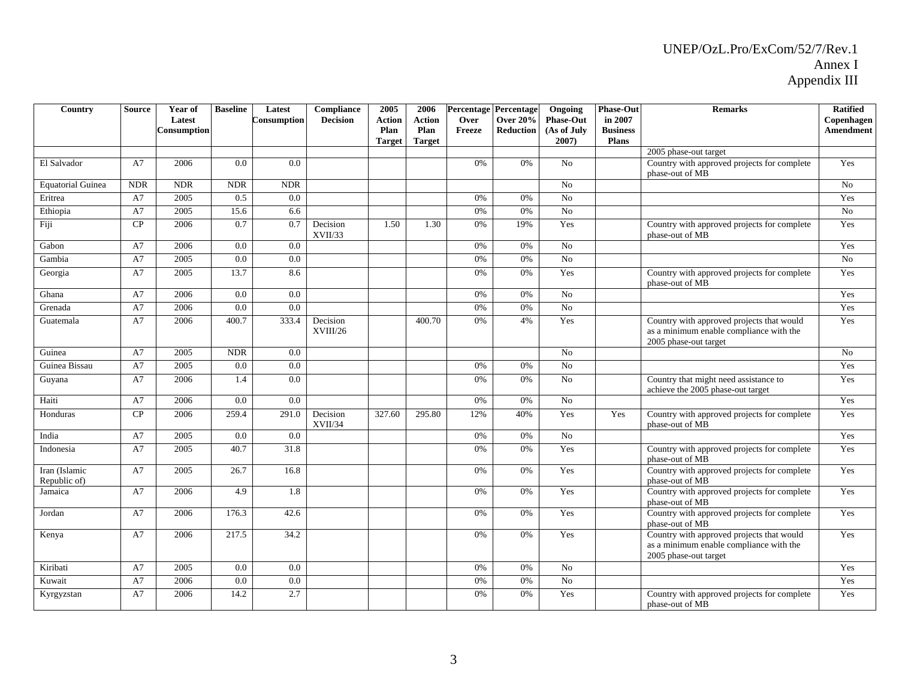| Country | Source | Year of Latest Consumption | Baseline | Latest Consumption | Compliance Decision | 2005 Action Plan Target | 2006 Action Plan Target | Percentage Over Freeze | Percentage Over 20% Reduction | Ongoing Phase-Out (As of July 2007) | Phase-Out in 2007 Business Plans | Remarks | Ratified Copenhagen Amendment |
|---|---|---|---|---|---|---|---|---|---|---|---|---|---|
| | | | | | | | | | | | | 2005 phase-out target | |
| El Salvador | A7 | 2006 | 0.0 | 0.0 | | | | 0% | 0% | No | | Country with approved projects for complete phase-out of MB | Yes |
| Equatorial Guinea | NDR | NDR | NDR | NDR | | | | | | No | | | No |
| Eritrea | A7 | 2005 | 0.5 | 0.0 | | | | 0% | 0% | No | | | Yes |
| Ethiopia | A7 | 2005 | 15.6 | 6.6 | | | | 0% | 0% | No | | | No |
| Fiji | CP | 2006 | 0.7 | 0.7 | Decision XVII/33 | 1.50 | 1.30 | 0% | 19% | Yes | | Country with approved projects for complete phase-out of MB | Yes |
| Gabon | A7 | 2006 | 0.0 | 0.0 | | | | 0% | 0% | No | | | Yes |
| Gambia | A7 | 2005 | 0.0 | 0.0 | | | | 0% | 0% | No | | | No |
| Georgia | A7 | 2005 | 13.7 | 8.6 | | | | 0% | 0% | Yes | | Country with approved projects for complete phase-out of MB | Yes |
| Ghana | A7 | 2006 | 0.0 | 0.0 | | | | 0% | 0% | No | | | Yes |
| Grenada | A7 | 2006 | 0.0 | 0.0 | | | | 0% | 0% | No | | | Yes |
| Guatemala | A7 | 2006 | 400.7 | 333.4 | Decision XVIII/26 | | 400.70 | 0% | 4% | Yes | | Country with approved projects that would as a minimum enable compliance with the 2005 phase-out target | Yes |
| Guinea | A7 | 2005 | NDR | 0.0 | | | | | | No | | | No |
| Guinea Bissau | A7 | 2005 | 0.0 | 0.0 | | | | 0% | 0% | No | | | Yes |
| Guyana | A7 | 2006 | 1.4 | 0.0 | | | | 0% | 0% | No | | Country that might need assistance to achieve the 2005 phase-out target | Yes |
| Haiti | A7 | 2006 | 0.0 | 0.0 | | | | 0% | 0% | No | | | Yes |
| Honduras | CP | 2006 | 259.4 | 291.0 | Decision XVII/34 | 327.60 | 295.80 | 12% | 40% | Yes | Yes | Country with approved projects for complete phase-out of MB | Yes |
| India | A7 | 2005 | 0.0 | 0.0 | | | | 0% | 0% | No | | | Yes |
| Indonesia | A7 | 2005 | 40.7 | 31.8 | | | | 0% | 0% | Yes | | Country with approved projects for complete phase-out of MB | Yes |
| Iran (Islamic Republic of) | A7 | 2005 | 26.7 | 16.8 | | | | 0% | 0% | Yes | | Country with approved projects for complete phase-out of MB | Yes |
| Jamaica | A7 | 2006 | 4.9 | 1.8 | | | | 0% | 0% | Yes | | Country with approved projects for complete phase-out of MB | Yes |
| Jordan | A7 | 2006 | 176.3 | 42.6 | | | | 0% | 0% | Yes | | Country with approved projects for complete phase-out of MB | Yes |
| Kenya | A7 | 2006 | 217.5 | 34.2 | | | | 0% | 0% | Yes | | Country with approved projects that would as a minimum enable compliance with the 2005 phase-out target | Yes |
| Kiribati | A7 | 2005 | 0.0 | 0.0 | | | | 0% | 0% | No | | | Yes |
| Kuwait | A7 | 2006 | 0.0 | 0.0 | | | | 0% | 0% | No | | | Yes |
| Kyrgyzstan | A7 | 2006 | 14.2 | 2.7 | | | | 0% | 0% | Yes | | Country with approved projects for complete phase-out of MB | Yes |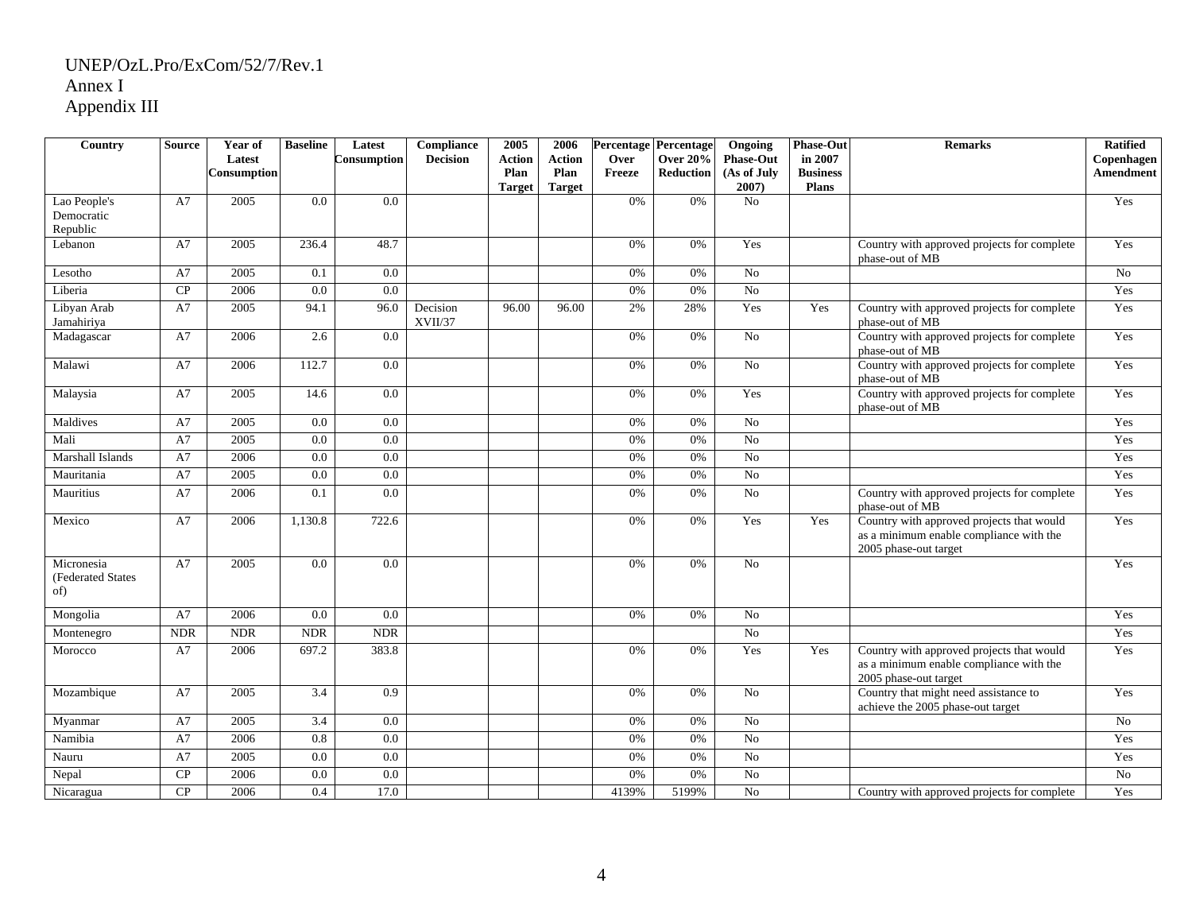UNEP/OzL.Pro/ExCom/52/7/Rev.1
Annex I
Appendix III

| Country | Source | Year of Latest Consumption | Baseline | Latest Consumption | Compliance Decision | 2005 Action Plan Target | 2006 Action Plan Target | Percentage Over Freeze | Percentage Over 20% Reduction | Ongoing Phase-Out (As of July 2007) | Phase-Out in 2007 Business Plans | Remarks | Ratified Copenhagen Amendment |
|---|---|---|---|---|---|---|---|---|---|---|---|---|---|
| Lao People's Democratic Republic | A7 | 2005 | 0.0 | 0.0 | | | | 0% | 0% | No | | | Yes |
| Lebanon | A7 | 2005 | 236.4 | 48.7 | | | | 0% | 0% | Yes | | Country with approved projects for complete phase-out of MB | Yes |
| Lesotho | A7 | 2005 | 0.1 | 0.0 | | | | 0% | 0% | No | | | No |
| Liberia | CP | 2006 | 0.0 | 0.0 | | | | 0% | 0% | No | | | Yes |
| Libyan Arab Jamahiriya | A7 | 2005 | 94.1 | 96.0 | Decision XVII/37 | 96.00 | 96.00 | 2% | 28% | Yes | Yes | Country with approved projects for complete phase-out of MB | Yes |
| Madagascar | A7 | 2006 | 2.6 | 0.0 | | | | 0% | 0% | No | | Country with approved projects for complete phase-out of MB | Yes |
| Malawi | A7 | 2006 | 112.7 | 0.0 | | | | 0% | 0% | No | | Country with approved projects for complete phase-out of MB | Yes |
| Malaysia | A7 | 2005 | 14.6 | 0.0 | | | | 0% | 0% | Yes | | Country with approved projects for complete phase-out of MB | Yes |
| Maldives | A7 | 2005 | 0.0 | 0.0 | | | | 0% | 0% | No | | | Yes |
| Mali | A7 | 2005 | 0.0 | 0.0 | | | | 0% | 0% | No | | | Yes |
| Marshall Islands | A7 | 2006 | 0.0 | 0.0 | | | | 0% | 0% | No | | | Yes |
| Mauritania | A7 | 2005 | 0.0 | 0.0 | | | | 0% | 0% | No | | | Yes |
| Mauritius | A7 | 2006 | 0.1 | 0.0 | | | | 0% | 0% | No | | Country with approved projects for complete phase-out of MB | Yes |
| Mexico | A7 | 2006 | 1,130.8 | 722.6 | | | | 0% | 0% | Yes | Yes | Country with approved projects that would as a minimum enable compliance with the 2005 phase-out target | Yes |
| Micronesia (Federated States of) | A7 | 2005 | 0.0 | 0.0 | | | | 0% | 0% | No | | | Yes |
| Mongolia | A7 | 2006 | 0.0 | 0.0 | | | | 0% | 0% | No | | | Yes |
| Montenegro | NDR | NDR | NDR | NDR | | | | | | No | | | Yes |
| Morocco | A7 | 2006 | 697.2 | 383.8 | | | | 0% | 0% | Yes | Yes | Country with approved projects that would as a minimum enable compliance with the 2005 phase-out target | Yes |
| Mozambique | A7 | 2005 | 3.4 | 0.9 | | | | 0% | 0% | No | | Country that might need assistance to achieve the 2005 phase-out target | Yes |
| Myanmar | A7 | 2005 | 3.4 | 0.0 | | | | 0% | 0% | No | | | No |
| Namibia | A7 | 2006 | 0.8 | 0.0 | | | | 0% | 0% | No | | | Yes |
| Nauru | A7 | 2005 | 0.0 | 0.0 | | | | 0% | 0% | No | | | Yes |
| Nepal | CP | 2006 | 0.0 | 0.0 | | | | 0% | 0% | No | | | No |
| Nicaragua | CP | 2006 | 0.4 | 17.0 | | | | 4139% | 5199% | No | | Country with approved projects for complete | Yes |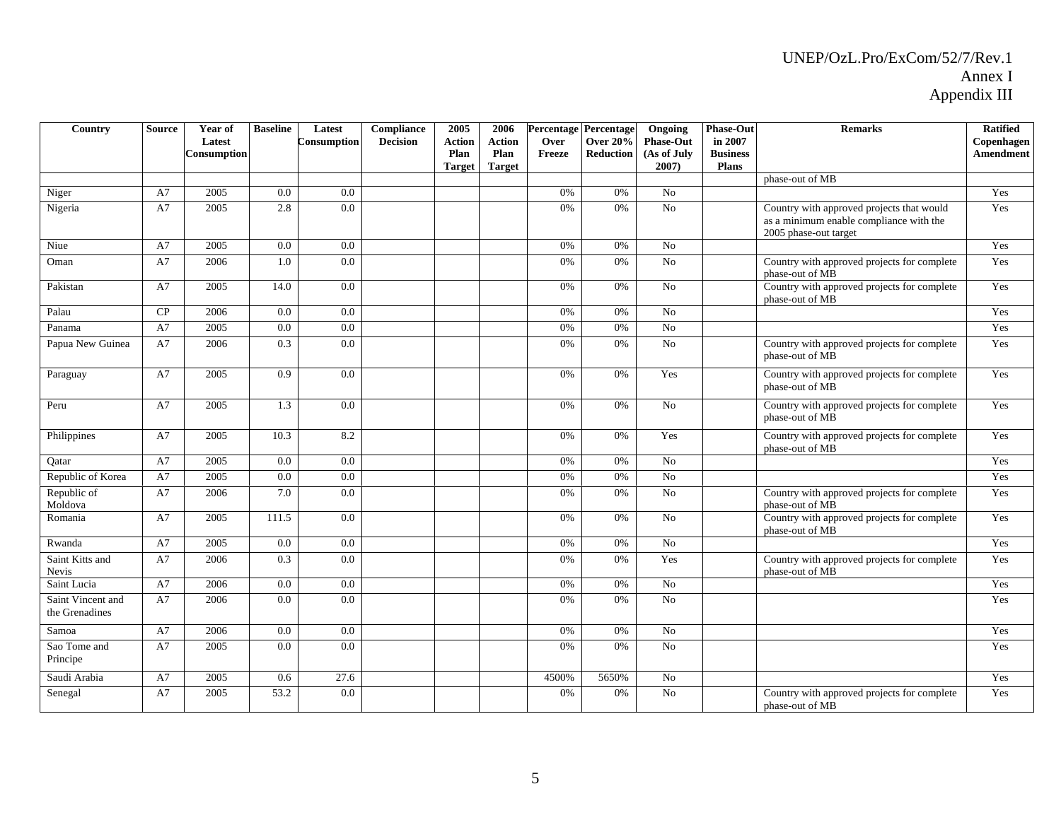| Country | Source | Year of Latest Consumption | Baseline | Latest Consumption | Compliance Decision | 2005 Action Plan Target | 2006 Action Plan Target | Percentage Over Freeze | Percentage Over 20% Reduction | Ongoing Phase-Out (As of July 2007) | Phase-Out in 2007 Business Plans | Remarks | Ratified Copenhagen Amendment |
|---|---|---|---|---|---|---|---|---|---|---|---|---|---|
| | | | | | | | | | | | | phase-out of MB | |
| Niger | A7 | 2005 | 0.0 | 0.0 | | | | 0% | 0% | No | | | Yes |
| Nigeria | A7 | 2005 | 2.8 | 0.0 | | | | 0% | 0% | No | | Country with approved projects that would as a minimum enable compliance with the 2005 phase-out target | Yes |
| Niue | A7 | 2005 | 0.0 | 0.0 | | | | 0% | 0% | No | | | Yes |
| Oman | A7 | 2006 | 1.0 | 0.0 | | | | 0% | 0% | No | | Country with approved projects for complete phase-out of MB | Yes |
| Pakistan | A7 | 2005 | 14.0 | 0.0 | | | | 0% | 0% | No | | Country with approved projects for complete phase-out of MB | Yes |
| Palau | CP | 2006 | 0.0 | 0.0 | | | | 0% | 0% | No | | | Yes |
| Panama | A7 | 2005 | 0.0 | 0.0 | | | | 0% | 0% | No | | | Yes |
| Papua New Guinea | A7 | 2006 | 0.3 | 0.0 | | | | 0% | 0% | No | | Country with approved projects for complete phase-out of MB | Yes |
| Paraguay | A7 | 2005 | 0.9 | 0.0 | | | | 0% | 0% | Yes | | Country with approved projects for complete phase-out of MB | Yes |
| Peru | A7 | 2005 | 1.3 | 0.0 | | | | 0% | 0% | No | | Country with approved projects for complete phase-out of MB | Yes |
| Philippines | A7 | 2005 | 10.3 | 8.2 | | | | 0% | 0% | Yes | | Country with approved projects for complete phase-out of MB | Yes |
| Qatar | A7 | 2005 | 0.0 | 0.0 | | | | 0% | 0% | No | | | Yes |
| Republic of Korea | A7 | 2005 | 0.0 | 0.0 | | | | 0% | 0% | No | | | Yes |
| Republic of Moldova | A7 | 2006 | 7.0 | 0.0 | | | | 0% | 0% | No | | Country with approved projects for complete phase-out of MB | Yes |
| Romania | A7 | 2005 | 111.5 | 0.0 | | | | 0% | 0% | No | | Country with approved projects for complete phase-out of MB | Yes |
| Rwanda | A7 | 2005 | 0.0 | 0.0 | | | | 0% | 0% | No | | | Yes |
| Saint Kitts and Nevis | A7 | 2006 | 0.3 | 0.0 | | | | 0% | 0% | Yes | | Country with approved projects for complete phase-out of MB | Yes |
| Saint Lucia | A7 | 2006 | 0.0 | 0.0 | | | | 0% | 0% | No | | | Yes |
| Saint Vincent and the Grenadines | A7 | 2006 | 0.0 | 0.0 | | | | 0% | 0% | No | | | Yes |
| Samoa | A7 | 2006 | 0.0 | 0.0 | | | | 0% | 0% | No | | | Yes |
| Sao Tome and Principe | A7 | 2005 | 0.0 | 0.0 | | | | 0% | 0% | No | | | Yes |
| Saudi Arabia | A7 | 2005 | 0.6 | 27.6 | | | | 4500% | 5650% | No | | | Yes |
| Senegal | A7 | 2005 | 53.2 | 0.0 | | | | 0% | 0% | No | | Country with approved projects for complete phase-out of MB | Yes |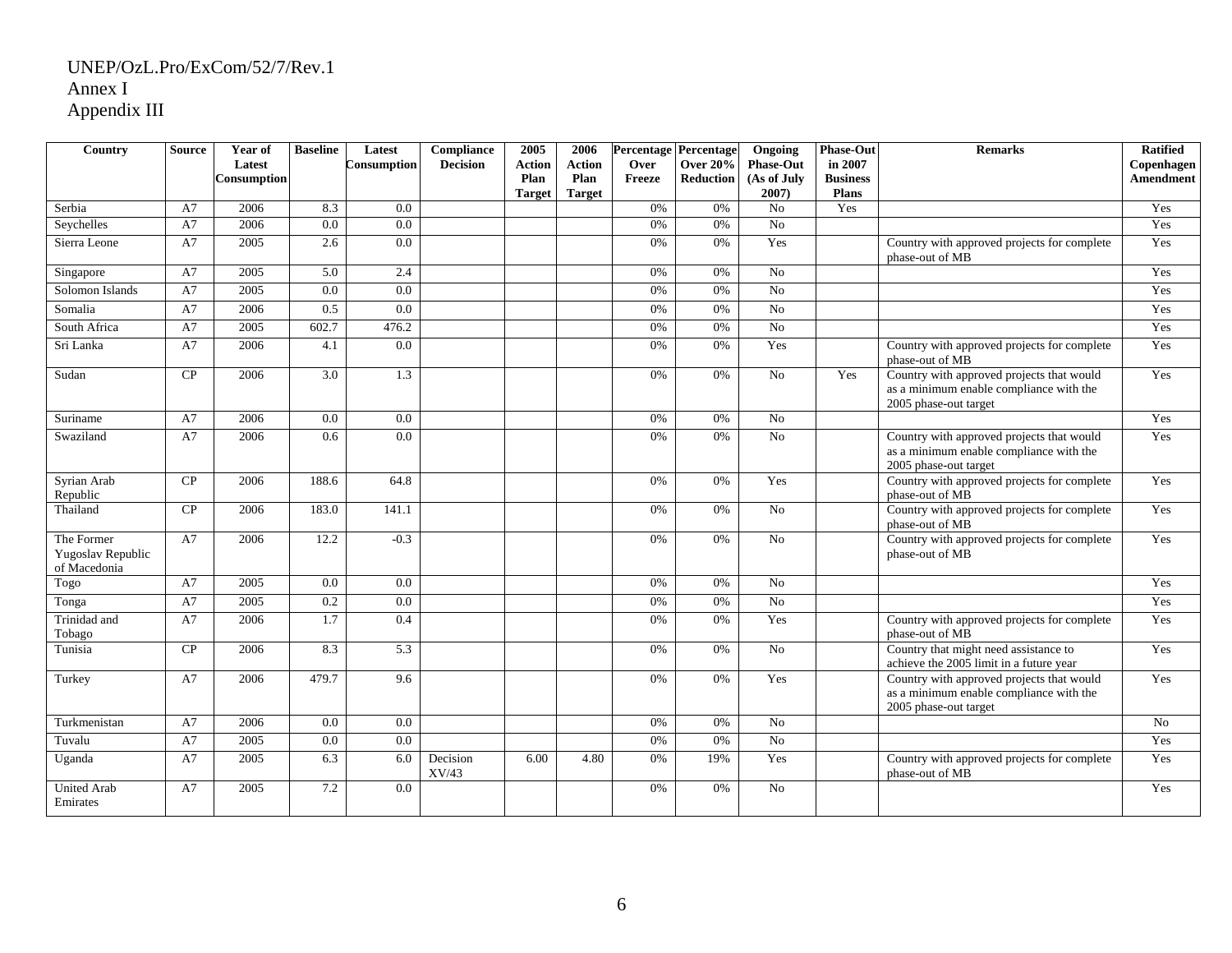UNEP/OzL.Pro/ExCom/52/7/Rev.1
Annex I
Appendix III

| Country | Source | Year of Latest Consumption | Baseline | Latest Consumption | Compliance Decision | 2005 Action Plan Target | 2006 Action Plan Target | Percentage Over Freeze | Percentage Over 20% Reduction | Ongoing Phase-Out (As of July 2007) | Phase-Out in 2007 Business Plans | Remarks | Ratified Copenhagen Amendment |
|---|---|---|---|---|---|---|---|---|---|---|---|---|---|
| Serbia | A7 | 2006 | 8.3 | 0.0 | | | | 0% | 0% | No | Yes | | Yes |
| Seychelles | A7 | 2006 | 0.0 | 0.0 | | | | 0% | 0% | No | | | Yes |
| Sierra Leone | A7 | 2005 | 2.6 | 0.0 | | | | 0% | 0% | Yes | | Country with approved projects for complete phase-out of MB | Yes |
| Singapore | A7 | 2005 | 5.0 | 2.4 | | | | 0% | 0% | No | | | Yes |
| Solomon Islands | A7 | 2005 | 0.0 | 0.0 | | | | 0% | 0% | No | | | Yes |
| Somalia | A7 | 2006 | 0.5 | 0.0 | | | | 0% | 0% | No | | | Yes |
| South Africa | A7 | 2005 | 602.7 | 476.2 | | | | 0% | 0% | No | | | Yes |
| Sri Lanka | A7 | 2006 | 4.1 | 0.0 | | | | 0% | 0% | Yes | | Country with approved projects for complete phase-out of MB | Yes |
| Sudan | CP | 2006 | 3.0 | 1.3 | | | | 0% | 0% | No | Yes | Country with approved projects that would as a minimum enable compliance with the 2005 phase-out target | Yes |
| Suriname | A7 | 2006 | 0.0 | 0.0 | | | | 0% | 0% | No | | | Yes |
| Swaziland | A7 | 2006 | 0.6 | 0.0 | | | | 0% | 0% | No | | Country with approved projects that would as a minimum enable compliance with the 2005 phase-out target | Yes |
| Syrian Arab Republic | CP | 2006 | 188.6 | 64.8 | | | | 0% | 0% | Yes | | Country with approved projects for complete phase-out of MB | Yes |
| Thailand | CP | 2006 | 183.0 | 141.1 | | | | 0% | 0% | No | | Country with approved projects for complete phase-out of MB | Yes |
| The Former Yugoslav Republic of Macedonia | A7 | 2006 | 12.2 | -0.3 | | | | 0% | 0% | No | | Country with approved projects for complete phase-out of MB | Yes |
| Togo | A7 | 2005 | 0.0 | 0.0 | | | | 0% | 0% | No | | | Yes |
| Tonga | A7 | 2005 | 0.2 | 0.0 | | | | 0% | 0% | No | | | Yes |
| Trinidad and Tobago | A7 | 2006 | 1.7 | 0.4 | | | | 0% | 0% | Yes | | Country with approved projects for complete phase-out of MB | Yes |
| Tunisia | CP | 2006 | 8.3 | 5.3 | | | | 0% | 0% | No | | Country that might need assistance to achieve the 2005 limit in a future year | Yes |
| Turkey | A7 | 2006 | 479.7 | 9.6 | | | | 0% | 0% | Yes | | Country with approved projects that would as a minimum enable compliance with the 2005 phase-out target | Yes |
| Turkmenistan | A7 | 2006 | 0.0 | 0.0 | | | | 0% | 0% | No | | | No |
| Tuvalu | A7 | 2005 | 0.0 | 0.0 | | | | 0% | 0% | No | | | Yes |
| Uganda | A7 | 2005 | 6.3 | 6.0 | Decision XV/43 | 6.00 | 4.80 | 0% | 19% | Yes | | Country with approved projects for complete phase-out of MB | Yes |
| United Arab Emirates | A7 | 2005 | 7.2 | 0.0 | | | | 0% | 0% | No | | | Yes |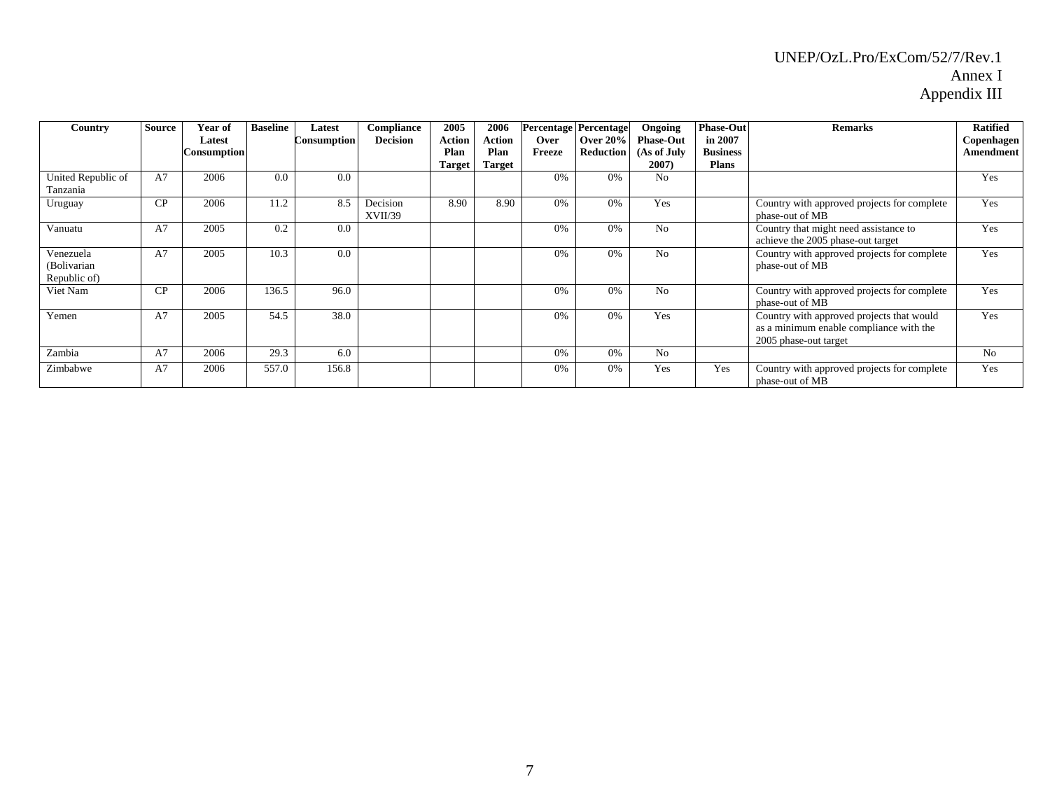| Country | Source | Year of Latest Consumption | Baseline | Latest Consumption | Compliance Decision | 2005 Action Plan Target | 2006 Action Plan Target | Percentage Over Freeze | Percentage Over 20% Reduction | Ongoing Phase-Out (As of July 2007) | Phase-Out in 2007 Business Plans | Remarks | Ratified Copenhagen Amendment |
|---|---|---|---|---|---|---|---|---|---|---|---|---|---|
| United Republic of Tanzania | A7 | 2006 | 0.0 | 0.0 | | | | 0% | 0% | No | | | Yes |
| Uruguay | CP | 2006 | 11.2 | 8.5 | Decision XVII/39 | 8.90 | 8.90 | 0% | 0% | Yes | | Country with approved projects for complete phase-out of MB | Yes |
| Vanuatu | A7 | 2005 | 0.2 | 0.0 | | | | 0% | 0% | No | | Country that might need assistance to achieve the 2005 phase-out target | Yes |
| Venezuela (Bolivarian Republic of) | A7 | 2005 | 10.3 | 0.0 | | | | 0% | 0% | No | | Country with approved projects for complete phase-out of MB | Yes |
| Viet Nam | CP | 2006 | 136.5 | 96.0 | | | | 0% | 0% | No | | Country with approved projects for complete phase-out of MB | Yes |
| Yemen | A7 | 2005 | 54.5 | 38.0 | | | | 0% | 0% | Yes | | Country with approved projects that would as a minimum enable compliance with the 2005 phase-out target | Yes |
| Zambia | A7 | 2006 | 29.3 | 6.0 | | | | 0% | 0% | No | | | No |
| Zimbabwe | A7 | 2006 | 557.0 | 156.8 | | | | 0% | 0% | Yes | Yes | Country with approved projects for complete phase-out of MB | Yes |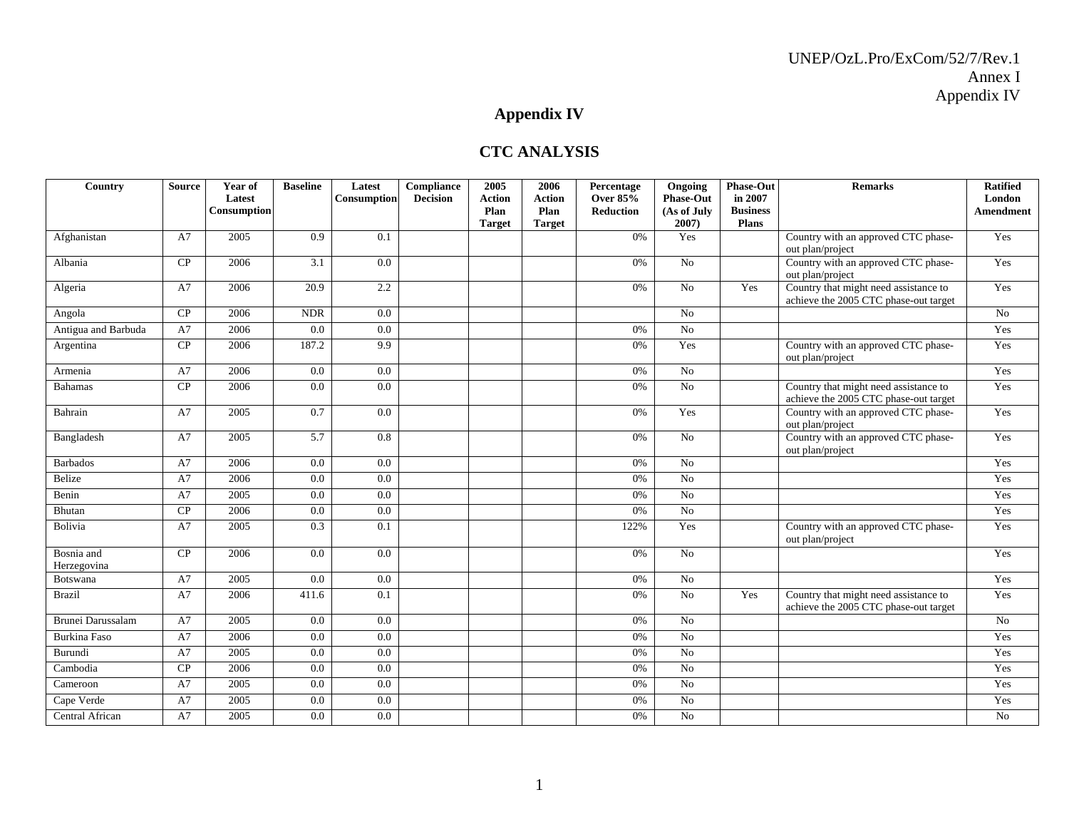# Appendix IV

## CTC ANALYSIS

| Country | Source | Year of Latest Consumption | Baseline | Latest Consumption | Compliance Decision | 2005 Action Plan Target | 2006 Action Plan Target | Percentage Over 85% Reduction | Ongoing Phase-Out (As of July 2007) | Phase-Out in 2007 Business Plans | Remarks | Ratified London Amendment |
|---|---|---|---|---|---|---|---|---|---|---|---|---|
| Afghanistan | A7 | 2005 | 0.9 | 0.1 | | | | 0% | Yes | | Country with an approved CTC phase-out plan/project | Yes |
| Albania | CP | 2006 | 3.1 | 0.0 | | | | 0% | No | | Country with an approved CTC phase-out plan/project | Yes |
| Algeria | A7 | 2006 | 20.9 | 2.2 | | | | 0% | No | Yes | Country that might need assistance to achieve the 2005 CTC phase-out target | Yes |
| Angola | CP | 2006 | NDR | 0.0 | | | | | No | | | No |
| Antigua and Barbuda | A7 | 2006 | 0.0 | 0.0 | | | | 0% | No | | | Yes |
| Argentina | CP | 2006 | 187.2 | 9.9 | | | | 0% | Yes | | Country with an approved CTC phase-out plan/project | Yes |
| Armenia | A7 | 2006 | 0.0 | 0.0 | | | | 0% | No | | | Yes |
| Bahamas | CP | 2006 | 0.0 | 0.0 | | | | 0% | No | | Country that might need assistance to achieve the 2005 CTC phase-out target | Yes |
| Bahrain | A7 | 2005 | 0.7 | 0.0 | | | | 0% | Yes | | Country with an approved CTC phase-out plan/project | Yes |
| Bangladesh | A7 | 2005 | 5.7 | 0.8 | | | | 0% | No | | Country with an approved CTC phase-out plan/project | Yes |
| Barbados | A7 | 2006 | 0.0 | 0.0 | | | | 0% | No | | | Yes |
| Belize | A7 | 2006 | 0.0 | 0.0 | | | | 0% | No | | | Yes |
| Benin | A7 | 2005 | 0.0 | 0.0 | | | | 0% | No | | | Yes |
| Bhutan | CP | 2006 | 0.0 | 0.0 | | | | 0% | No | | | Yes |
| Bolivia | A7 | 2005 | 0.3 | 0.1 | | | | 122% | Yes | | Country with an approved CTC phase-out plan/project | Yes |
| Bosnia and Herzegovina | CP | 2006 | 0.0 | 0.0 | | | | 0% | No | | | Yes |
| Botswana | A7 | 2005 | 0.0 | 0.0 | | | | 0% | No | | | Yes |
| Brazil | A7 | 2006 | 411.6 | 0.1 | | | | 0% | No | Yes | Country that might need assistance to achieve the 2005 CTC phase-out target | Yes |
| Brunei Darussalam | A7 | 2005 | 0.0 | 0.0 | | | | 0% | No | | | No |
| Burkina Faso | A7 | 2006 | 0.0 | 0.0 | | | | 0% | No | | | Yes |
| Burundi | A7 | 2005 | 0.0 | 0.0 | | | | 0% | No | | | Yes |
| Cambodia | CP | 2006 | 0.0 | 0.0 | | | | 0% | No | | | Yes |
| Cameroon | A7 | 2005 | 0.0 | 0.0 | | | | 0% | No | | | Yes |
| Cape Verde | A7 | 2005 | 0.0 | 0.0 | | | | 0% | No | | | Yes |
| Central African | A7 | 2005 | 0.0 | 0.0 | | | | 0% | No | | | No |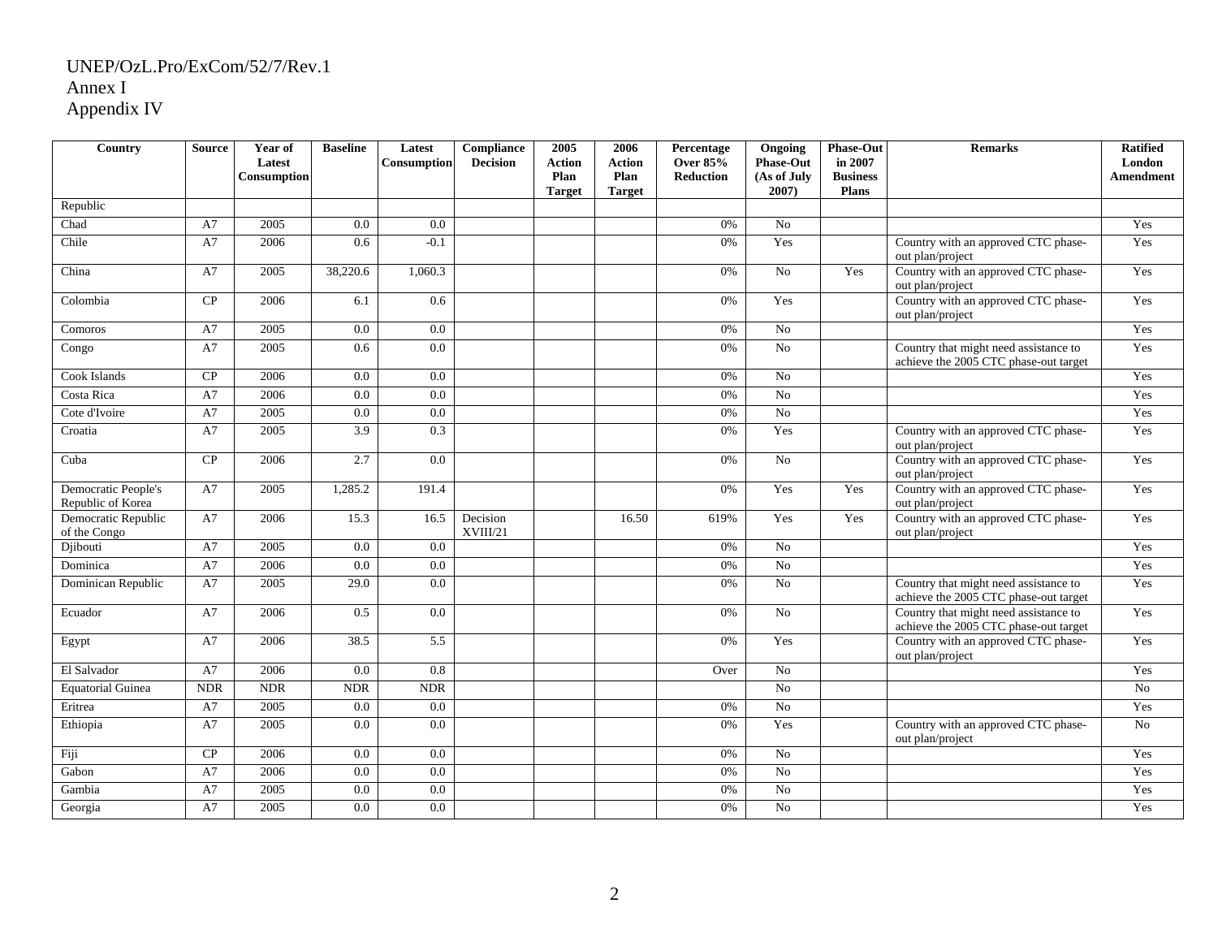UNEP/OzL.Pro/ExCom/52/7/Rev.1
Annex I
Appendix IV

| Country | Source | Year of Latest Consumption | Baseline | Latest Consumption | Compliance Decision | 2005 Action Plan Target | 2006 Action Plan Target | Percentage Over 85% Reduction | Ongoing Phase-Out (As of July 2007) | Phase-Out in 2007 Business Plans | Remarks | Ratified London Amendment |
|---|---|---|---|---|---|---|---|---|---|---|---|---|
| Republic | | | | | | | | | | | | |
| Chad | A7 | 2005 | 0.0 | 0.0 | | | | 0% | No | | | Yes |
| Chile | A7 | 2006 | 0.6 | -0.1 | | | | 0% | Yes | | Country with an approved CTC phase-out plan/project | Yes |
| China | A7 | 2005 | 38,220.6 | 1,060.3 | | | | 0% | No | Yes | Country with an approved CTC phase-out plan/project | Yes |
| Colombia | CP | 2006 | 6.1 | 0.6 | | | | 0% | Yes | | Country with an approved CTC phase-out plan/project | Yes |
| Comoros | A7 | 2005 | 0.0 | 0.0 | | | | 0% | No | | | Yes |
| Congo | A7 | 2005 | 0.6 | 0.0 | | | | 0% | No | | Country that might need assistance to achieve the 2005 CTC phase-out target | Yes |
| Cook Islands | CP | 2006 | 0.0 | 0.0 | | | | 0% | No | | | Yes |
| Costa Rica | A7 | 2006 | 0.0 | 0.0 | | | | 0% | No | | | Yes |
| Cote d'Ivoire | A7 | 2005 | 0.0 | 0.0 | | | | 0% | No | | | Yes |
| Croatia | A7 | 2005 | 3.9 | 0.3 | | | | 0% | Yes | | Country with an approved CTC phase-out plan/project | Yes |
| Cuba | CP | 2006 | 2.7 | 0.0 | | | | 0% | No | | Country with an approved CTC phase-out plan/project | Yes |
| Democratic People's Republic of Korea | A7 | 2005 | 1,285.2 | 191.4 | | | | 0% | Yes | Yes | Country with an approved CTC phase-out plan/project | Yes |
| Democratic Republic of the Congo | A7 | 2006 | 15.3 | 16.5 | Decision XVIII/21 | | 16.50 | 619% | Yes | Yes | Country with an approved CTC phase-out plan/project | Yes |
| Djibouti | A7 | 2005 | 0.0 | 0.0 | | | | 0% | No | | | Yes |
| Dominica | A7 | 2006 | 0.0 | 0.0 | | | | 0% | No | | | Yes |
| Dominican Republic | A7 | 2005 | 29.0 | 0.0 | | | | 0% | No | | Country that might need assistance to achieve the 2005 CTC phase-out target | Yes |
| Ecuador | A7 | 2006 | 0.5 | 0.0 | | | | 0% | No | | Country that might need assistance to achieve the 2005 CTC phase-out target | Yes |
| Egypt | A7 | 2006 | 38.5 | 5.5 | | | | 0% | Yes | | Country with an approved CTC phase-out plan/project | Yes |
| El Salvador | A7 | 2006 | 0.0 | 0.8 | | | | Over | No | | | Yes |
| Equatorial Guinea | NDR | NDR | NDR | NDR | | | | | No | | | No |
| Eritrea | A7 | 2005 | 0.0 | 0.0 | | | | 0% | No | | | Yes |
| Ethiopia | A7 | 2005 | 0.0 | 0.0 | | | | 0% | Yes | | Country with an approved CTC phase-out plan/project | No |
| Fiji | CP | 2006 | 0.0 | 0.0 | | | | 0% | No | | | Yes |
| Gabon | A7 | 2006 | 0.0 | 0.0 | | | | 0% | No | | | Yes |
| Gambia | A7 | 2005 | 0.0 | 0.0 | | | | 0% | No | | | Yes |
| Georgia | A7 | 2005 | 0.0 | 0.0 | | | | 0% | No | | | Yes |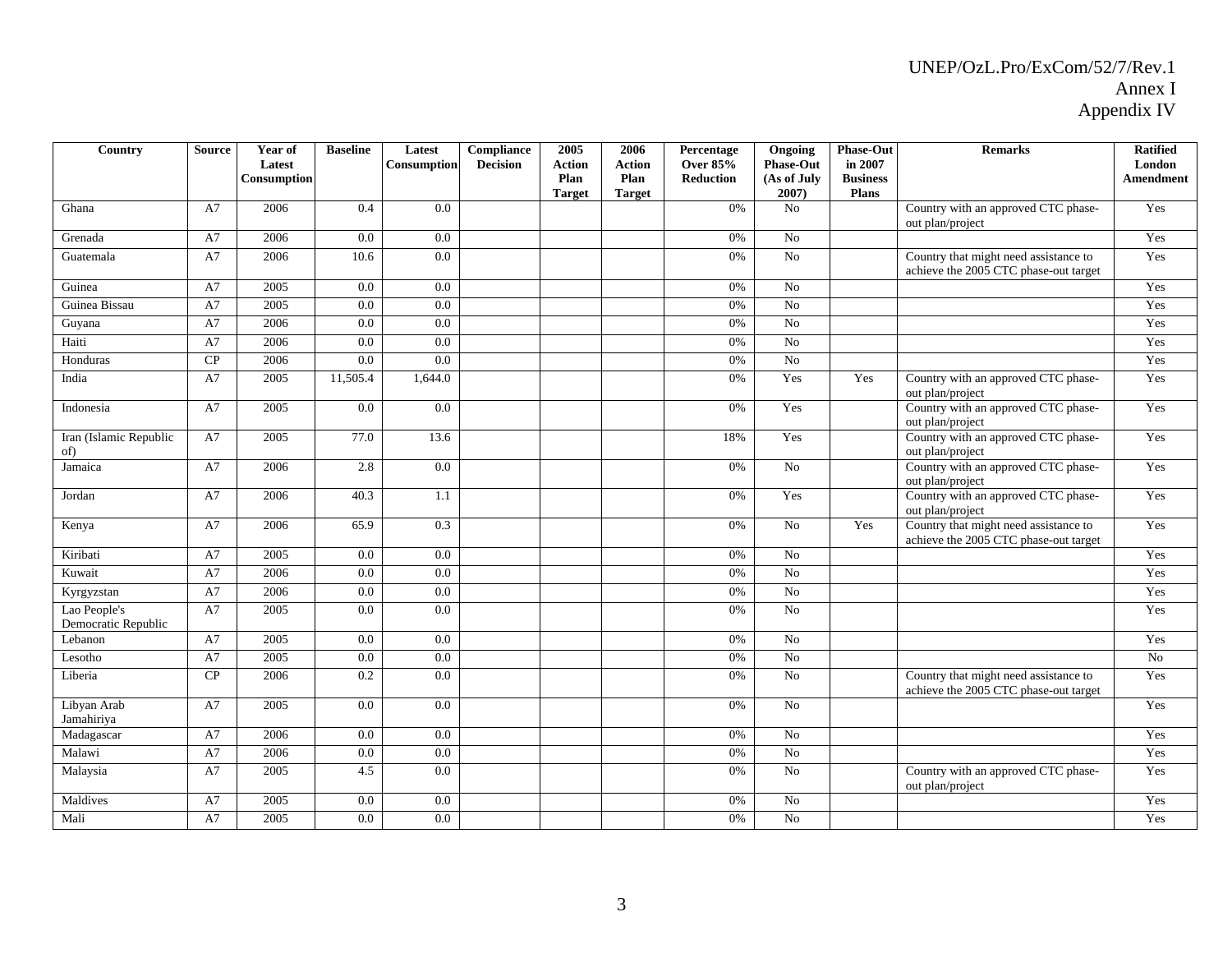| Country | Source | Year of Latest Consumption | Baseline | Latest Consumption | Compliance Decision | 2005 Action Plan Target | 2006 Action Plan Target | Percentage Over 85% Reduction | Ongoing Phase-Out (As of July 2007) | Phase-Out in 2007 Business Plans | Remarks | Ratified London Amendment |
|---|---|---|---|---|---|---|---|---|---|---|---|---|
| Ghana | A7 | 2006 | 0.4 | 0.0 | | | | 0% | No | | Country with an approved CTC phase-out plan/project | Yes |
| Grenada | A7 | 2006 | 0.0 | 0.0 | | | | 0% | No | | | Yes |
| Guatemala | A7 | 2006 | 10.6 | 0.0 | | | | 0% | No | | Country that might need assistance to achieve the 2005 CTC phase-out target | Yes |
| Guinea | A7 | 2005 | 0.0 | 0.0 | | | | 0% | No | | | Yes |
| Guinea Bissau | A7 | 2005 | 0.0 | 0.0 | | | | 0% | No | | | Yes |
| Guyana | A7 | 2006 | 0.0 | 0.0 | | | | 0% | No | | | Yes |
| Haiti | A7 | 2006 | 0.0 | 0.0 | | | | 0% | No | | | Yes |
| Honduras | CP | 2006 | 0.0 | 0.0 | | | | 0% | No | | | Yes |
| India | A7 | 2005 | 11,505.4 | 1,644.0 | | | | 0% | Yes | Yes | Country with an approved CTC phase-out plan/project | Yes |
| Indonesia | A7 | 2005 | 0.0 | 0.0 | | | | 0% | Yes | | Country with an approved CTC phase-out plan/project | Yes |
| Iran (Islamic Republic of) | A7 | 2005 | 77.0 | 13.6 | | | | 18% | Yes | | Country with an approved CTC phase-out plan/project | Yes |
| Jamaica | A7 | 2006 | 2.8 | 0.0 | | | | 0% | No | | Country with an approved CTC phase-out plan/project | Yes |
| Jordan | A7 | 2006 | 40.3 | 1.1 | | | | 0% | Yes | | Country with an approved CTC phase-out plan/project | Yes |
| Kenya | A7 | 2006 | 65.9 | 0.3 | | | | 0% | No | Yes | Country that might need assistance to achieve the 2005 CTC phase-out target | Yes |
| Kiribati | A7 | 2005 | 0.0 | 0.0 | | | | 0% | No | | | Yes |
| Kuwait | A7 | 2006 | 0.0 | 0.0 | | | | 0% | No | | | Yes |
| Kyrgyzstan | A7 | 2006 | 0.0 | 0.0 | | | | 0% | No | | | Yes |
| Lao People's Democratic Republic | A7 | 2005 | 0.0 | 0.0 | | | | 0% | No | | | Yes |
| Lebanon | A7 | 2005 | 0.0 | 0.0 | | | | 0% | No | | | Yes |
| Lesotho | A7 | 2005 | 0.0 | 0.0 | | | | 0% | No | | | No |
| Liberia | CP | 2006 | 0.2 | 0.0 | | | | 0% | No | | Country that might need assistance to achieve the 2005 CTC phase-out target | Yes |
| Libyan Arab Jamahiriya | A7 | 2005 | 0.0 | 0.0 | | | | 0% | No | | | Yes |
| Madagascar | A7 | 2006 | 0.0 | 0.0 | | | | 0% | No | | | Yes |
| Malawi | A7 | 2006 | 0.0 | 0.0 | | | | 0% | No | | | Yes |
| Malaysia | A7 | 2005 | 4.5 | 0.0 | | | | 0% | No | | Country with an approved CTC phase-out plan/project | Yes |
| Maldives | A7 | 2005 | 0.0 | 0.0 | | | | 0% | No | | | Yes |
| Mali | A7 | 2005 | 0.0 | 0.0 | | | | 0% | No | | | Yes |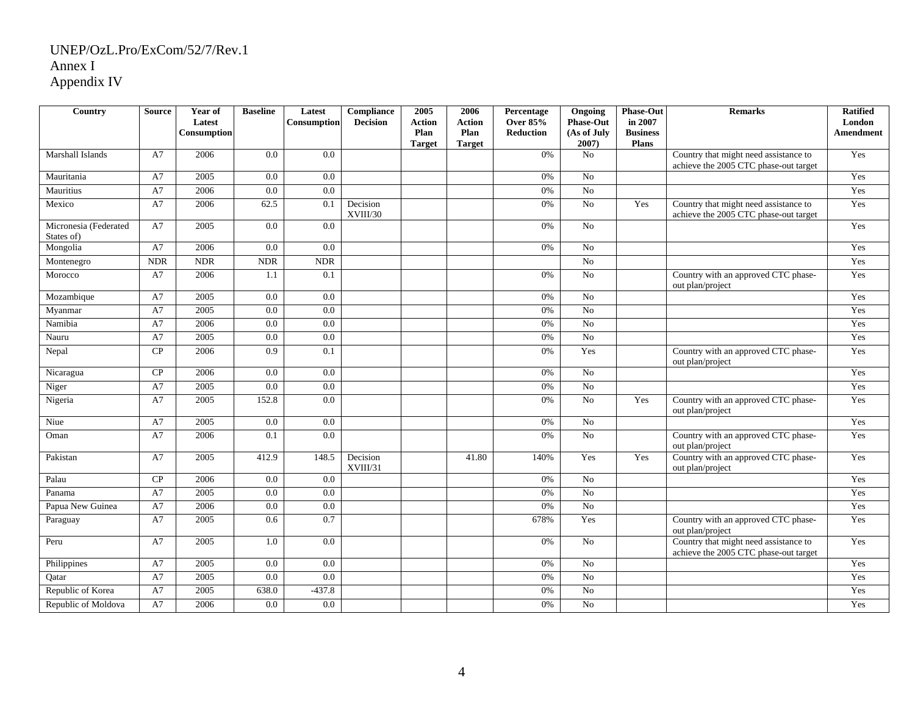UNEP/OzL.Pro/ExCom/52/7/Rev.1
Annex I
Appendix IV

| Country | Source | Year of Latest Consumption | Baseline | Latest Consumption | Compliance Decision | 2005 Action Plan Target | 2006 Action Plan Target | Percentage Over 85% Reduction | Ongoing Phase-Out (As of July 2007) | Phase-Out in 2007 Business Plans | Remarks | Ratified London Amendment |
|---|---|---|---|---|---|---|---|---|---|---|---|---|
| Marshall Islands | A7 | 2006 | 0.0 | 0.0 | | | | 0% | No | | Country that might need assistance to achieve the 2005 CTC phase-out target | Yes |
| Mauritania | A7 | 2005 | 0.0 | 0.0 | | | | 0% | No | | | Yes |
| Mauritius | A7 | 2006 | 0.0 | 0.0 | | | | 0% | No | | | Yes |
| Mexico | A7 | 2006 | 62.5 | 0.1 | Decision XVIII/30 | | | 0% | No | Yes | Country that might need assistance to achieve the 2005 CTC phase-out target | Yes |
| Micronesia (Federated States of) | A7 | 2005 | 0.0 | 0.0 | | | | 0% | No | | | Yes |
| Mongolia | A7 | 2006 | 0.0 | 0.0 | | | | 0% | No | | | Yes |
| Montenegro | NDR | NDR | NDR | NDR | | | | | No | | | Yes |
| Morocco | A7 | 2006 | 1.1 | 0.1 | | | | 0% | No | | Country with an approved CTC phase-out plan/project | Yes |
| Mozambique | A7 | 2005 | 0.0 | 0.0 | | | | 0% | No | | | Yes |
| Myanmar | A7 | 2005 | 0.0 | 0.0 | | | | 0% | No | | | Yes |
| Namibia | A7 | 2006 | 0.0 | 0.0 | | | | 0% | No | | | Yes |
| Nauru | A7 | 2005 | 0.0 | 0.0 | | | | 0% | No | | | Yes |
| Nepal | CP | 2006 | 0.9 | 0.1 | | | | 0% | Yes | | Country with an approved CTC phase-out plan/project | Yes |
| Nicaragua | CP | 2006 | 0.0 | 0.0 | | | | 0% | No | | | Yes |
| Niger | A7 | 2005 | 0.0 | 0.0 | | | | 0% | No | | | Yes |
| Nigeria | A7 | 2005 | 152.8 | 0.0 | | | | 0% | No | Yes | Country with an approved CTC phase-out plan/project | Yes |
| Niue | A7 | 2005 | 0.0 | 0.0 | | | | 0% | No | | | Yes |
| Oman | A7 | 2006 | 0.1 | 0.0 | | | | 0% | No | | Country with an approved CTC phase-out plan/project | Yes |
| Pakistan | A7 | 2005 | 412.9 | 148.5 | Decision XVIII/31 | | 41.80 | 140% | Yes | Yes | Country with an approved CTC phase-out plan/project | Yes |
| Palau | CP | 2006 | 0.0 | 0.0 | | | | 0% | No | | | Yes |
| Panama | A7 | 2005 | 0.0 | 0.0 | | | | 0% | No | | | Yes |
| Papua New Guinea | A7 | 2006 | 0.0 | 0.0 | | | | 0% | No | | | Yes |
| Paraguay | A7 | 2005 | 0.6 | 0.7 | | | | 678% | Yes | | Country with an approved CTC phase-out plan/project | Yes |
| Peru | A7 | 2005 | 1.0 | 0.0 | | | | 0% | No | | Country that might need assistance to achieve the 2005 CTC phase-out target | Yes |
| Philippines | A7 | 2005 | 0.0 | 0.0 | | | | 0% | No | | | Yes |
| Qatar | A7 | 2005 | 0.0 | 0.0 | | | | 0% | No | | | Yes |
| Republic of Korea | A7 | 2005 | 638.0 | -437.8 | | | | 0% | No | | | Yes |
| Republic of Moldova | A7 | 2006 | 0.0 | 0.0 | | | | 0% | No | | | Yes |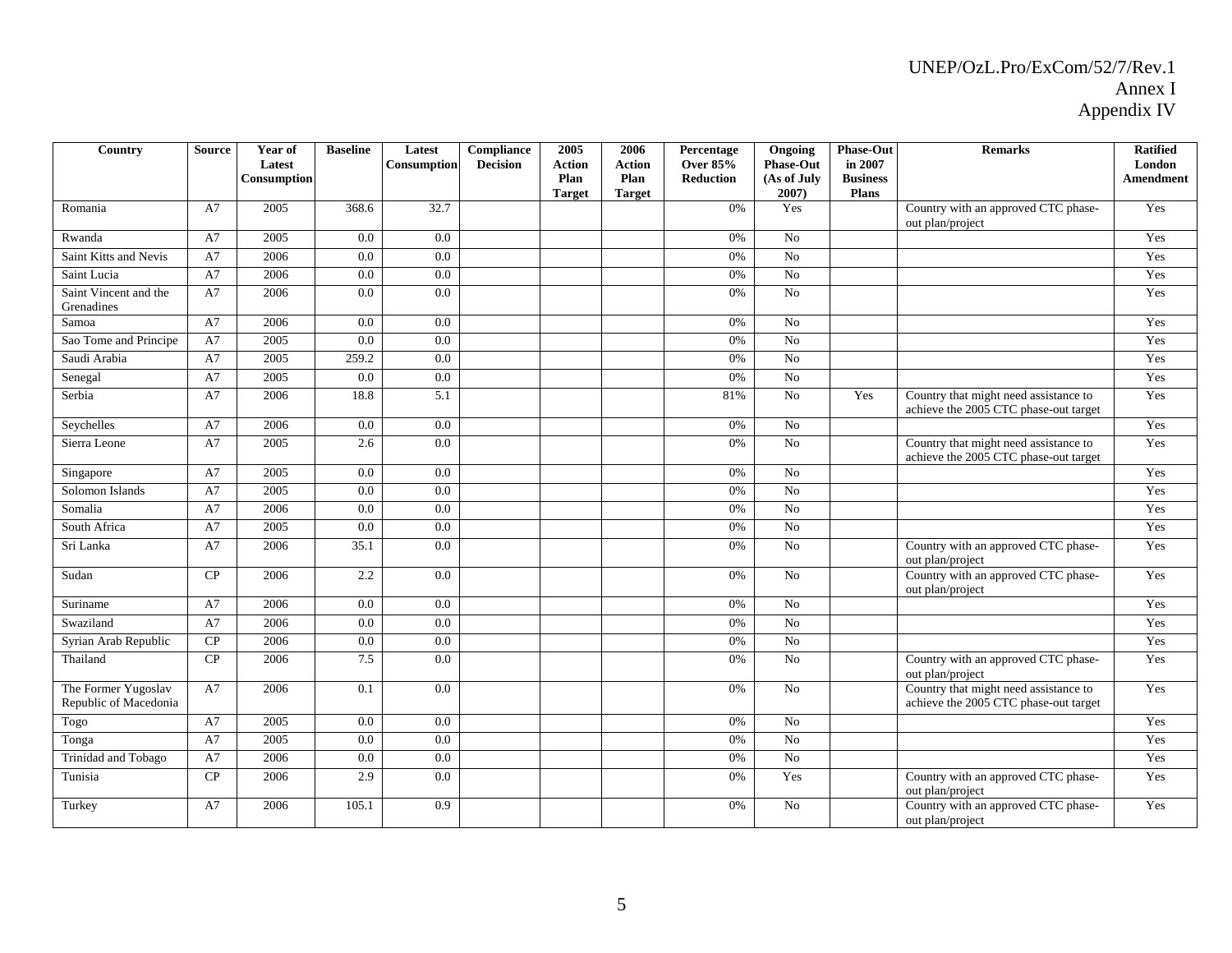| Country | Source | Year of Latest Consumption | Baseline | Latest Consumption | Compliance Decision | 2005 Action Plan Target | 2006 Action Plan Target | Percentage Over 85% Reduction | Ongoing Phase-Out (As of July 2007) | Phase-Out in 2007 Business Plans | Remarks | Ratified London Amendment |
|---|---|---|---|---|---|---|---|---|---|---|---|---|
| Romania | A7 | 2005 | 368.6 | 32.7 | | | | 0% | Yes | | Country with an approved CTC phase-out plan/project | Yes |
| Rwanda | A7 | 2005 | 0.0 | 0.0 | | | | 0% | No | | | Yes |
| Saint Kitts and Nevis | A7 | 2006 | 0.0 | 0.0 | | | | 0% | No | | | Yes |
| Saint Lucia | A7 | 2006 | 0.0 | 0.0 | | | | 0% | No | | | Yes |
| Saint Vincent and the Grenadines | A7 | 2006 | 0.0 | 0.0 | | | | 0% | No | | | Yes |
| Samoa | A7 | 2006 | 0.0 | 0.0 | | | | 0% | No | | | Yes |
| Sao Tome and Principe | A7 | 2005 | 0.0 | 0.0 | | | | 0% | No | | | Yes |
| Saudi Arabia | A7 | 2005 | 259.2 | 0.0 | | | | 0% | No | | | Yes |
| Senegal | A7 | 2005 | 0.0 | 0.0 | | | | 0% | No | | | Yes |
| Serbia | A7 | 2006 | 18.8 | 5.1 | | | | 81% | No | Yes | Country that might need assistance to achieve the 2005 CTC phase-out target | Yes |
| Seychelles | A7 | 2006 | 0.0 | 0.0 | | | | 0% | No | | | Yes |
| Sierra Leone | A7 | 2005 | 2.6 | 0.0 | | | | 0% | No | | Country that might need assistance to achieve the 2005 CTC phase-out target | Yes |
| Singapore | A7 | 2005 | 0.0 | 0.0 | | | | 0% | No | | | Yes |
| Solomon Islands | A7 | 2005 | 0.0 | 0.0 | | | | 0% | No | | | Yes |
| Somalia | A7 | 2006 | 0.0 | 0.0 | | | | 0% | No | | | Yes |
| South Africa | A7 | 2005 | 0.0 | 0.0 | | | | 0% | No | | | Yes |
| Sri Lanka | A7 | 2006 | 35.1 | 0.0 | | | | 0% | No | | Country with an approved CTC phase-out plan/project | Yes |
| Sudan | CP | 2006 | 2.2 | 0.0 | | | | 0% | No | | Country with an approved CTC phase-out plan/project | Yes |
| Suriname | A7 | 2006 | 0.0 | 0.0 | | | | 0% | No | | | Yes |
| Swaziland | A7 | 2006 | 0.0 | 0.0 | | | | 0% | No | | | Yes |
| Syrian Arab Republic | CP | 2006 | 0.0 | 0.0 | | | | 0% | No | | | Yes |
| Thailand | CP | 2006 | 7.5 | 0.0 | | | | 0% | No | | Country with an approved CTC phase-out plan/project | Yes |
| The Former Yugoslav Republic of Macedonia | A7 | 2006 | 0.1 | 0.0 | | | | 0% | No | | Country that might need assistance to achieve the 2005 CTC phase-out target | Yes |
| Togo | A7 | 2005 | 0.0 | 0.0 | | | | 0% | No | | | Yes |
| Tonga | A7 | 2005 | 0.0 | 0.0 | | | | 0% | No | | | Yes |
| Trinidad and Tobago | A7 | 2006 | 0.0 | 0.0 | | | | 0% | No | | | Yes |
| Tunisia | CP | 2006 | 2.9 | 0.0 | | | | 0% | Yes | | Country with an approved CTC phase-out plan/project | Yes |
| Turkey | A7 | 2006 | 105.1 | 0.9 | | | | 0% | No | | Country with an approved CTC phase-out plan/project | Yes |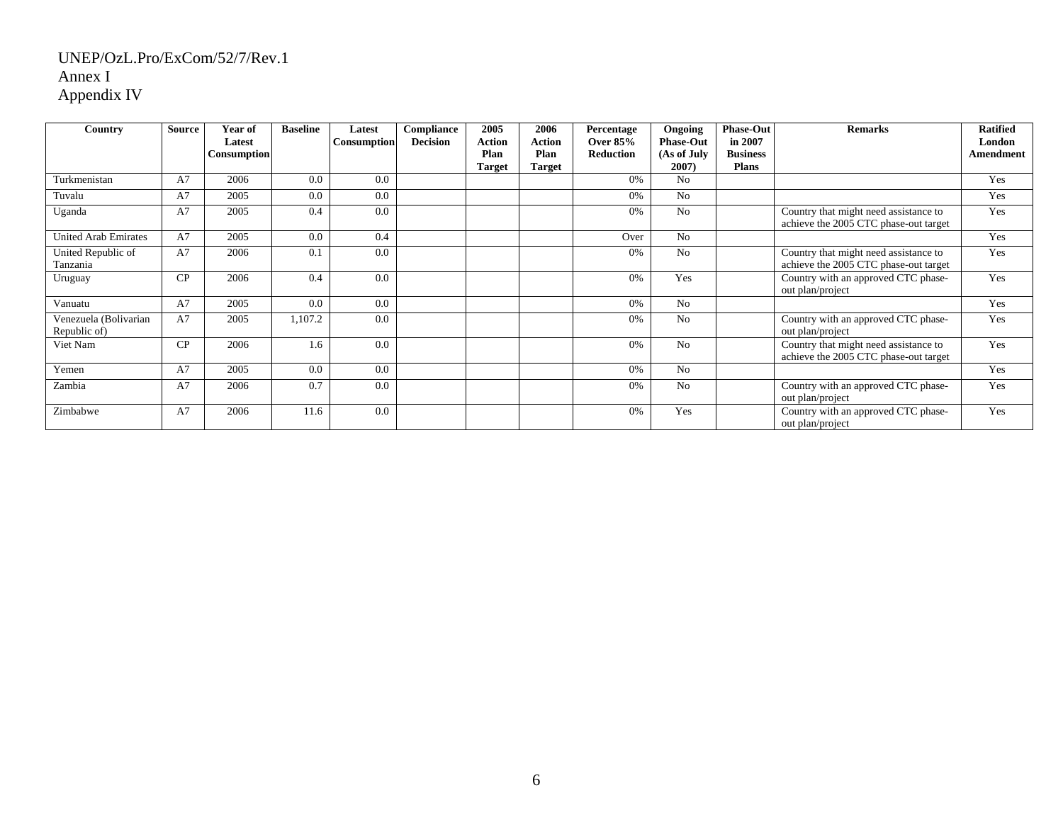UNEP/OzL.Pro/ExCom/52/7/Rev.1
Annex I
Appendix IV

| Country | Source | Year of Latest Consumption | Baseline | Latest Consumption | Compliance Decision | 2005 Action Plan Target | 2006 Action Plan Target | Percentage Over 85% Reduction | Ongoing Phase-Out (As of July 2007) | Phase-Out in 2007 Business Plans | Remarks | Ratified London Amendment |
|---|---|---|---|---|---|---|---|---|---|---|---|---|
| Turkmenistan | A7 | 2006 | 0.0 | 0.0 | | | | 0% | No | | | Yes |
| Tuvalu | A7 | 2005 | 0.0 | 0.0 | | | | 0% | No | | | Yes |
| Uganda | A7 | 2005 | 0.4 | 0.0 | | | | 0% | No | | Country that might need assistance to achieve the 2005 CTC phase-out target | Yes |
| United Arab Emirates | A7 | 2005 | 0.0 | 0.4 | | | | Over | No | | | Yes |
| United Republic of Tanzania | A7 | 2006 | 0.1 | 0.0 | | | | 0% | No | | Country that might need assistance to achieve the 2005 CTC phase-out target | Yes |
| Uruguay | CP | 2006 | 0.4 | 0.0 | | | | 0% | Yes | | Country with an approved CTC phase-out plan/project | Yes |
| Vanuatu | A7 | 2005 | 0.0 | 0.0 | | | | 0% | No | | | Yes |
| Venezuela (Bolivarian Republic of) | A7 | 2005 | 1,107.2 | 0.0 | | | | 0% | No | | Country with an approved CTC phase-out plan/project | Yes |
| Viet Nam | CP | 2006 | 1.6 | 0.0 | | | | 0% | No | | Country that might need assistance to achieve the 2005 CTC phase-out target | Yes |
| Yemen | A7 | 2005 | 0.0 | 0.0 | | | | 0% | No | | | Yes |
| Zambia | A7 | 2006 | 0.7 | 0.0 | | | | 0% | No | | Country with an approved CTC phase-out plan/project | Yes |
| Zimbabwe | A7 | 2006 | 11.6 | 0.0 | | | | 0% | Yes | | Country with an approved CTC phase-out plan/project | Yes |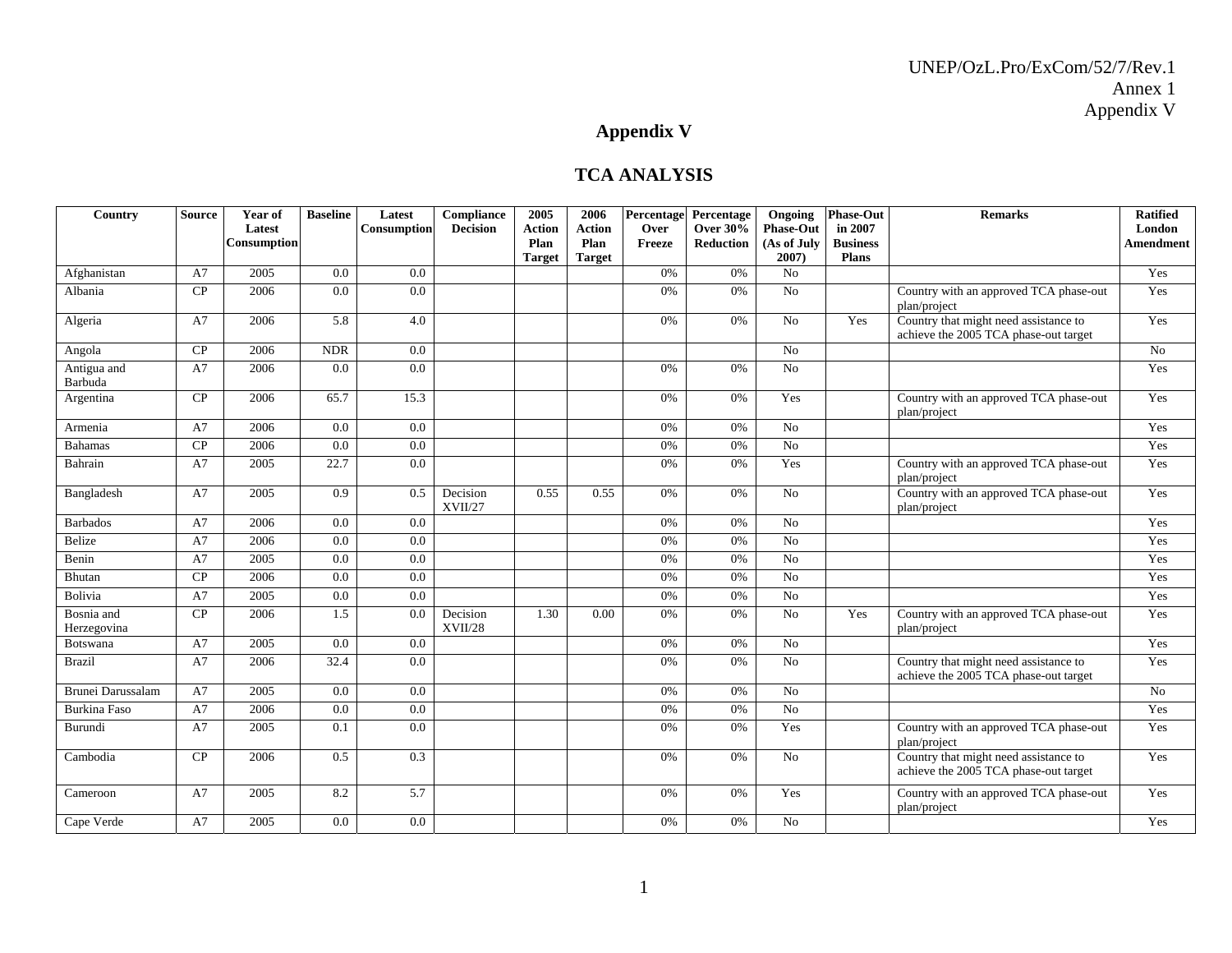UNEP/OzL.Pro/ExCom/52/7/Rev.1
Annex 1
Appendix V

# Appendix V

## TCA ANALYSIS

| Country | Source | Year of Latest Consumption | Baseline | Latest Consumption | Compliance Decision | 2005 Action Plan Target | 2006 Action Plan Target | Percentage Over Freeze | Percentage Over 30% Reduction | Ongoing Phase-Out (As of July 2007) | Phase-Out in 2007 Business Plans | Remarks | Ratified London Amendment |
|---|---|---|---|---|---|---|---|---|---|---|---|---|---|
| Afghanistan | A7 | 2005 | 0.0 | 0.0 | | | | 0% | 0% | No | | | Yes |
| Albania | CP | 2006 | 0.0 | 0.0 | | | | 0% | 0% | No | | Country with an approved TCA phase-out plan/project | Yes |
| Algeria | A7 | 2006 | 5.8 | 4.0 | | | | 0% | 0% | No | Yes | Country that might need assistance to achieve the 2005 TCA phase-out target | Yes |
| Angola | CP | 2006 | NDR | 0.0 | | | | | | No | | | No |
| Antigua and Barbuda | A7 | 2006 | 0.0 | 0.0 | | | | 0% | 0% | No | | | Yes |
| Argentina | CP | 2006 | 65.7 | 15.3 | | | | 0% | 0% | Yes | | Country with an approved TCA phase-out plan/project | Yes |
| Armenia | A7 | 2006 | 0.0 | 0.0 | | | | 0% | 0% | No | | | Yes |
| Bahamas | CP | 2006 | 0.0 | 0.0 | | | | 0% | 0% | No | | | Yes |
| Bahrain | A7 | 2005 | 22.7 | 0.0 | | | | 0% | 0% | Yes | | Country with an approved TCA phase-out plan/project | Yes |
| Bangladesh | A7 | 2005 | 0.9 | 0.5 | Decision XVII/27 | 0.55 | 0.55 | 0% | 0% | No | | Country with an approved TCA phase-out plan/project | Yes |
| Barbados | A7 | 2006 | 0.0 | 0.0 | | | | 0% | 0% | No | | | Yes |
| Belize | A7 | 2006 | 0.0 | 0.0 | | | | 0% | 0% | No | | | Yes |
| Benin | A7 | 2005 | 0.0 | 0.0 | | | | 0% | 0% | No | | | Yes |
| Bhutan | CP | 2006 | 0.0 | 0.0 | | | | 0% | 0% | No | | | Yes |
| Bolivia | A7 | 2005 | 0.0 | 0.0 | | | | 0% | 0% | No | | | Yes |
| Bosnia and Herzegovina | CP | 2006 | 1.5 | 0.0 | Decision XVII/28 | 1.30 | 0.00 | 0% | 0% | No | Yes | Country with an approved TCA phase-out plan/project | Yes |
| Botswana | A7 | 2005 | 0.0 | 0.0 | | | | 0% | 0% | No | | | Yes |
| Brazil | A7 | 2006 | 32.4 | 0.0 | | | | 0% | 0% | No | | Country that might need assistance to achieve the 2005 TCA phase-out target | Yes |
| Brunei Darussalam | A7 | 2005 | 0.0 | 0.0 | | | | 0% | 0% | No | | | No |
| Burkina Faso | A7 | 2006 | 0.0 | 0.0 | | | | 0% | 0% | No | | | Yes |
| Burundi | A7 | 2005 | 0.1 | 0.0 | | | | 0% | 0% | Yes | | Country with an approved TCA phase-out plan/project | Yes |
| Cambodia | CP | 2006 | 0.5 | 0.3 | | | | 0% | 0% | No | | Country that might need assistance to achieve the 2005 TCA phase-out target | Yes |
| Cameroon | A7 | 2005 | 8.2 | 5.7 | | | | 0% | 0% | Yes | | Country with an approved TCA phase-out plan/project | Yes |
| Cape Verde | A7 | 2005 | 0.0 | 0.0 | | | | 0% | 0% | No | | | Yes |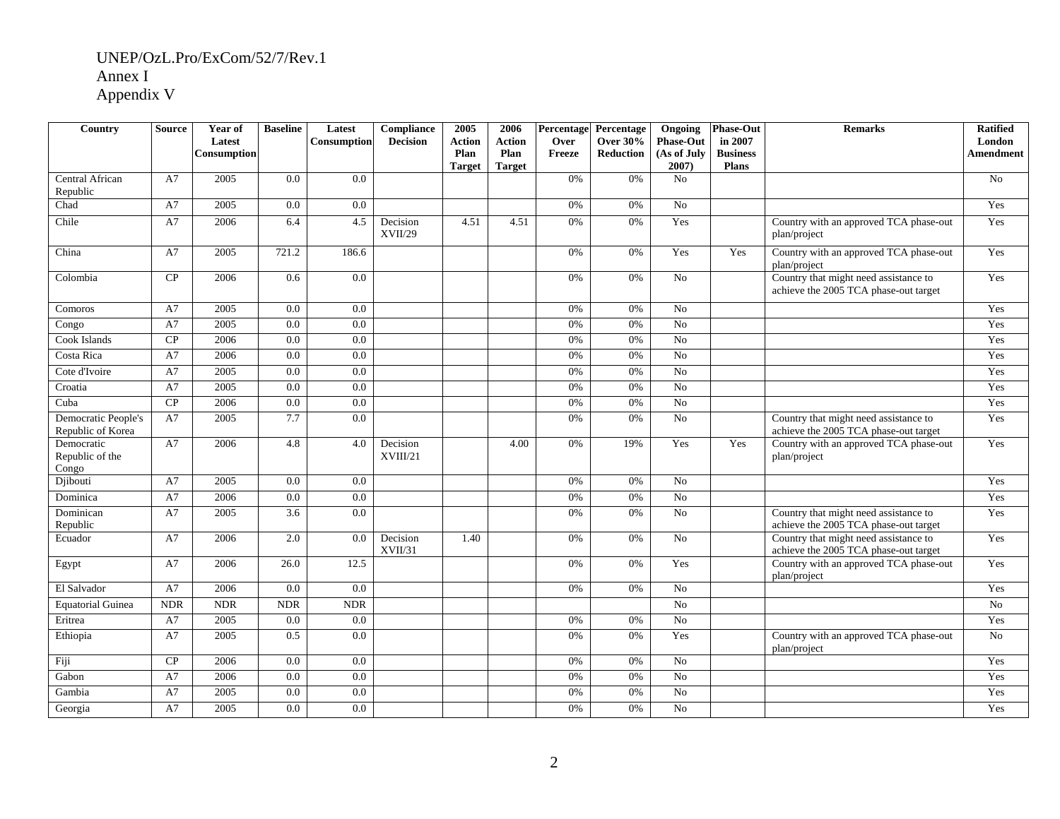UNEP/OzL.Pro/ExCom/52/7/Rev.1
Annex I
Appendix V

| Country | Source | Year of Latest Consumption | Baseline | Latest Consumption | Compliance Decision | 2005 Action Plan Target | 2006 Action Plan Target | Percentage Over Freeze | Percentage Over 30% Reduction | Ongoing Phase-Out (As of July 2007) | Phase-Out in 2007 Business Plans | Remarks | Ratified London Amendment |
|---|---|---|---|---|---|---|---|---|---|---|---|---|---|
| Central African Republic | A7 | 2005 | 0.0 | 0.0 | | | | 0% | 0% | No | | | No |
| Chad | A7 | 2005 | 0.0 | 0.0 | | | | 0% | 0% | No | | | Yes |
| Chile | A7 | 2006 | 6.4 | 4.5 | Decision XVII/29 | 4.51 | 4.51 | 0% | 0% | Yes | | Country with an approved TCA phase-out plan/project | Yes |
| China | A7 | 2005 | 721.2 | 186.6 | | | | 0% | 0% | Yes | Yes | Country with an approved TCA phase-out plan/project | Yes |
| Colombia | CP | 2006 | 0.6 | 0.0 | | | | 0% | 0% | No | | Country that might need assistance to achieve the 2005 TCA phase-out target | Yes |
| Comoros | A7 | 2005 | 0.0 | 0.0 | | | | 0% | 0% | No | | | Yes |
| Congo | A7 | 2005 | 0.0 | 0.0 | | | | 0% | 0% | No | | | Yes |
| Cook Islands | CP | 2006 | 0.0 | 0.0 | | | | 0% | 0% | No | | | Yes |
| Costa Rica | A7 | 2006 | 0.0 | 0.0 | | | | 0% | 0% | No | | | Yes |
| Cote d'Ivoire | A7 | 2005 | 0.0 | 0.0 | | | | 0% | 0% | No | | | Yes |
| Croatia | A7 | 2005 | 0.0 | 0.0 | | | | 0% | 0% | No | | | Yes |
| Cuba | CP | 2006 | 0.0 | 0.0 | | | | 0% | 0% | No | | | Yes |
| Democratic People's Republic of Korea | A7 | 2005 | 7.7 | 0.0 | | | | 0% | 0% | No | | Country that might need assistance to achieve the 2005 TCA phase-out target | Yes |
| Democratic Republic of the Congo | A7 | 2006 | 4.8 | 4.0 | Decision XVIII/21 | | 4.00 | 0% | 19% | Yes | Yes | Country with an approved TCA phase-out plan/project | Yes |
| Djibouti | A7 | 2005 | 0.0 | 0.0 | | | | 0% | 0% | No | | | Yes |
| Dominica | A7 | 2006 | 0.0 | 0.0 | | | | 0% | 0% | No | | | Yes |
| Dominican Republic | A7 | 2005 | 3.6 | 0.0 | | | | 0% | 0% | No | | Country that might need assistance to achieve the 2005 TCA phase-out target | Yes |
| Ecuador | A7 | 2006 | 2.0 | 0.0 | Decision XVII/31 | 1.40 | | 0% | 0% | No | | Country that might need assistance to achieve the 2005 TCA phase-out target | Yes |
| Egypt | A7 | 2006 | 26.0 | 12.5 | | | | 0% | 0% | Yes | | Country with an approved TCA phase-out plan/project | Yes |
| El Salvador | A7 | 2006 | 0.0 | 0.0 | | | | 0% | 0% | No | | | Yes |
| Equatorial Guinea | NDR | NDR | NDR | NDR | | | | | | No | | | No |
| Eritrea | A7 | 2005 | 0.0 | 0.0 | | | | 0% | 0% | No | | | Yes |
| Ethiopia | A7 | 2005 | 0.5 | 0.0 | | | | 0% | 0% | Yes | | Country with an approved TCA phase-out plan/project | No |
| Fiji | CP | 2006 | 0.0 | 0.0 | | | | 0% | 0% | No | | | Yes |
| Gabon | A7 | 2006 | 0.0 | 0.0 | | | | 0% | 0% | No | | | Yes |
| Gambia | A7 | 2005 | 0.0 | 0.0 | | | | 0% | 0% | No | | | Yes |
| Georgia | A7 | 2005 | 0.0 | 0.0 | | | | 0% | 0% | No | | | Yes |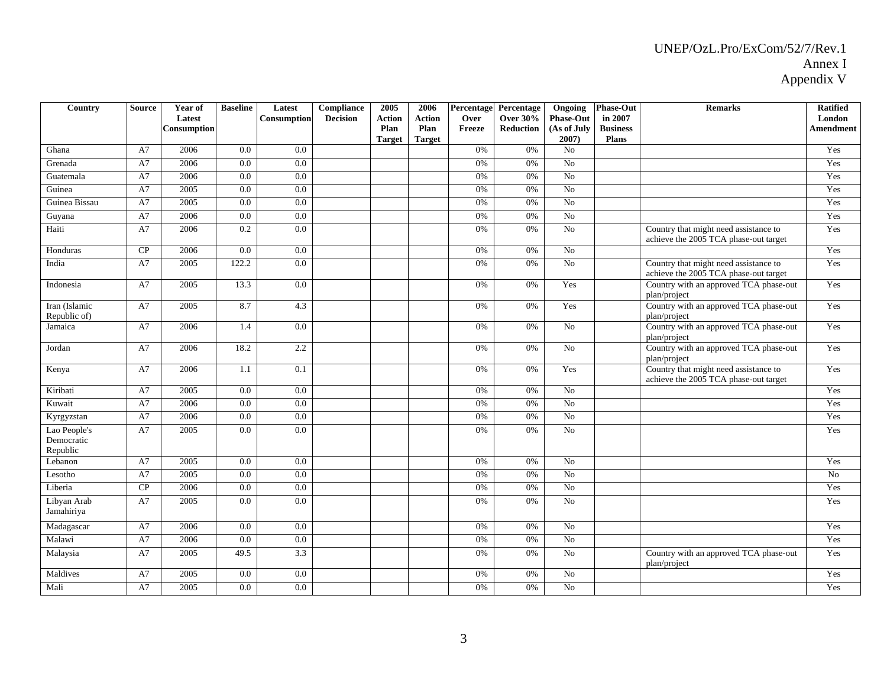UNEP/OzL.Pro/ExCom/52/7/Rev.1
Annex I
Appendix V

| Country | Source | Year of Latest Consumption | Baseline | Latest Consumption | Compliance Decision | 2005 Action Plan Target | 2006 Action Plan Target | Percentage Over Freeze | Percentage Over 30% Reduction | Ongoing Phase-Out (As of July 2007) | Phase-Out in 2007 Business Plans | Remarks | Ratified London Amendment |
|---|---|---|---|---|---|---|---|---|---|---|---|---|---|
| Ghana | A7 | 2006 | 0.0 | 0.0 | | | | 0% | 0% | No | | | Yes |
| Grenada | A7 | 2006 | 0.0 | 0.0 | | | | 0% | 0% | No | | | Yes |
| Guatemala | A7 | 2006 | 0.0 | 0.0 | | | | 0% | 0% | No | | | Yes |
| Guinea | A7 | 2005 | 0.0 | 0.0 | | | | 0% | 0% | No | | | Yes |
| Guinea Bissau | A7 | 2005 | 0.0 | 0.0 | | | | 0% | 0% | No | | | Yes |
| Guyana | A7 | 2006 | 0.0 | 0.0 | | | | 0% | 0% | No | | | Yes |
| Haiti | A7 | 2006 | 0.2 | 0.0 | | | | 0% | 0% | No | | Country that might need assistance to achieve the 2005 TCA phase-out target | Yes |
| Honduras | CP | 2006 | 0.0 | 0.0 | | | | 0% | 0% | No | | | Yes |
| India | A7 | 2005 | 122.2 | 0.0 | | | | 0% | 0% | No | | Country that might need assistance to achieve the 2005 TCA phase-out target | Yes |
| Indonesia | A7 | 2005 | 13.3 | 0.0 | | | | 0% | 0% | Yes | | Country with an approved TCA phase-out plan/project | Yes |
| Iran (Islamic Republic of) | A7 | 2005 | 8.7 | 4.3 | | | | 0% | 0% | Yes | | Country with an approved TCA phase-out plan/project | Yes |
| Jamaica | A7 | 2006 | 1.4 | 0.0 | | | | 0% | 0% | No | | Country with an approved TCA phase-out plan/project | Yes |
| Jordan | A7 | 2006 | 18.2 | 2.2 | | | | 0% | 0% | No | | Country with an approved TCA phase-out plan/project | Yes |
| Kenya | A7 | 2006 | 1.1 | 0.1 | | | | 0% | 0% | Yes | | Country that might need assistance to achieve the 2005 TCA phase-out target | Yes |
| Kiribati | A7 | 2005 | 0.0 | 0.0 | | | | 0% | 0% | No | | | Yes |
| Kuwait | A7 | 2006 | 0.0 | 0.0 | | | | 0% | 0% | No | | | Yes |
| Kyrgyzstan | A7 | 2006 | 0.0 | 0.0 | | | | 0% | 0% | No | | | Yes |
| Lao People's Democratic Republic | A7 | 2005 | 0.0 | 0.0 | | | | 0% | 0% | No | | | Yes |
| Lebanon | A7 | 2005 | 0.0 | 0.0 | | | | 0% | 0% | No | | | Yes |
| Lesotho | A7 | 2005 | 0.0 | 0.0 | | | | 0% | 0% | No | | | No |
| Liberia | CP | 2006 | 0.0 | 0.0 | | | | 0% | 0% | No | | | Yes |
| Libyan Arab Jamahiriya | A7 | 2005 | 0.0 | 0.0 | | | | 0% | 0% | No | | | Yes |
| Madagascar | A7 | 2006 | 0.0 | 0.0 | | | | 0% | 0% | No | | | Yes |
| Malawi | A7 | 2006 | 0.0 | 0.0 | | | | 0% | 0% | No | | | Yes |
| Malaysia | A7 | 2005 | 49.5 | 3.3 | | | | 0% | 0% | No | | Country with an approved TCA phase-out plan/project | Yes |
| Maldives | A7 | 2005 | 0.0 | 0.0 | | | | 0% | 0% | No | | | Yes |
| Mali | A7 | 2005 | 0.0 | 0.0 | | | | 0% | 0% | No | | | Yes |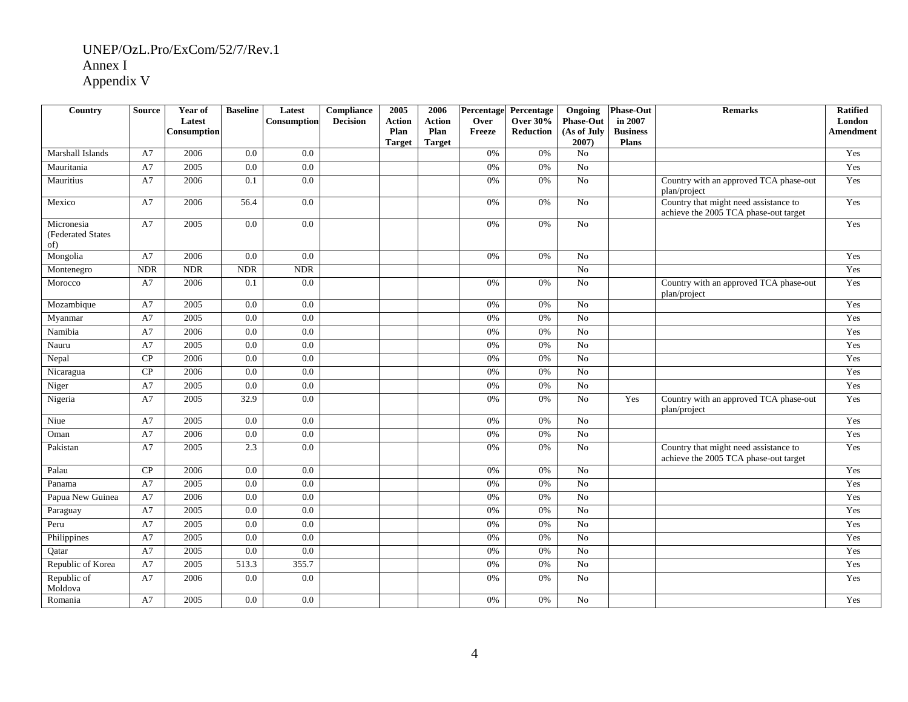UNEP/OzL.Pro/ExCom/52/7/Rev.1
Annex I
Appendix V

| Country | Source | Year of Latest Consumption | Baseline | Latest Consumption | Compliance Decision | 2005 Action Plan Target | 2006 Action Plan Target | Percentage Over Freeze | Percentage Over 30% Reduction | Ongoing Phase-Out (As of July 2007) | Phase-Out in 2007 Business Plans | Remarks | Ratified London Amendment |
|---|---|---|---|---|---|---|---|---|---|---|---|---|---|
| Marshall Islands | A7 | 2006 | 0.0 | 0.0 | | | | 0% | 0% | No | | | Yes |
| Mauritania | A7 | 2005 | 0.0 | 0.0 | | | | 0% | 0% | No | | | Yes |
| Mauritius | A7 | 2006 | 0.1 | 0.0 | | | | 0% | 0% | No | | Country with an approved TCA phase-out plan/project | Yes |
| Mexico | A7 | 2006 | 56.4 | 0.0 | | | | 0% | 0% | No | | Country that might need assistance to achieve the 2005 TCA phase-out target | Yes |
| Micronesia (Federated States of) | A7 | 2005 | 0.0 | 0.0 | | | | 0% | 0% | No | | | Yes |
| Mongolia | A7 | 2006 | 0.0 | 0.0 | | | | 0% | 0% | No | | | Yes |
| Montenegro | NDR | NDR | NDR | NDR | | | | | | No | | | Yes |
| Morocco | A7 | 2006 | 0.1 | 0.0 | | | | 0% | 0% | No | | Country with an approved TCA phase-out plan/project | Yes |
| Mozambique | A7 | 2005 | 0.0 | 0.0 | | | | 0% | 0% | No | | | Yes |
| Myanmar | A7 | 2005 | 0.0 | 0.0 | | | | 0% | 0% | No | | | Yes |
| Namibia | A7 | 2006 | 0.0 | 0.0 | | | | 0% | 0% | No | | | Yes |
| Nauru | A7 | 2005 | 0.0 | 0.0 | | | | 0% | 0% | No | | | Yes |
| Nepal | CP | 2006 | 0.0 | 0.0 | | | | 0% | 0% | No | | | Yes |
| Nicaragua | CP | 2006 | 0.0 | 0.0 | | | | 0% | 0% | No | | | Yes |
| Niger | A7 | 2005 | 0.0 | 0.0 | | | | 0% | 0% | No | | | Yes |
| Nigeria | A7 | 2005 | 32.9 | 0.0 | | | | 0% | 0% | No | Yes | Country with an approved TCA phase-out plan/project | Yes |
| Niue | A7 | 2005 | 0.0 | 0.0 | | | | 0% | 0% | No | | | Yes |
| Oman | A7 | 2006 | 0.0 | 0.0 | | | | 0% | 0% | No | | | Yes |
| Pakistan | A7 | 2005 | 2.3 | 0.0 | | | | 0% | 0% | No | | Country that might need assistance to achieve the 2005 TCA phase-out target | Yes |
| Palau | CP | 2006 | 0.0 | 0.0 | | | | 0% | 0% | No | | | Yes |
| Panama | A7 | 2005 | 0.0 | 0.0 | | | | 0% | 0% | No | | | Yes |
| Papua New Guinea | A7 | 2006 | 0.0 | 0.0 | | | | 0% | 0% | No | | | Yes |
| Paraguay | A7 | 2005 | 0.0 | 0.0 | | | | 0% | 0% | No | | | Yes |
| Peru | A7 | 2005 | 0.0 | 0.0 | | | | 0% | 0% | No | | | Yes |
| Philippines | A7 | 2005 | 0.0 | 0.0 | | | | 0% | 0% | No | | | Yes |
| Qatar | A7 | 2005 | 0.0 | 0.0 | | | | 0% | 0% | No | | | Yes |
| Republic of Korea | A7 | 2005 | 513.3 | 355.7 | | | | 0% | 0% | No | | | Yes |
| Republic of Moldova | A7 | 2006 | 0.0 | 0.0 | | | | 0% | 0% | No | | | Yes |
| Romania | A7 | 2005 | 0.0 | 0.0 | | | | 0% | 0% | No | | | Yes |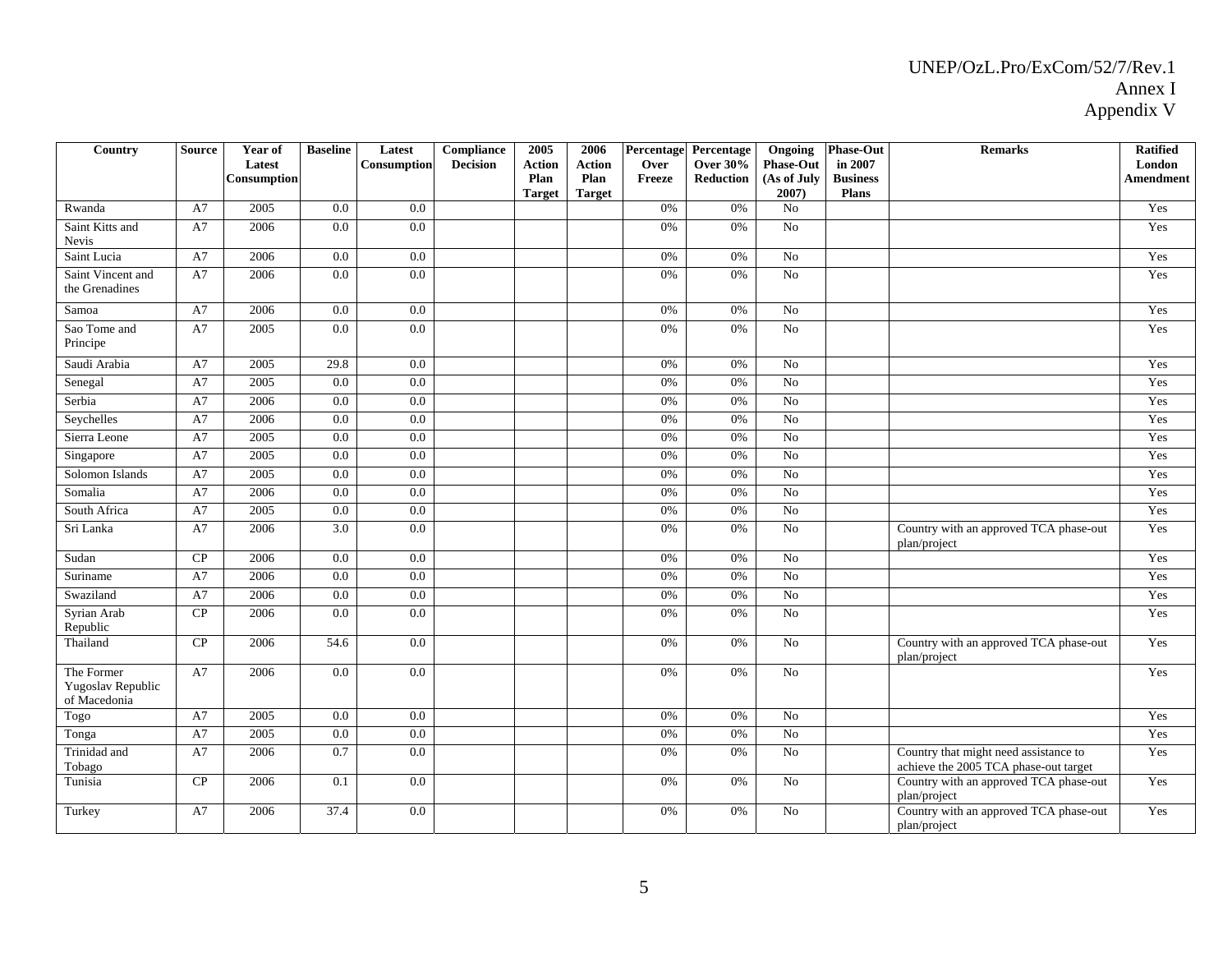| Country | Source | Year of Latest Consumption | Baseline | Latest Consumption | Compliance Decision | 2005 Action Plan Target | 2006 Action Plan Target | Percentage Over Freeze | Percentage Over 30% Reduction | Ongoing Phase-Out (As of July 2007) | Phase-Out in 2007 Business Plans | Remarks | Ratified London Amendment |
|---|---|---|---|---|---|---|---|---|---|---|---|---|---|
| Rwanda | A7 | 2005 | 0.0 | 0.0 | | | | 0% | 0% | No | | | Yes |
| Saint Kitts and Nevis | A7 | 2006 | 0.0 | 0.0 | | | | 0% | 0% | No | | | Yes |
| Saint Lucia | A7 | 2006 | 0.0 | 0.0 | | | | 0% | 0% | No | | | Yes |
| Saint Vincent and the Grenadines | A7 | 2006 | 0.0 | 0.0 | | | | 0% | 0% | No | | | Yes |
| Samoa | A7 | 2006 | 0.0 | 0.0 | | | | 0% | 0% | No | | | Yes |
| Sao Tome and Principe | A7 | 2005 | 0.0 | 0.0 | | | | 0% | 0% | No | | | Yes |
| Saudi Arabia | A7 | 2005 | 29.8 | 0.0 | | | | 0% | 0% | No | | | Yes |
| Senegal | A7 | 2005 | 0.0 | 0.0 | | | | 0% | 0% | No | | | Yes |
| Serbia | A7 | 2006 | 0.0 | 0.0 | | | | 0% | 0% | No | | | Yes |
| Seychelles | A7 | 2006 | 0.0 | 0.0 | | | | 0% | 0% | No | | | Yes |
| Sierra Leone | A7 | 2005 | 0.0 | 0.0 | | | | 0% | 0% | No | | | Yes |
| Singapore | A7 | 2005 | 0.0 | 0.0 | | | | 0% | 0% | No | | | Yes |
| Solomon Islands | A7 | 2005 | 0.0 | 0.0 | | | | 0% | 0% | No | | | Yes |
| Somalia | A7 | 2006 | 0.0 | 0.0 | | | | 0% | 0% | No | | | Yes |
| South Africa | A7 | 2005 | 0.0 | 0.0 | | | | 0% | 0% | No | | | Yes |
| Sri Lanka | A7 | 2006 | 3.0 | 0.0 | | | | 0% | 0% | No | | Country with an approved TCA phase-out plan/project | Yes |
| Sudan | CP | 2006 | 0.0 | 0.0 | | | | 0% | 0% | No | | | Yes |
| Suriname | A7 | 2006 | 0.0 | 0.0 | | | | 0% | 0% | No | | | Yes |
| Swaziland | A7 | 2006 | 0.0 | 0.0 | | | | 0% | 0% | No | | | Yes |
| Syrian Arab Republic | CP | 2006 | 0.0 | 0.0 | | | | 0% | 0% | No | | | Yes |
| Thailand | CP | 2006 | 54.6 | 0.0 | | | | 0% | 0% | No | | Country with an approved TCA phase-out plan/project | Yes |
| The Former Yugoslav Republic of Macedonia | A7 | 2006 | 0.0 | 0.0 | | | | 0% | 0% | No | | | Yes |
| Togo | A7 | 2005 | 0.0 | 0.0 | | | | 0% | 0% | No | | | Yes |
| Tonga | A7 | 2005 | 0.0 | 0.0 | | | | 0% | 0% | No | | | Yes |
| Trinidad and Tobago | A7 | 2006 | 0.7 | 0.0 | | | | 0% | 0% | No | | Country that might need assistance to achieve the 2005 TCA phase-out target | Yes |
| Tunisia | CP | 2006 | 0.1 | 0.0 | | | | 0% | 0% | No | | Country with an approved TCA phase-out plan/project | Yes |
| Turkey | A7 | 2006 | 37.4 | 0.0 | | | | 0% | 0% | No | | Country with an approved TCA phase-out plan/project | Yes |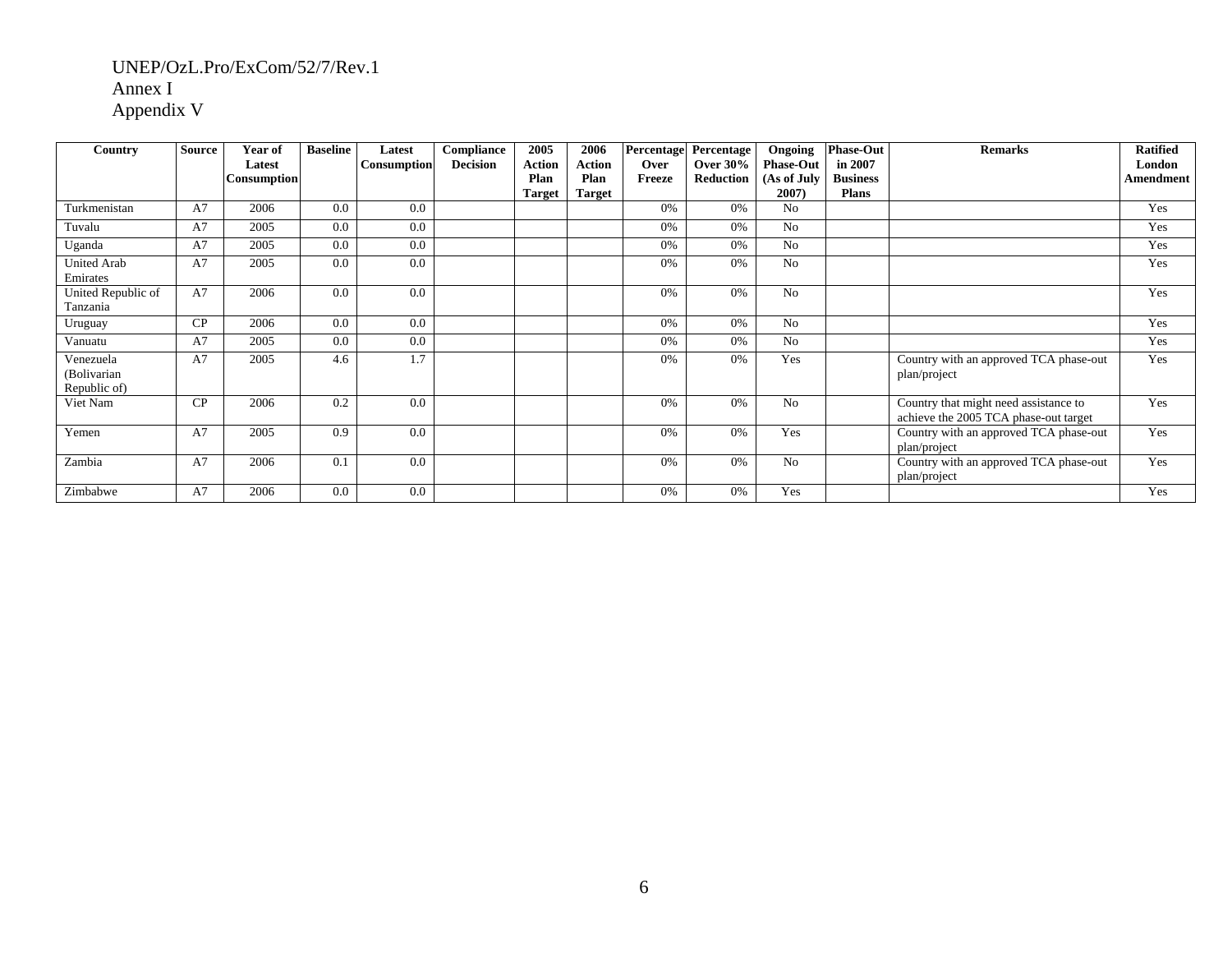UNEP/OzL.Pro/ExCom/52/7/Rev.1
Annex I
Appendix V

| Country | Source | Year of Latest Consumption | Baseline | Latest Consumption | Compliance Decision | 2005 Action Plan Target | 2006 Action Plan Target | Percentage Over Freeze | Percentage Over 30% Reduction | Ongoing Phase-Out (As of July 2007) | Phase-Out in 2007 Business Plans | Remarks | Ratified London Amendment |
|---|---|---|---|---|---|---|---|---|---|---|---|---|---|
| Turkmenistan | A7 | 2006 | 0.0 | 0.0 | | | | 0% | 0% | No | | | Yes |
| Tuvalu | A7 | 2005 | 0.0 | 0.0 | | | | 0% | 0% | No | | | Yes |
| Uganda | A7 | 2005 | 0.0 | 0.0 | | | | 0% | 0% | No | | | Yes |
| United Arab Emirates | A7 | 2005 | 0.0 | 0.0 | | | | 0% | 0% | No | | | Yes |
| United Republic of Tanzania | A7 | 2006 | 0.0 | 0.0 | | | | 0% | 0% | No | | | Yes |
| Uruguay | CP | 2006 | 0.0 | 0.0 | | | | 0% | 0% | No | | | Yes |
| Vanuatu | A7 | 2005 | 0.0 | 0.0 | | | | 0% | 0% | No | | | Yes |
| Venezuela (Bolivarian Republic of) | A7 | 2005 | 4.6 | 1.7 | | | | 0% | 0% | Yes | | Country with an approved TCA phase-out plan/project | Yes |
| Viet Nam | CP | 2006 | 0.2 | 0.0 | | | | 0% | 0% | No | | Country that might need assistance to achieve the 2005 TCA phase-out target | Yes |
| Yemen | A7 | 2005 | 0.9 | 0.0 | | | | 0% | 0% | Yes | | Country with an approved TCA phase-out plan/project | Yes |
| Zambia | A7 | 2006 | 0.1 | 0.0 | | | | 0% | 0% | No | | Country with an approved TCA phase-out plan/project | Yes |
| Zimbabwe | A7 | 2006 | 0.0 | 0.0 | | | | 0% | 0% | Yes | | | Yes |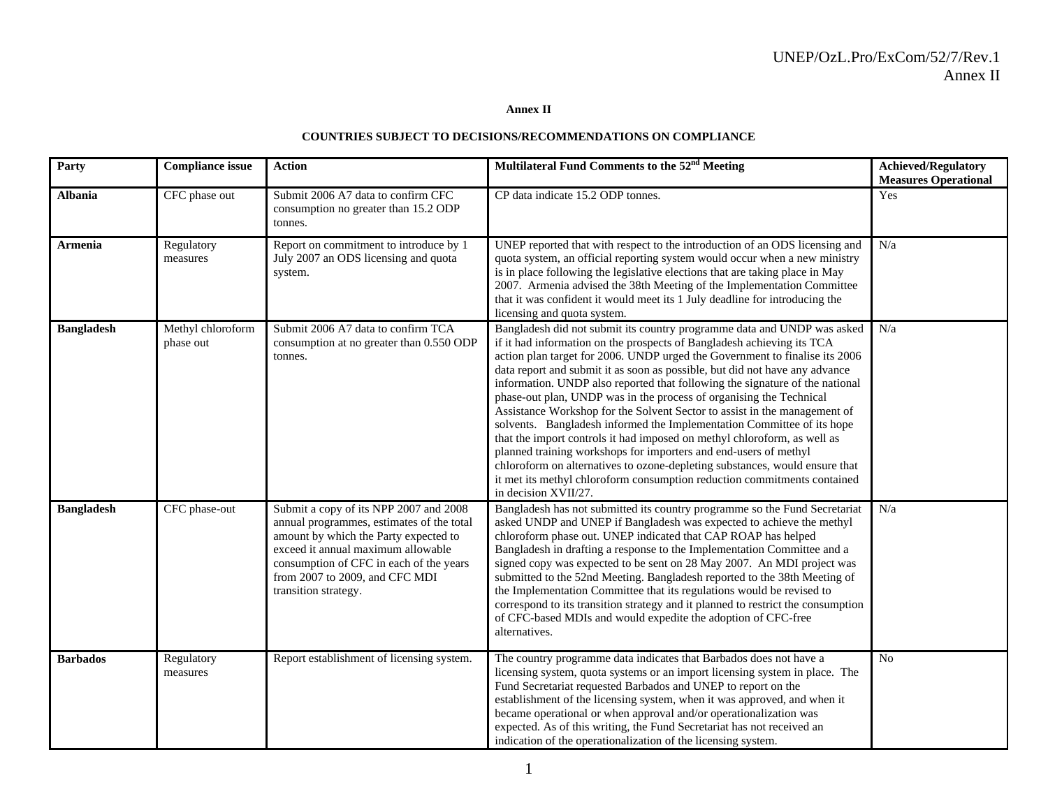**Annex II**

**COUNTRIES SUBJECT TO DECISIONS/RECOMMENDATIONS ON COMPLIANCE**

| Party | Compliance issue | Action | Multilateral Fund Comments to the 52nd Meeting | Achieved/Regulatory Measures Operational |
|---|---|---|---|---|
| **Albania** | CFC phase out | Submit 2006 A7 data to confirm CFC consumption no greater than 15.2 ODP tonnes. | CP data indicate 15.2 ODP tonnes. | Yes |
| **Armenia** | Regulatory measures | Report on commitment to introduce by 1 July 2007 an ODS licensing and quota system. | UNEP reported that with respect to the introduction of an ODS licensing and quota system, an official reporting system would occur when a new ministry is in place following the legislative elections that are taking place in May 2007. Armenia advised the 38th Meeting of the Implementation Committee that it was confident it would meet its 1 July deadline for introducing the licensing and quota system. | N/a |
| **Bangladesh** | Methyl chloroform phase out | Submit 2006 A7 data to confirm TCA consumption at no greater than 0.550 ODP tonnes. | Bangladesh did not submit its country programme data and UNDP was asked if it had information on the prospects of Bangladesh achieving its TCA action plan target for 2006. UNDP urged the Government to finalise its 2006 data report and submit it as soon as possible, but did not have any advance information. UNDP also reported that following the signature of the national phase-out plan, UNDP was in the process of organising the Technical Assistance Workshop for the Solvent Sector to assist in the management of solvents. Bangladesh informed the Implementation Committee of its hope that the import controls it had imposed on methyl chloroform, as well as planned training workshops for importers and end-users of methyl chloroform on alternatives to ozone-depleting substances, would ensure that it met its methyl chloroform consumption reduction commitments contained in decision XVII/27. | N/a |
| **Bangladesh** | CFC phase-out | Submit a copy of its NPP 2007 and 2008 annual programmes, estimates of the total amount by which the Party expected to exceed it annual maximum allowable consumption of CFC in each of the years from 2007 to 2009, and CFC MDI transition strategy. | Bangladesh has not submitted its country programme so the Fund Secretariat asked UNDP and UNEP if Bangladesh was expected to achieve the methyl chloroform phase out. UNEP indicated that CAP ROAP has helped Bangladesh in drafting a response to the Implementation Committee and a signed copy was expected to be sent on 28 May 2007. An MDI project was submitted to the 52nd Meeting. Bangladesh reported to the 38th Meeting of the Implementation Committee that its regulations would be revised to correspond to its transition strategy and it planned to restrict the consumption of CFC-based MDIs and would expedite the adoption of CFC-free alternatives. | N/a |
| **Barbados** | Regulatory measures | Report establishment of licensing system. | The country programme data indicates that Barbados does not have a licensing system, quota systems or an import licensing system in place. The Fund Secretariat requested Barbados and UNEP to report on the establishment of the licensing system, when it was approved, and when it became operational or when approval and/or operationalization was expected. As of this writing, the Fund Secretariat has not received an indication of the operationalization of the licensing system. | No |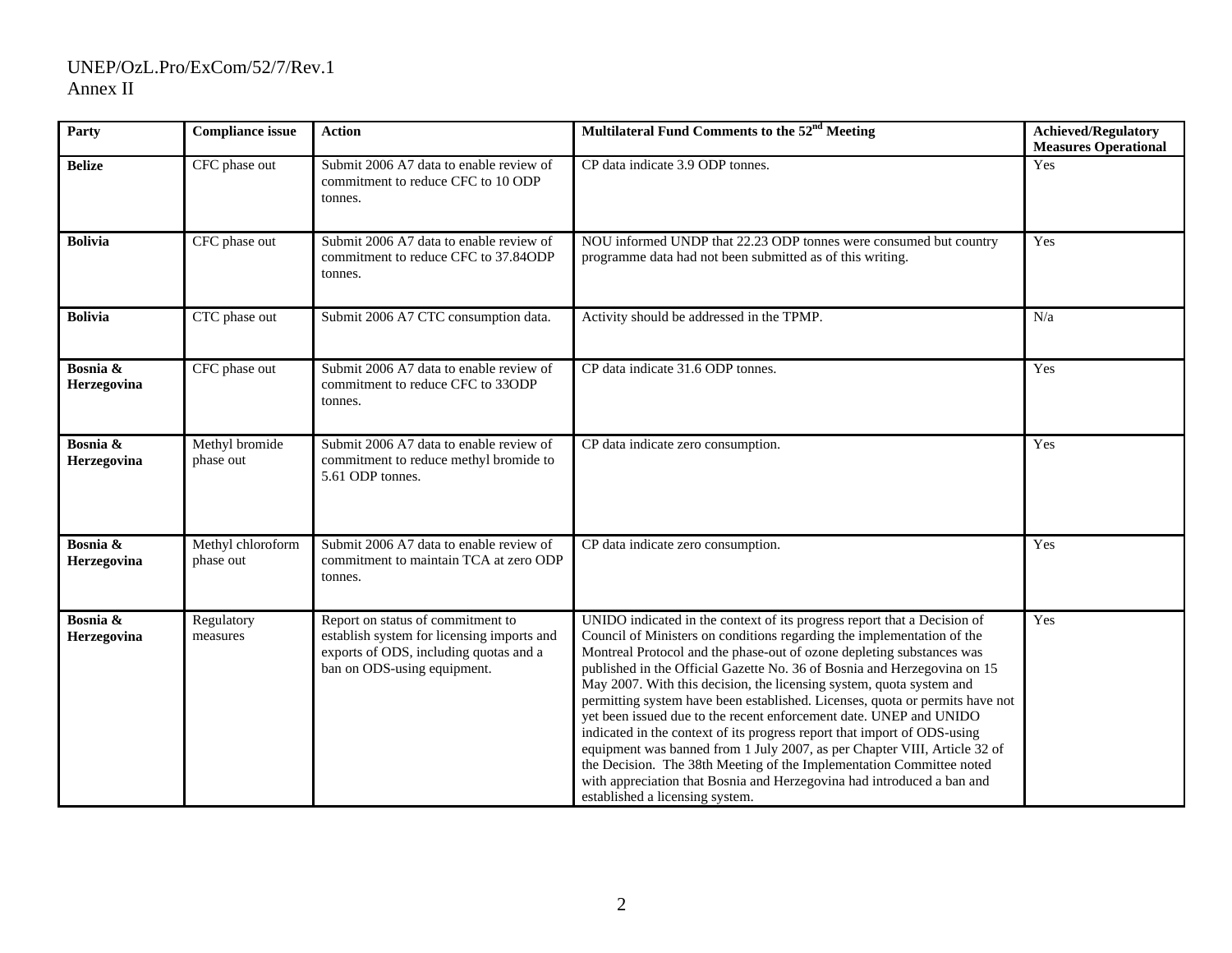| Party | Compliance issue | Action | Multilateral Fund Comments to the 52nd Meeting | Achieved/Regulatory Measures Operational |
|---|---|---|---|---|
| **Belize** | CFC phase out | Submit 2006 A7 data to enable review of commitment to reduce CFC to 10 ODP tonnes. | CP data indicate 3.9 ODP tonnes. | Yes |
| **Bolivia** | CFC phase out | Submit 2006 A7 data to enable review of commitment to reduce CFC to 37.84ODP tonnes. | NOU informed UNDP that 22.23 ODP tonnes were consumed but country programme data had not been submitted as of this writing. | Yes |
| **Bolivia** | CTC phase out | Submit 2006 A7 CTC consumption data. | Activity should be addressed in the TPMP. | N/a |
| **Bosnia & Herzegovina** | CFC phase out | Submit 2006 A7 data to enable review of commitment to reduce CFC to 33ODP tonnes. | CP data indicate 31.6 ODP tonnes. | Yes |
| **Bosnia & Herzegovina** | Methyl bromide phase out | Submit 2006 A7 data to enable review of commitment to reduce methyl bromide to 5.61 ODP tonnes. | CP data indicate zero consumption. | Yes |
| **Bosnia & Herzegovina** | Methyl chloroform phase out | Submit 2006 A7 data to enable review of commitment to maintain TCA at zero ODP tonnes. | CP data indicate zero consumption. | Yes |
| **Bosnia & Herzegovina** | Regulatory measures | Report on status of commitment to establish system for licensing imports and exports of ODS, including quotas and a ban on ODS-using equipment. | UNIDO indicated in the context of its progress report that a Decision of Council of Ministers on conditions regarding the implementation of the Montreal Protocol and the phase-out of ozone depleting substances was published in the Official Gazette No. 36 of Bosnia and Herzegovina on 15 May 2007. With this decision, the licensing system, quota system and permitting system have been established. Licenses, quota or permits have not yet been issued due to the recent enforcement date. UNEP and UNIDO indicated in the context of its progress report that import of ODS-using equipment was banned from 1 July 2007, as per Chapter VIII, Article 32 of the Decision. The 38th Meeting of the Implementation Committee noted with appreciation that Bosnia and Herzegovina had introduced a ban and established a licensing system. | Yes |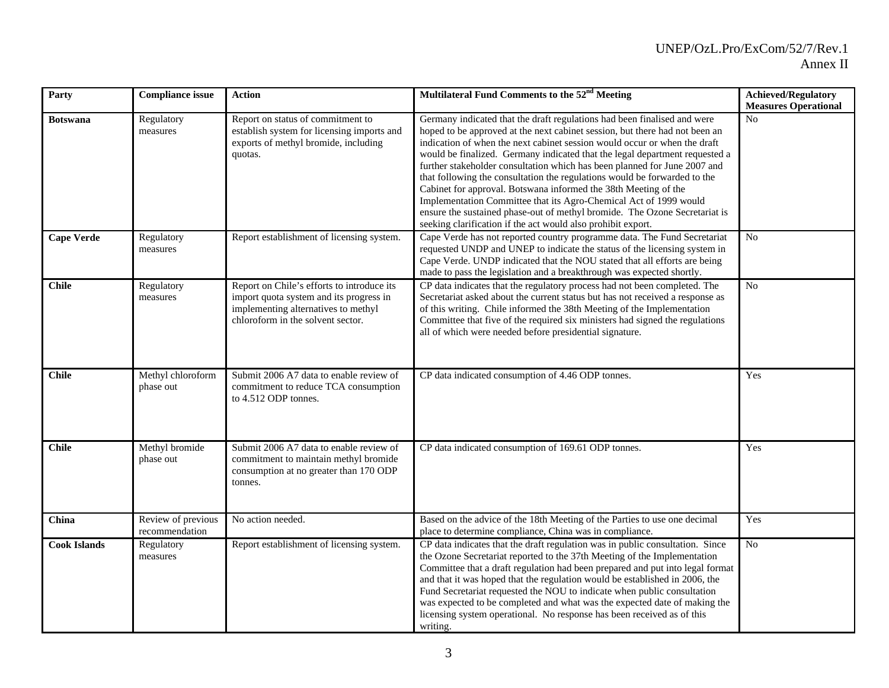| Party | Compliance issue | Action | Multilateral Fund Comments to the 52nd Meeting | Achieved/Regulatory Measures Operational |
|---|---|---|---|---|
| **Botswana** | Regulatory measures | Report on status of commitment to establish system for licensing imports and exports of methyl bromide, including quotas. | Germany indicated that the draft regulations had been finalised and were hoped to be approved at the next cabinet session, but there had not been an indication of when the next cabinet session would occur or when the draft would be finalized. Germany indicated that the legal department requested a further stakeholder consultation which has been planned for June 2007 and that following the consultation the regulations would be forwarded to the Cabinet for approval. Botswana informed the 38th Meeting of the Implementation Committee that its Agro-Chemical Act of 1999 would ensure the sustained phase-out of methyl bromide. The Ozone Secretariat is seeking clarification if the act would also prohibit export. | No |
| **Cape Verde** | Regulatory measures | Report establishment of licensing system. | Cape Verde has not reported country programme data. The Fund Secretariat requested UNDP and UNEP to indicate the status of the licensing system in Cape Verde. UNDP indicated that the NOU stated that all efforts are being made to pass the legislation and a breakthrough was expected shortly. | No |
| **Chile** | Regulatory measures | Report on Chile's efforts to introduce its import quota system and its progress in implementing alternatives to methyl chloroform in the solvent sector. | CP data indicates that the regulatory process had not been completed. The Secretariat asked about the current status but has not received a response as of this writing. Chile informed the 38th Meeting of the Implementation Committee that five of the required six ministers had signed the regulations all of which were needed before presidential signature. | No |
| **Chile** | Methyl chloroform phase out | Submit 2006 A7 data to enable review of commitment to reduce TCA consumption to 4.512 ODP tonnes. | CP data indicated consumption of 4.46 ODP tonnes. | Yes |
| **Chile** | Methyl bromide phase out | Submit 2006 A7 data to enable review of commitment to maintain methyl bromide consumption at no greater than 170 ODP tonnes. | CP data indicated consumption of 169.61 ODP tonnes. | Yes |
| **China** | Review of previous recommendation | No action needed. | Based on the advice of the 18th Meeting of the Parties to use one decimal place to determine compliance, China was in compliance. | Yes |
| **Cook Islands** | Regulatory measures | Report establishment of licensing system. | CP data indicates that the draft regulation was in public consultation. Since the Ozone Secretariat reported to the 37th Meeting of the Implementation Committee that a draft regulation had been prepared and put into legal format and that it was hoped that the regulation would be established in 2006, the Fund Secretariat requested the NOU to indicate when public consultation was expected to be completed and what was the expected date of making the licensing system operational. No response has been received as of this writing. | No |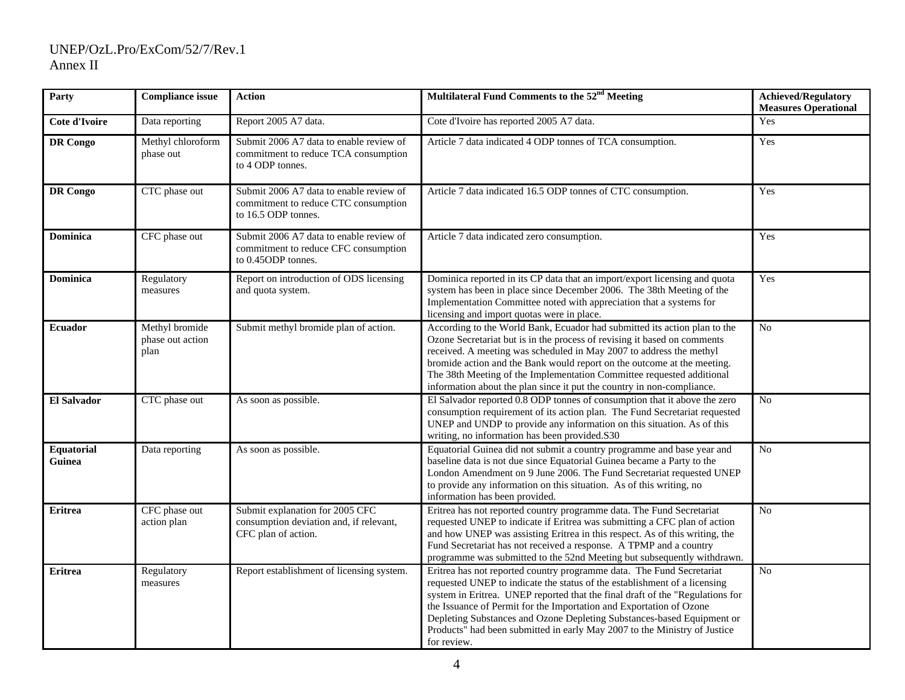UNEP/OzL.Pro/ExCom/52/7/Rev.1
Annex II

| Party | Compliance issue | Action | Multilateral Fund Comments to the 52nd Meeting | Achieved/Regulatory Measures Operational |
|---|---|---|---|---|
| **Cote d'Ivoire** | Data reporting | Report 2005 A7 data. | Cote d'Ivoire has reported 2005 A7 data. | Yes |
| **DR Congo** | Methyl chloroform phase out | Submit 2006 A7 data to enable review of commitment to reduce TCA consumption to 4 ODP tonnes. | Article 7 data indicated 4 ODP tonnes of TCA consumption. | Yes |
| **DR Congo** | CTC phase out | Submit 2006 A7 data to enable review of commitment to reduce CTC consumption to 16.5 ODP tonnes. | Article 7 data indicated 16.5 ODP tonnes of CTC consumption. | Yes |
| **Dominica** | CFC phase out | Submit 2006 A7 data to enable review of commitment to reduce CFC consumption to 0.45ODP tonnes. | Article 7 data indicated zero consumption. | Yes |
| **Dominica** | Regulatory measures | Report on introduction of ODS licensing and quota system. | Dominica reported in its CP data that an import/export licensing and quota system has been in place since December 2006. The 38th Meeting of the Implementation Committee noted with appreciation that a systems for licensing and import quotas were in place. | Yes |
| **Ecuador** | Methyl bromide phase out action plan | Submit methyl bromide plan of action. | According to the World Bank, Ecuador had submitted its action plan to the Ozone Secretariat but is in the process of revising it based on comments received. A meeting was scheduled in May 2007 to address the methyl bromide action and the Bank would report on the outcome at the meeting. The 38th Meeting of the Implementation Committee requested additional information about the plan since it put the country in non-compliance. | No |
| **El Salvador** | CTC phase out | As soon as possible. | El Salvador reported 0.8 ODP tonnes of consumption that it above the zero consumption requirement of its action plan. The Fund Secretariat requested UNEP and UNDP to provide any information on this situation. As of this writing, no information has been provided.S30 | No |
| **Equatorial Guinea** | Data reporting | As soon as possible. | Equatorial Guinea did not submit a country programme and base year and baseline data is not due since Equatorial Guinea became a Party to the London Amendment on 9 June 2006. The Fund Secretariat requested UNEP to provide any information on this situation. As of this writing, no information has been provided. | No |
| **Eritrea** | CFC phase out action plan | Submit explanation for 2005 CFC consumption deviation and, if relevant, CFC plan of action. | Eritrea has not reported country programme data. The Fund Secretariat requested UNEP to indicate if Eritrea was submitting a CFC plan of action and how UNEP was assisting Eritrea in this respect. As of this writing, the Fund Secretariat has not received a response. A TPMP and a country programme was submitted to the 52nd Meeting but subsequently withdrawn. | No |
| **Eritrea** | Regulatory measures | Report establishment of licensing system. | Eritrea has not reported country programme data. The Fund Secretariat requested UNEP to indicate the status of the establishment of a licensing system in Eritrea. UNEP reported that the final draft of the "Regulations for the Issuance of Permit for the Importation and Exportation of Ozone Depleting Substances and Ozone Depleting Substances-based Equipment or Products" had been submitted in early May 2007 to the Ministry of Justice for review. | No |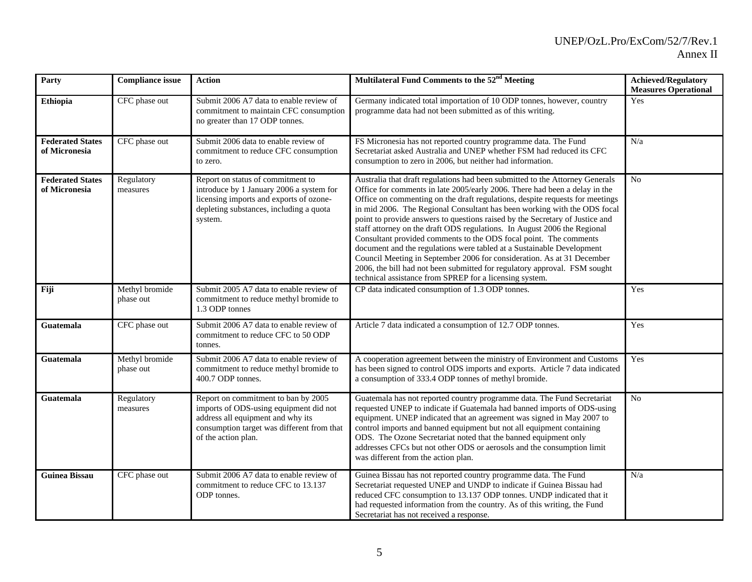| Party | Compliance issue | Action | Multilateral Fund Comments to the 52nd Meeting | Achieved/Regulatory Measures Operational |
|---|---|---|---|---|
| **Ethiopia** | CFC phase out | Submit 2006 A7 data to enable review of commitment to maintain CFC consumption no greater than 17 ODP tonnes. | Germany indicated total importation of 10 ODP tonnes, however, country programme data had not been submitted as of this writing. | Yes |
| **Federated States of Micronesia** | CFC phase out | Submit 2006 data to enable review of commitment to reduce CFC consumption to zero. | FS Micronesia has not reported country programme data. The Fund Secretariat asked Australia and UNEP whether FSM had reduced its CFC consumption to zero in 2006, but neither had information. | N/a |
| **Federated States of Micronesia** | Regulatory measures | Report on status of commitment to introduce by 1 January 2006 a system for licensing imports and exports of ozone-depleting substances, including a quota system. | Australia that draft regulations had been submitted to the Attorney Generals Office for comments in late 2005/early 2006. There had been a delay in the Office on commenting on the draft regulations, despite requests for meetings in mid 2006. The Regional Consultant has been working with the ODS focal point to provide answers to questions raised by the Secretary of Justice and staff attorney on the draft ODS regulations. In August 2006 the Regional Consultant provided comments to the ODS focal point. The comments document and the regulations were tabled at a Sustainable Development Council Meeting in September 2006 for consideration. As at 31 December 2006, the bill had not been submitted for regulatory approval. FSM sought technical assistance from SPREP for a licensing system. | No |
| **Fiji** | Methyl bromide phase out | Submit 2005 A7 data to enable review of commitment to reduce methyl bromide to 1.3 ODP tonnes | CP data indicated consumption of 1.3 ODP tonnes. | Yes |
| **Guatemala** | CFC phase out | Submit 2006 A7 data to enable review of commitment to reduce CFC to 50 ODP tonnes. | Article 7 data indicated a consumption of 12.7 ODP tonnes. | Yes |
| **Guatemala** | Methyl bromide phase out | Submit 2006 A7 data to enable review of commitment to reduce methyl bromide to 400.7 ODP tonnes. | A cooperation agreement between the ministry of Environment and Customs has been signed to control ODS imports and exports. Article 7 data indicated a consumption of 333.4 ODP tonnes of methyl bromide. | Yes |
| **Guatemala** | Regulatory measures | Report on commitment to ban by 2005 imports of ODS-using equipment did not address all equipment and why its consumption target was different from that of the action plan. | Guatemala has not reported country programme data. The Fund Secretariat requested UNEP to indicate if Guatemala had banned imports of ODS-using equipment. UNEP indicated that an agreement was signed in May 2007 to control imports and banned equipment but not all equipment containing ODS. The Ozone Secretariat noted that the banned equipment only addresses CFCs but not other ODS or aerosols and the consumption limit was different from the action plan. | No |
| **Guinea Bissau** | CFC phase out | Submit 2006 A7 data to enable review of commitment to reduce CFC to 13.137 ODP tonnes. | Guinea Bissau has not reported country programme data. The Fund Secretariat requested UNEP and UNDP to indicate if Guinea Bissau had reduced CFC consumption to 13.137 ODP tonnes. UNDP indicated that it had requested information from the country. As of this writing, the Fund Secretariat has not received a response. | N/a |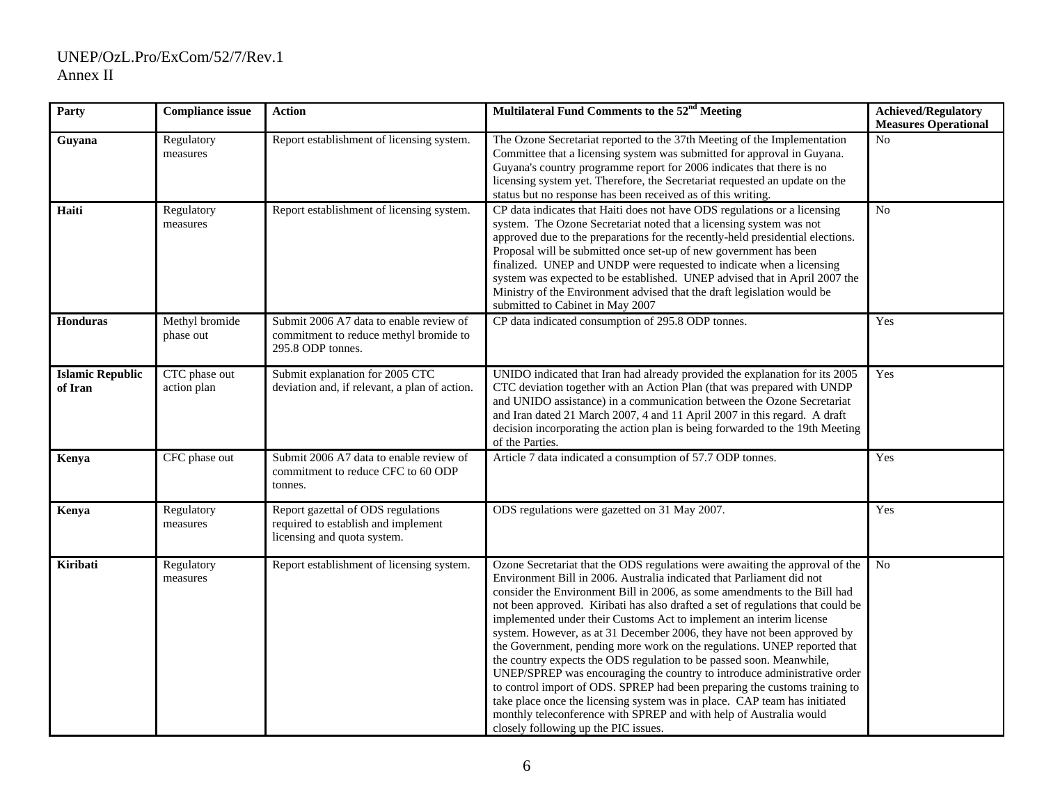| Party | Compliance issue | Action | Multilateral Fund Comments to the 52nd Meeting | Achieved/Regulatory Measures Operational |
|---|---|---|---|---|
| **Guyana** | Regulatory measures | Report establishment of licensing system. | The Ozone Secretariat reported to the 37th Meeting of the Implementation Committee that a licensing system was submitted for approval in Guyana. Guyana's country programme report for 2006 indicates that there is no licensing system yet. Therefore, the Secretariat requested an update on the status but no response has been received as of this writing. | No |
| **Haiti** | Regulatory measures | Report establishment of licensing system. | CP data indicates that Haiti does not have ODS regulations or a licensing system. The Ozone Secretariat noted that a licensing system was not approved due to the preparations for the recently-held presidential elections. Proposal will be submitted once set-up of new government has been finalized. UNEP and UNDP were requested to indicate when a licensing system was expected to be established. UNEP advised that in April 2007 the Ministry of the Environment advised that the draft legislation would be submitted to Cabinet in May 2007 | No |
| **Honduras** | Methyl bromide phase out | Submit 2006 A7 data to enable review of commitment to reduce methyl bromide to 295.8 ODP tonnes. | CP data indicated consumption of 295.8 ODP tonnes. | Yes |
| **Islamic Republic of Iran** | CTC phase out action plan | Submit explanation for 2005 CTC deviation and, if relevant, a plan of action. | UNIDO indicated that Iran had already provided the explanation for its 2005 CTC deviation together with an Action Plan (that was prepared with UNDP and UNIDO assistance) in a communication between the Ozone Secretariat and Iran dated 21 March 2007, 4 and 11 April 2007 in this regard. A draft decision incorporating the action plan is being forwarded to the 19th Meeting of the Parties. | Yes |
| **Kenya** | CFC phase out | Submit 2006 A7 data to enable review of commitment to reduce CFC to 60 ODP tonnes. | Article 7 data indicated a consumption of 57.7 ODP tonnes. | Yes |
| **Kenya** | Regulatory measures | Report gazettal of ODS regulations required to establish and implement licensing and quota system. | ODS regulations were gazetted on 31 May 2007. | Yes |
| **Kiribati** | Regulatory measures | Report establishment of licensing system. | Ozone Secretariat that the ODS regulations were awaiting the approval of the Environment Bill in 2006. Australia indicated that Parliament did not consider the Environment Bill in 2006, as some amendments to the Bill had not been approved. Kiribati has also drafted a set of regulations that could be implemented under their Customs Act to implement an interim license system. However, as at 31 December 2006, they have not been approved by the Government, pending more work on the regulations. UNEP reported that the country expects the ODS regulation to be passed soon. Meanwhile, UNEP/SPREP was encouraging the country to introduce administrative order to control import of ODS. SPREP had been preparing the customs training to take place once the licensing system was in place. CAP team has initiated monthly teleconference with SPREP and with help of Australia would closely following up the PIC issues. | No |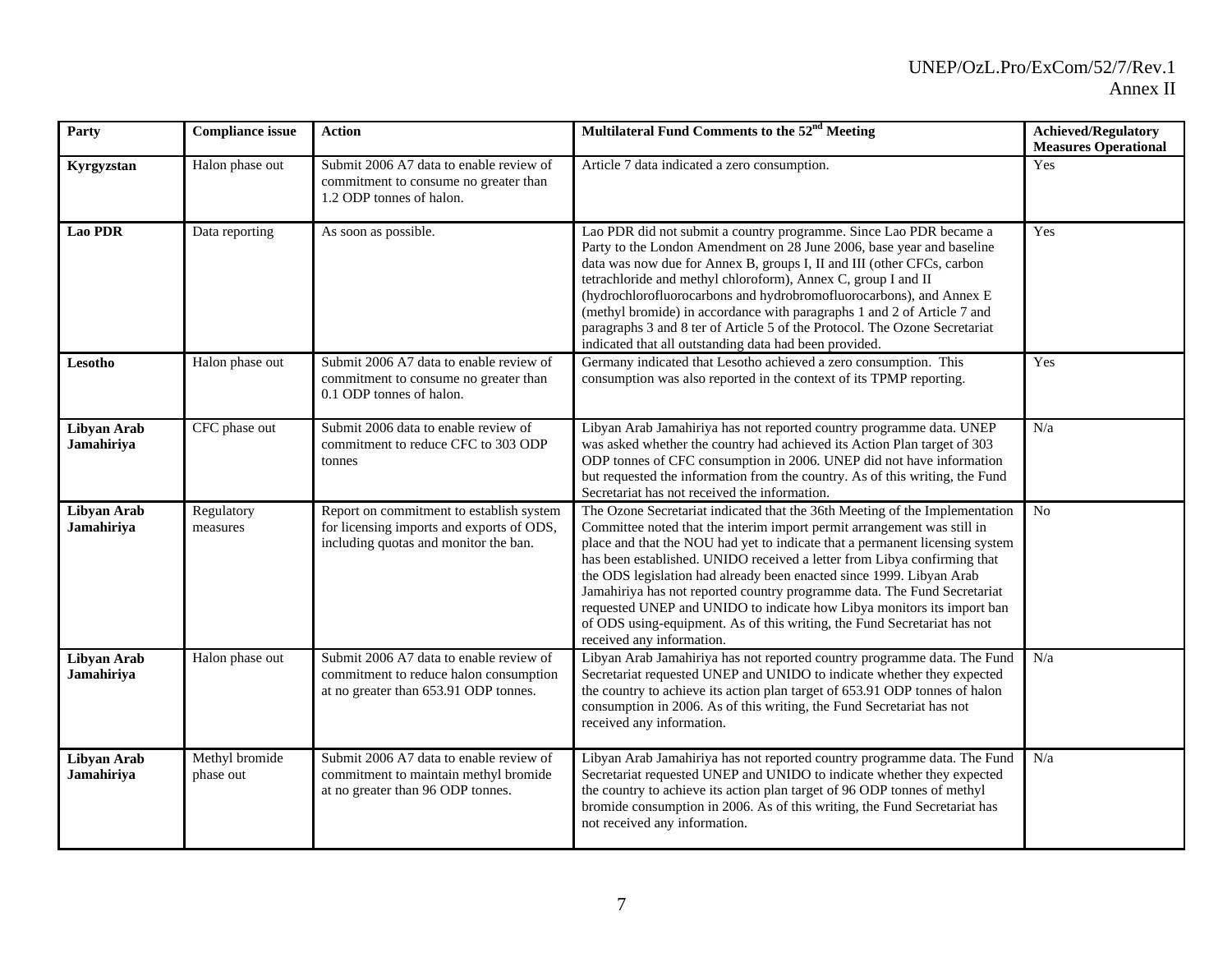| Party | Compliance issue | Action | Multilateral Fund Comments to the 52nd Meeting | Achieved/Regulatory Measures Operational |
|---|---|---|---|---|
| **Kyrgyzstan** | Halon phase out | Submit 2006 A7 data to enable review of commitment to consume no greater than 1.2 ODP tonnes of halon. | Article 7 data indicated a zero consumption. | Yes |
| **Lao PDR** | Data reporting | As soon as possible. | Lao PDR did not submit a country programme. Since Lao PDR became a Party to the London Amendment on 28 June 2006, base year and baseline data was now due for Annex B, groups I, II and III (other CFCs, carbon tetrachloride and methyl chloroform), Annex C, group I and II (hydrochlorofluorocarbons and hydrobromofluorocarbons), and Annex E (methyl bromide) in accordance with paragraphs 1 and 2 of Article 7 and paragraphs 3 and 8 ter of Article 5 of the Protocol. The Ozone Secretariat indicated that all outstanding data had been provided. | Yes |
| **Lesotho** | Halon phase out | Submit 2006 A7 data to enable review of commitment to consume no greater than 0.1 ODP tonnes of halon. | Germany indicated that Lesotho achieved a zero consumption. This consumption was also reported in the context of its TPMP reporting. | Yes |
| **Libyan Arab Jamahiriya** | CFC phase out | Submit 2006 data to enable review of commitment to reduce CFC to 303 ODP tonnes | Libyan Arab Jamahiriya has not reported country programme data. UNEP was asked whether the country had achieved its Action Plan target of 303 ODP tonnes of CFC consumption in 2006. UNEP did not have information but requested the information from the country. As of this writing, the Fund Secretariat has not received the information. | N/a |
| **Libyan Arab Jamahiriya** | Regulatory measures | Report on commitment to establish system for licensing imports and exports of ODS, including quotas and monitor the ban. | The Ozone Secretariat indicated that the 36th Meeting of the Implementation Committee noted that the interim import permit arrangement was still in place and that the NOU had yet to indicate that a permanent licensing system has been established. UNIDO received a letter from Libya confirming that the ODS legislation had already been enacted since 1999. Libyan Arab Jamahiriya has not reported country programme data. The Fund Secretariat requested UNEP and UNIDO to indicate how Libya monitors its import ban of ODS using-equipment. As of this writing, the Fund Secretariat has not received any information. | No |
| **Libyan Arab Jamahiriya** | Halon phase out | Submit 2006 A7 data to enable review of commitment to reduce halon consumption at no greater than 653.91 ODP tonnes. | Libyan Arab Jamahiriya has not reported country programme data. The Fund Secretariat requested UNEP and UNIDO to indicate whether they expected the country to achieve its action plan target of 653.91 ODP tonnes of halon consumption in 2006. As of this writing, the Fund Secretariat has not received any information. | N/a |
| **Libyan Arab Jamahiriya** | Methyl bromide phase out | Submit 2006 A7 data to enable review of commitment to maintain methyl bromide at no greater than 96 ODP tonnes. | Libyan Arab Jamahiriya has not reported country programme data. The Fund Secretariat requested UNEP and UNIDO to indicate whether they expected the country to achieve its action plan target of 96 ODP tonnes of methyl bromide consumption in 2006. As of this writing, the Fund Secretariat has not received any information. | N/a |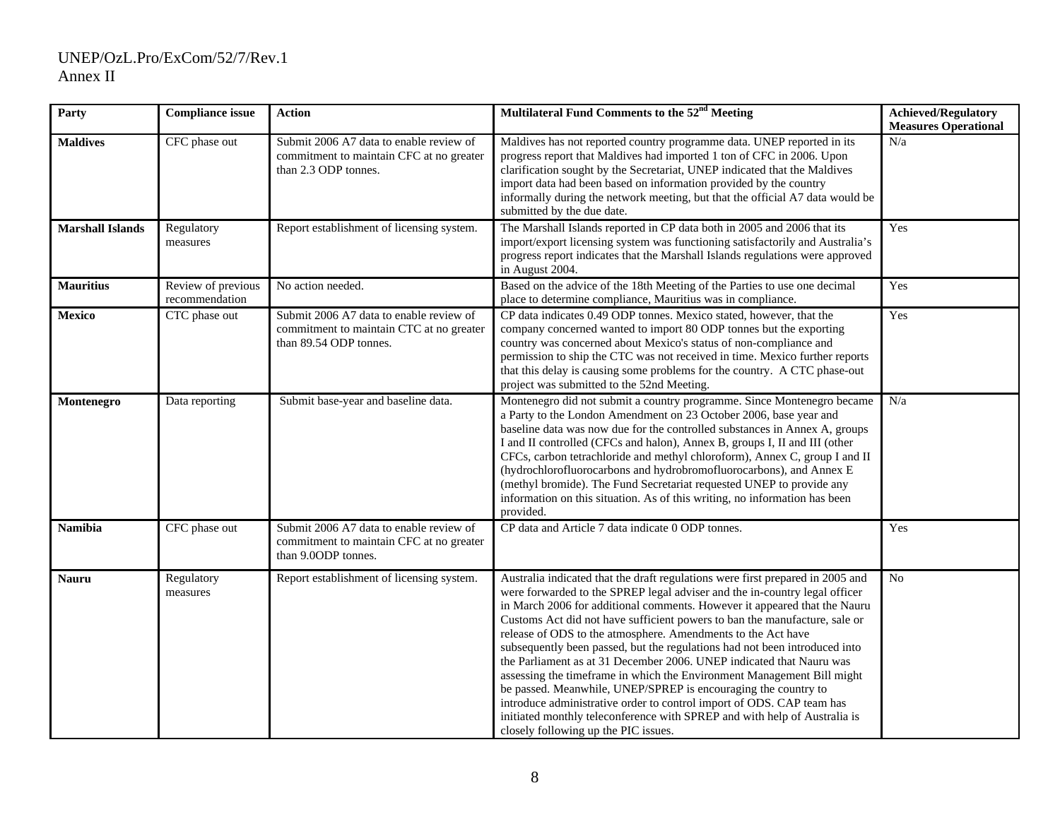| Party | Compliance issue | Action | Multilateral Fund Comments to the 52nd Meeting | Achieved/Regulatory Measures Operational |
|---|---|---|---|---|
| **Maldives** | CFC phase out | Submit 2006 A7 data to enable review of commitment to maintain CFC at no greater than 2.3 ODP tonnes. | Maldives has not reported country programme data. UNEP reported in its progress report that Maldives had imported 1 ton of CFC in 2006. Upon clarification sought by the Secretariat, UNEP indicated that the Maldives import data had been based on information provided by the country informally during the network meeting, but that the official A7 data would be submitted by the due date. | N/a |
| **Marshall Islands** | Regulatory measures | Report establishment of licensing system. | The Marshall Islands reported in CP data both in 2005 and 2006 that its import/export licensing system was functioning satisfactorily and Australia's progress report indicates that the Marshall Islands regulations were approved in August 2004. | Yes |
| **Mauritius** | Review of previous recommendation | No action needed. | Based on the advice of the 18th Meeting of the Parties to use one decimal place to determine compliance, Mauritius was in compliance. | Yes |
| **Mexico** | CTC phase out | Submit 2006 A7 data to enable review of commitment to maintain CTC at no greater than 89.54 ODP tonnes. | CP data indicates 0.49 ODP tonnes. Mexico stated, however, that the company concerned wanted to import 80 ODP tonnes but the exporting country was concerned about Mexico's status of non-compliance and permission to ship the CTC was not received in time. Mexico further reports that this delay is causing some problems for the country. A CTC phase-out project was submitted to the 52nd Meeting. | Yes |
| **Montenegro** | Data reporting | Submit base-year and baseline data. | Montenegro did not submit a country programme. Since Montenegro became a Party to the London Amendment on 23 October 2006, base year and baseline data was now due for the controlled substances in Annex A, groups I and II controlled (CFCs and halon), Annex B, groups I, II and III (other CFCs, carbon tetrachloride and methyl chloroform), Annex C, group I and II (hydrochlorofluorocarbons and hydrobromofluorocarbons), and Annex E (methyl bromide). The Fund Secretariat requested UNEP to provide any information on this situation. As of this writing, no information has been provided. | N/a |
| **Namibia** | CFC phase out | Submit 2006 A7 data to enable review of commitment to maintain CFC at no greater than 9.0ODP tonnes. | CP data and Article 7 data indicate 0 ODP tonnes. | Yes |
| **Nauru** | Regulatory measures | Report establishment of licensing system. | Australia indicated that the draft regulations were first prepared in 2005 and were forwarded to the SPREP legal adviser and the in-country legal officer in March 2006 for additional comments. However it appeared that the Nauru Customs Act did not have sufficient powers to ban the manufacture, sale or release of ODS to the atmosphere. Amendments to the Act have subsequently been passed, but the regulations had not been introduced into the Parliament as at 31 December 2006. UNEP indicated that Nauru was assessing the timeframe in which the Environment Management Bill might be passed. Meanwhile, UNEP/SPREP is encouraging the country to introduce administrative order to control import of ODS. CAP team has initiated monthly teleconference with SPREP and with help of Australia is closely following up the PIC issues. | No |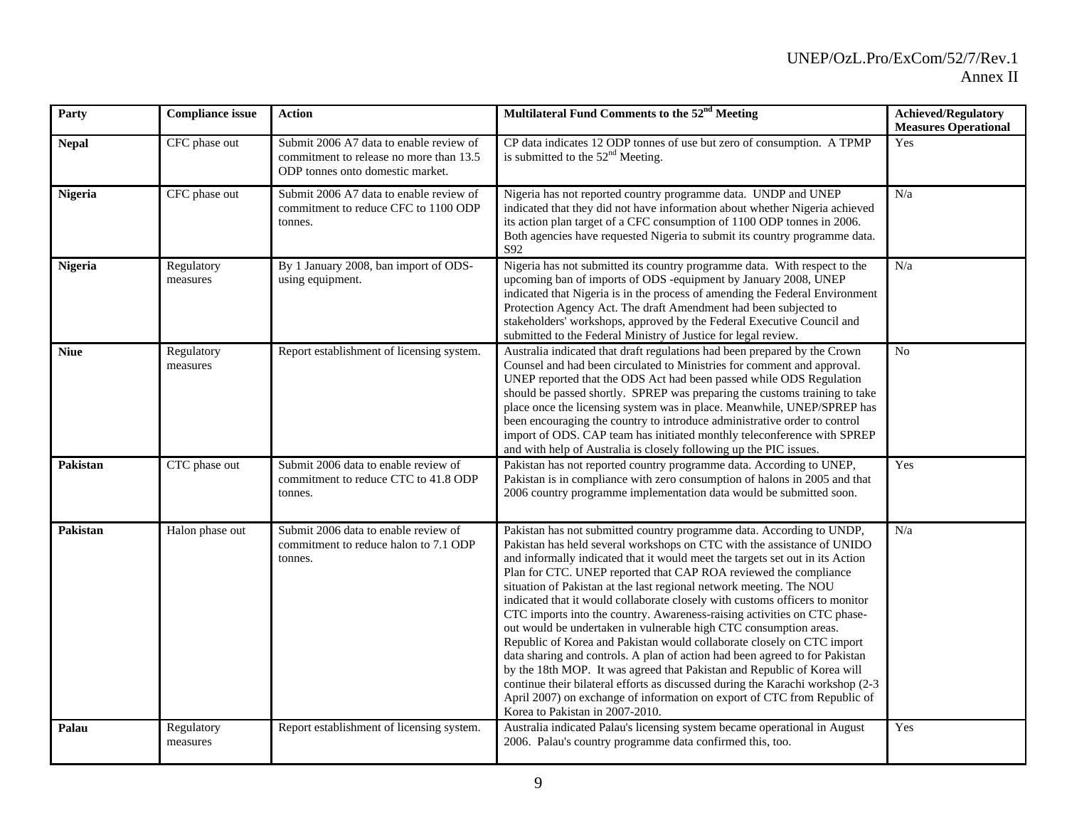| Party | Compliance issue | Action | Multilateral Fund Comments to the 52nd Meeting | Achieved/Regulatory Measures Operational |
|---|---|---|---|---|
| **Nepal** | CFC phase out | Submit 2006 A7 data to enable review of commitment to release no more than 13.5 ODP tonnes onto domestic market. | CP data indicates 12 ODP tonnes of use but zero of consumption. A TPMP is submitted to the 52nd Meeting. | Yes |
| **Nigeria** | CFC phase out | Submit 2006 A7 data to enable review of commitment to reduce CFC to 1100 ODP tonnes. | Nigeria has not reported country programme data. UNDP and UNEP indicated that they did not have information about whether Nigeria achieved its action plan target of a CFC consumption of 1100 ODP tonnes in 2006. Both agencies have requested Nigeria to submit its country programme data. S92 | N/a |
| **Nigeria** | Regulatory measures | By 1 January 2008, ban import of ODS-using equipment. | Nigeria has not submitted its country programme data. With respect to the upcoming ban of imports of ODS -equipment by January 2008, UNEP indicated that Nigeria is in the process of amending the Federal Environment Protection Agency Act. The draft Amendment had been subjected to stakeholders' workshops, approved by the Federal Executive Council and submitted to the Federal Ministry of Justice for legal review. | N/a |
| **Niue** | Regulatory measures | Report establishment of licensing system. | Australia indicated that draft regulations had been prepared by the Crown Counsel and had been circulated to Ministries for comment and approval. UNEP reported that the ODS Act had been passed while ODS Regulation should be passed shortly. SPREP was preparing the customs training to take place once the licensing system was in place. Meanwhile, UNEP/SPREP has been encouraging the country to introduce administrative order to control import of ODS. CAP team has initiated monthly teleconference with SPREP and with help of Australia is closely following up the PIC issues. | No |
| **Pakistan** | CTC phase out | Submit 2006 data to enable review of commitment to reduce CTC to 41.8 ODP tonnes. | Pakistan has not reported country programme data. According to UNEP, Pakistan is in compliance with zero consumption of halons in 2005 and that 2006 country programme implementation data would be submitted soon. | Yes |
| **Pakistan** | Halon phase out | Submit 2006 data to enable review of commitment to reduce halon to 7.1 ODP tonnes. | Pakistan has not submitted country programme data. According to UNDP, Pakistan has held several workshops on CTC with the assistance of UNIDO and informally indicated that it would meet the targets set out in its Action Plan for CTC. UNEP reported that CAP ROA reviewed the compliance situation of Pakistan at the last regional network meeting. The NOU indicated that it would collaborate closely with customs officers to monitor CTC imports into the country. Awareness-raising activities on CTC phase-out would be undertaken in vulnerable high CTC consumption areas. Republic of Korea and Pakistan would collaborate closely on CTC import data sharing and controls. A plan of action had been agreed to for Pakistan by the 18th MOP. It was agreed that Pakistan and Republic of Korea will continue their bilateral efforts as discussed during the Karachi workshop (2-3 April 2007) on exchange of information on export of CTC from Republic of Korea to Pakistan in 2007-2010. | N/a |
| **Palau** | Regulatory measures | Report establishment of licensing system. | Australia indicated Palau's licensing system became operational in August 2006. Palau's country programme data confirmed this, too. | Yes |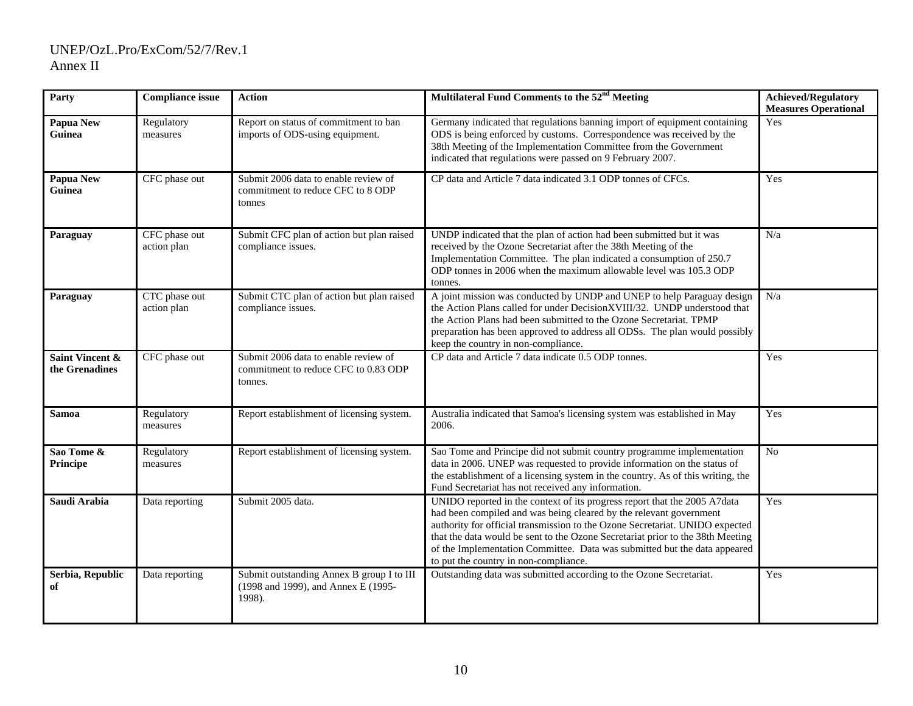UNEP/OzL.Pro/ExCom/52/7/Rev.1
Annex II

| Party | Compliance issue | Action | Multilateral Fund Comments to the 52[nd] Meeting | Achieved/Regulatory Measures Operational |
|---|---|---|---|---|
| **Papua New Guinea** | Regulatory measures | Report on status of commitment to ban imports of ODS-using equipment. | Germany indicated that regulations banning import of equipment containing ODS is being enforced by customs. Correspondence was received by the 38th Meeting of the Implementation Committee from the Government indicated that regulations were passed on 9 February 2007. | Yes |
| **Papua New Guinea** | CFC phase out | Submit 2006 data to enable review of commitment to reduce CFC to 8 ODP tonnes | CP data and Article 7 data indicated 3.1 ODP tonnes of CFCs. | Yes |
| **Paraguay** | CFC phase out action plan | Submit CFC plan of action but plan raised compliance issues. | UNDP indicated that the plan of action had been submitted but it was received by the Ozone Secretariat after the 38th Meeting of the Implementation Committee. The plan indicated a consumption of 250.7 ODP tonnes in 2006 when the maximum allowable level was 105.3 ODP tonnes. | N/a |
| **Paraguay** | CTC phase out action plan | Submit CTC plan of action but plan raised compliance issues. | A joint mission was conducted by UNDP and UNEP to help Paraguay design the Action Plans called for under DecisionXVIII/32. UNDP understood that the Action Plans had been submitted to the Ozone Secretariat. TPMP preparation has been approved to address all ODSs. The plan would possibly keep the country in non-compliance. | N/a |
| **Saint Vincent & the Grenadines** | CFC phase out | Submit 2006 data to enable review of commitment to reduce CFC to 0.83 ODP tonnes. | CP data and Article 7 data indicate 0.5 ODP tonnes. | Yes |
| **Samoa** | Regulatory measures | Report establishment of licensing system. | Australia indicated that Samoa's licensing system was established in May 2006. | Yes |
| **Sao Tome & Principe** | Regulatory measures | Report establishment of licensing system. | Sao Tome and Principe did not submit country programme implementation data in 2006. UNEP was requested to provide information on the status of the establishment of a licensing system in the country. As of this writing, the Fund Secretariat has not received any information. | No |
| **Saudi Arabia** | Data reporting | Submit 2005 data. | UNIDO reported in the context of its progress report that the 2005 A7data had been compiled and was being cleared by the relevant government authority for official transmission to the Ozone Secretariat. UNIDO expected that the data would be sent to the Ozone Secretariat prior to the 38th Meeting of the Implementation Committee. Data was submitted but the data appeared to put the country in non-compliance. | Yes |
| **Serbia, Republic of** | Data reporting | Submit outstanding Annex B group I to III (1998 and 1999), and Annex E (1995-1998). | Outstanding data was submitted according to the Ozone Secretariat. | Yes |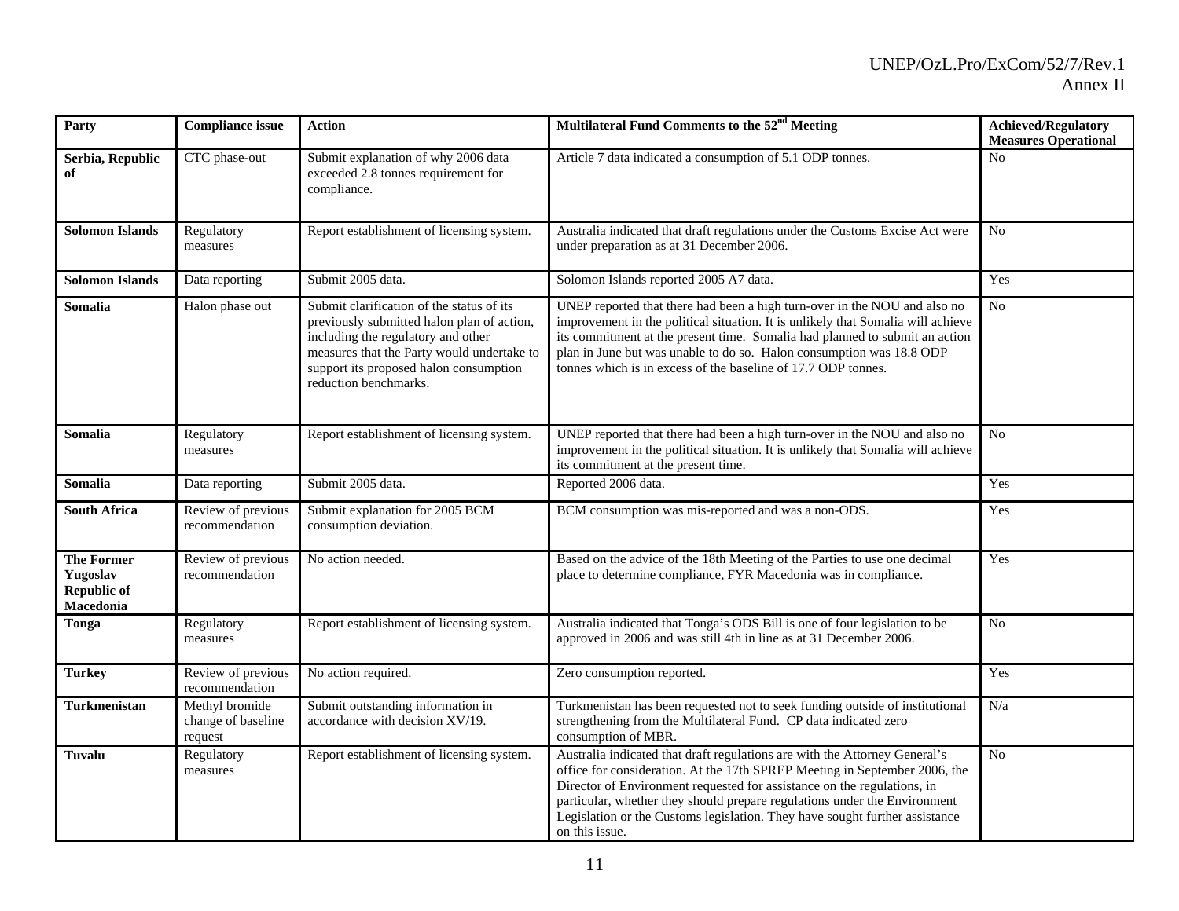| Party | Compliance issue | Action | Multilateral Fund Comments to the 52nd Meeting | Achieved/Regulatory Measures Operational |
|---|---|---|---|---|
| **Serbia, Republic of** | CTC phase-out | Submit explanation of why 2006 data exceeded 2.8 tonnes requirement for compliance. | Article 7 data indicated a consumption of 5.1 ODP tonnes. | No |
| **Solomon Islands** | Regulatory measures | Report establishment of licensing system. | Australia indicated that draft regulations under the Customs Excise Act were under preparation as at 31 December 2006. | No |
| **Solomon Islands** | Data reporting | Submit 2005 data. | Solomon Islands reported 2005 A7 data. | Yes |
| **Somalia** | Halon phase out | Submit clarification of the status of its previously submitted halon plan of action, including the regulatory and other measures that the Party would undertake to support its proposed halon consumption reduction benchmarks. | UNEP reported that there had been a high turn-over in the NOU and also no improvement in the political situation. It is unlikely that Somalia will achieve its commitment at the present time. Somalia had planned to submit an action plan in June but was unable to do so. Halon consumption was 18.8 ODP tonnes which is in excess of the baseline of 17.7 ODP tonnes. | No |
| **Somalia** | Regulatory measures | Report establishment of licensing system. | UNEP reported that there had been a high turn-over in the NOU and also no improvement in the political situation. It is unlikely that Somalia will achieve its commitment at the present time. | No |
| **Somalia** | Data reporting | Submit 2005 data. | Reported 2006 data. | Yes |
| **South Africa** | Review of previous recommendation | Submit explanation for 2005 BCM consumption deviation. | BCM consumption was mis-reported and was a non-ODS. | Yes |
| **The Former Yugoslav Republic of Macedonia** | Review of previous recommendation | No action needed. | Based on the advice of the 18th Meeting of the Parties to use one decimal place to determine compliance, FYR Macedonia was in compliance. | Yes |
| **Tonga** | Regulatory measures | Report establishment of licensing system. | Australia indicated that Tonga's ODS Bill is one of four legislation to be approved in 2006 and was still 4th in line as at 31 December 2006. | No |
| **Turkey** | Review of previous recommendation | No action required. | Zero consumption reported. | Yes |
| **Turkmenistan** | Methyl bromide change of baseline request | Submit outstanding information in accordance with decision XV/19. | Turkmenistan has been requested not to seek funding outside of institutional strengthening from the Multilateral Fund. CP data indicated zero consumption of MBR. | N/a |
| **Tuvalu** | Regulatory measures | Report establishment of licensing system. | Australia indicated that draft regulations are with the Attorney General's office for consideration. At the 17th SPREP Meeting in September 2006, the Director of Environment requested for assistance on the regulations, in particular, whether they should prepare regulations under the Environment Legislation or the Customs legislation. They have sought further assistance on this issue. | No |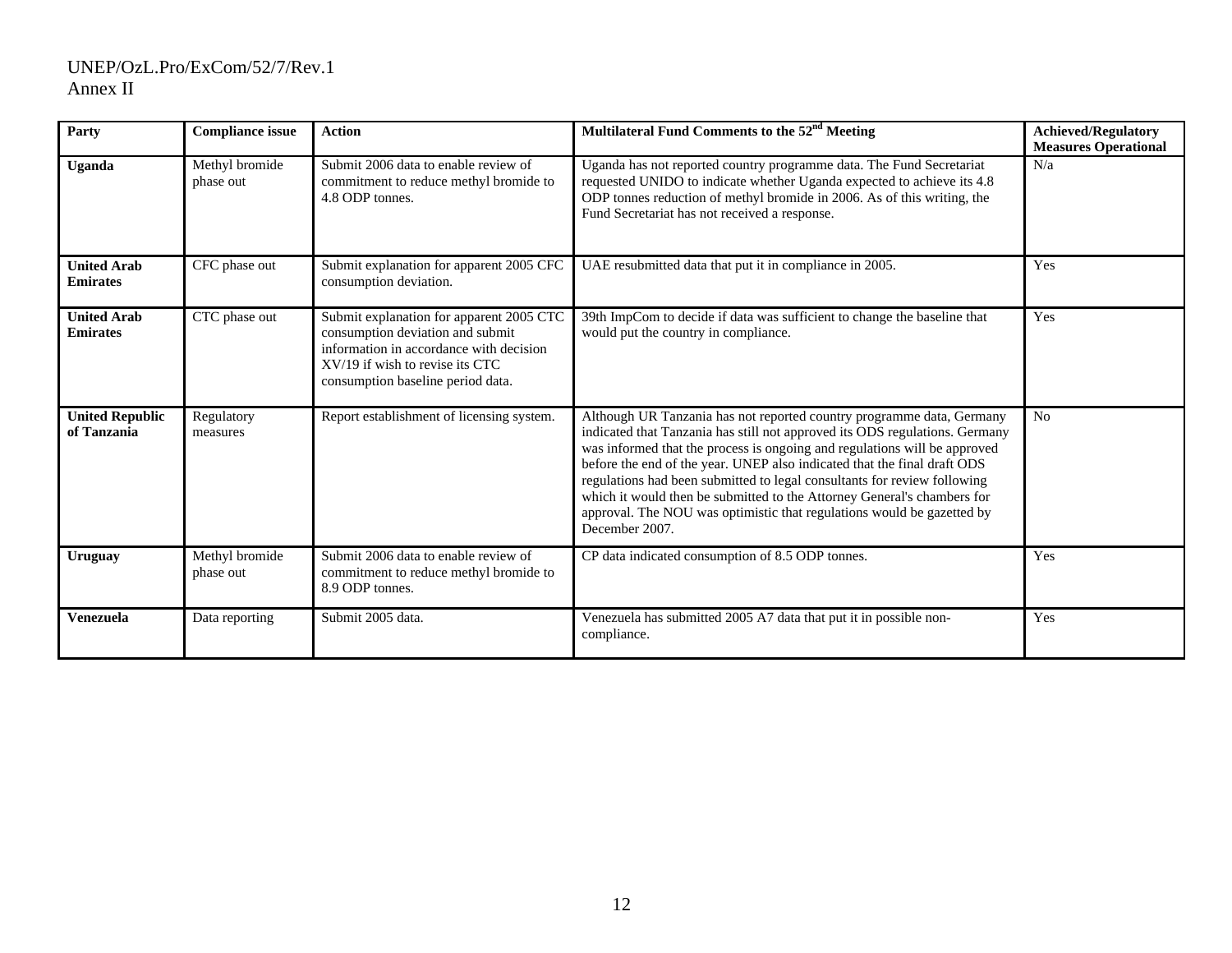| Party | Compliance issue | Action | Multilateral Fund Comments to the 52nd Meeting | Achieved/Regulatory Measures Operational |
|---|---|---|---|---|
| **Uganda** | Methyl bromide phase out | Submit 2006 data to enable review of commitment to reduce methyl bromide to 4.8 ODP tonnes. | Uganda has not reported country programme data. The Fund Secretariat requested UNIDO to indicate whether Uganda expected to achieve its 4.8 ODP tonnes reduction of methyl bromide in 2006. As of this writing, the Fund Secretariat has not received a response. | N/a |
| **United Arab Emirates** | CFC phase out | Submit explanation for apparent 2005 CFC consumption deviation. | UAE resubmitted data that put it in compliance in 2005. | Yes |
| **United Arab Emirates** | CTC phase out | Submit explanation for apparent 2005 CTC consumption deviation and submit information in accordance with decision XV/19 if wish to revise its CTC consumption baseline period data. | 39th ImpCom to decide if data was sufficient to change the baseline that would put the country in compliance. | Yes |
| **United Republic of Tanzania** | Regulatory measures | Report establishment of licensing system. | Although UR Tanzania has not reported country programme data, Germany indicated that Tanzania has still not approved its ODS regulations. Germany was informed that the process is ongoing and regulations will be approved before the end of the year. UNEP also indicated that the final draft ODS regulations had been submitted to legal consultants for review following which it would then be submitted to the Attorney General's chambers for approval. The NOU was optimistic that regulations would be gazetted by December 2007. | No |
| **Uruguay** | Methyl bromide phase out | Submit 2006 data to enable review of commitment to reduce methyl bromide to 8.9 ODP tonnes. | CP data indicated consumption of 8.5 ODP tonnes. | Yes |
| **Venezuela** | Data reporting | Submit 2005 data. | Venezuela has submitted 2005 A7 data that put it in possible non-compliance. | Yes |